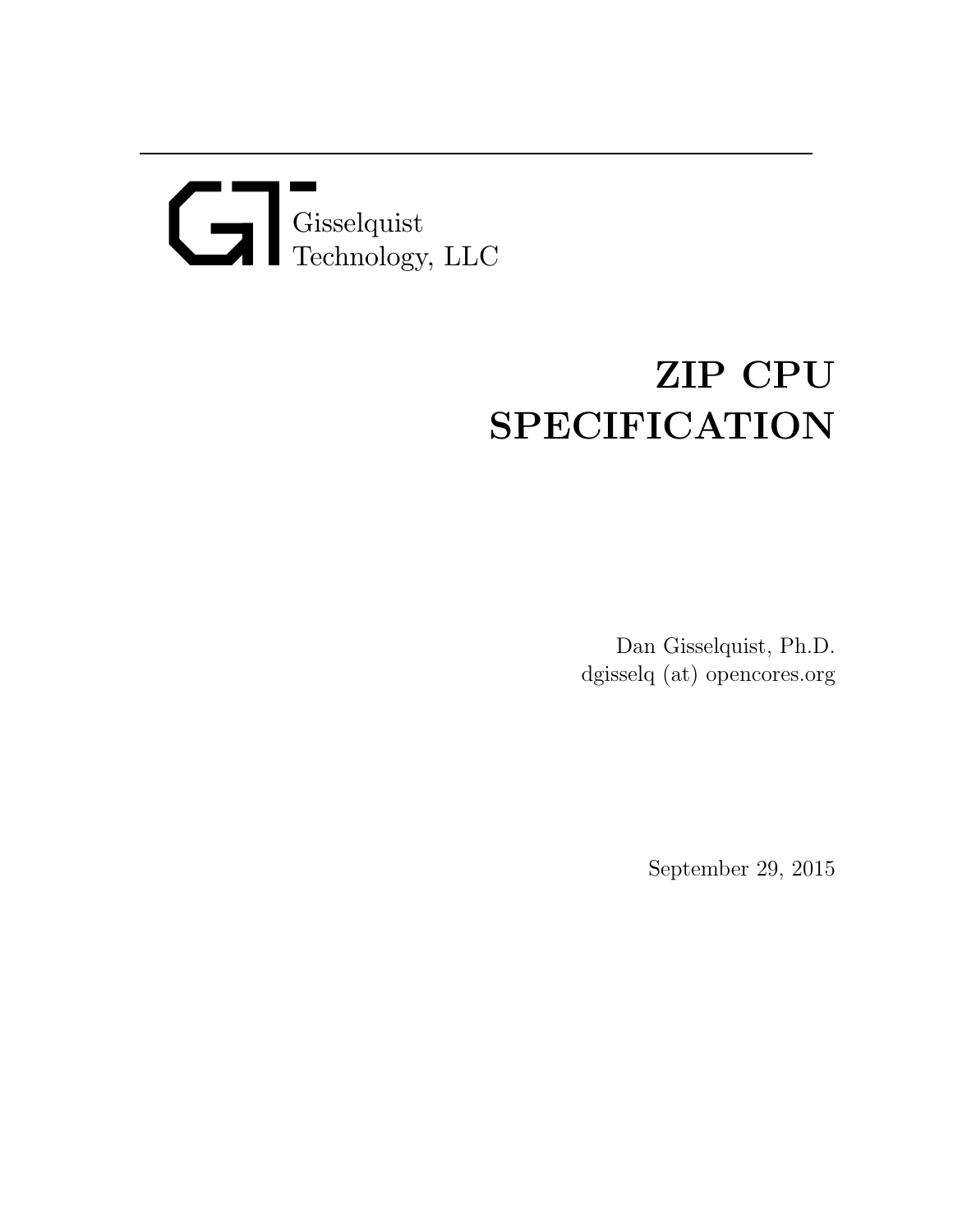Gisselquist
Technology, LLC

# ZIP CPU SPECIFICATION

Dan Gisselquist, Ph.D.
dgisselq (at) opencores.org

September 29, 2015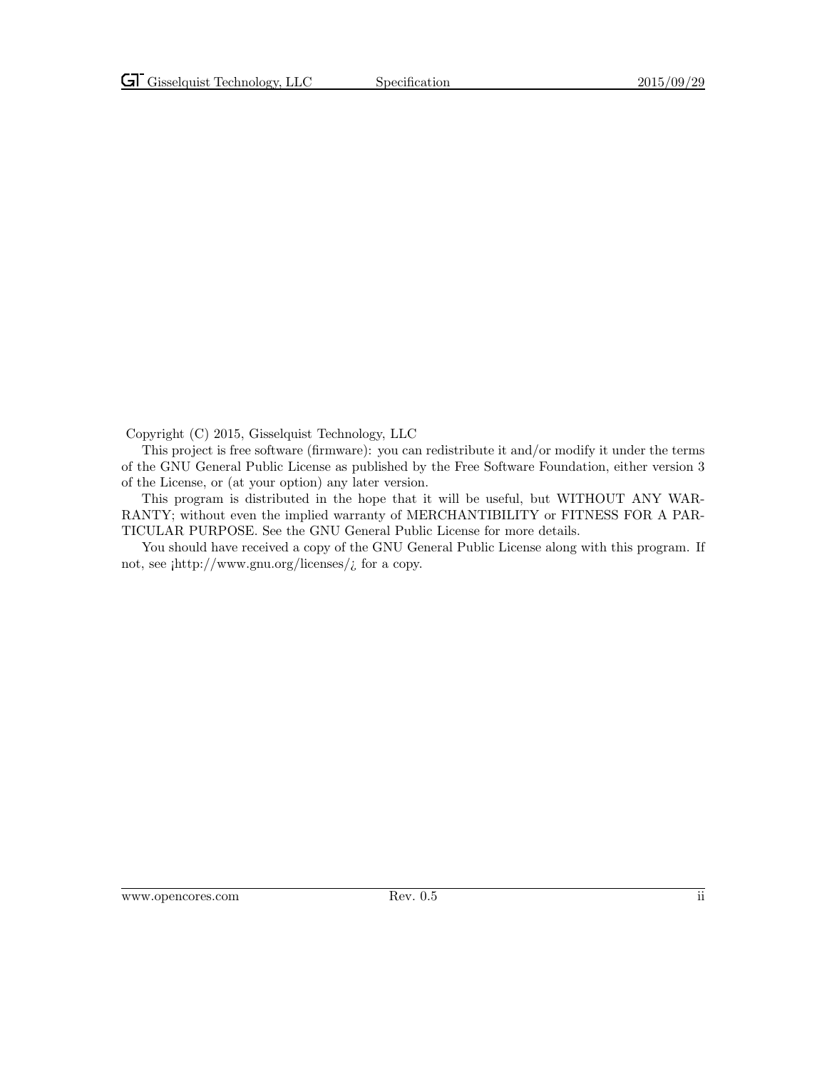Copyright (C) 2015, Gisselquist Technology, LLC

This project is free software (firmware): you can redistribute it and/or modify it under the terms of the GNU General Public License as published by the Free Software Foundation, either version 3 of the License, or (at your option) any later version.

This program is distributed in the hope that it will be useful, but WITHOUT ANY WARRANTY; without even the implied warranty of MERCHANTIBILITY or FITNESS FOR A PARTICULAR PURPOSE. See the GNU General Public License for more details.

You should have received a copy of the GNU General Public License along with this program. If not, see ¡http://www.gnu.org/licenses/¿ for a copy.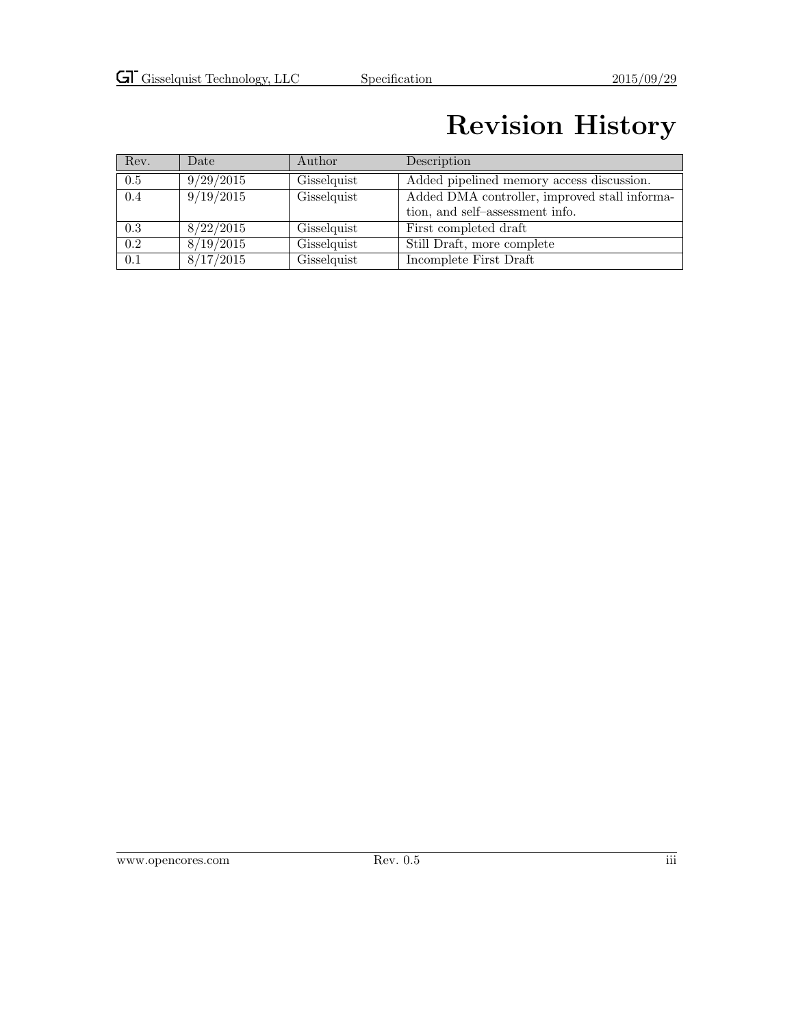# Revision History

| Rev. | Date | Author | Description |
|---|---|---|---|
| 0.5 | 9/29/2015 | Gisselquist | Added pipelined memory access discussion. |
| 0.4 | 9/19/2015 | Gisselquist | Added DMA controller, improved stall information, and self–assessment info. |
| 0.3 | 8/22/2015 | Gisselquist | First completed draft |
| 0.2 | 8/19/2015 | Gisselquist | Still Draft, more complete |
| 0.1 | 8/17/2015 | Gisselquist | Incomplete First Draft |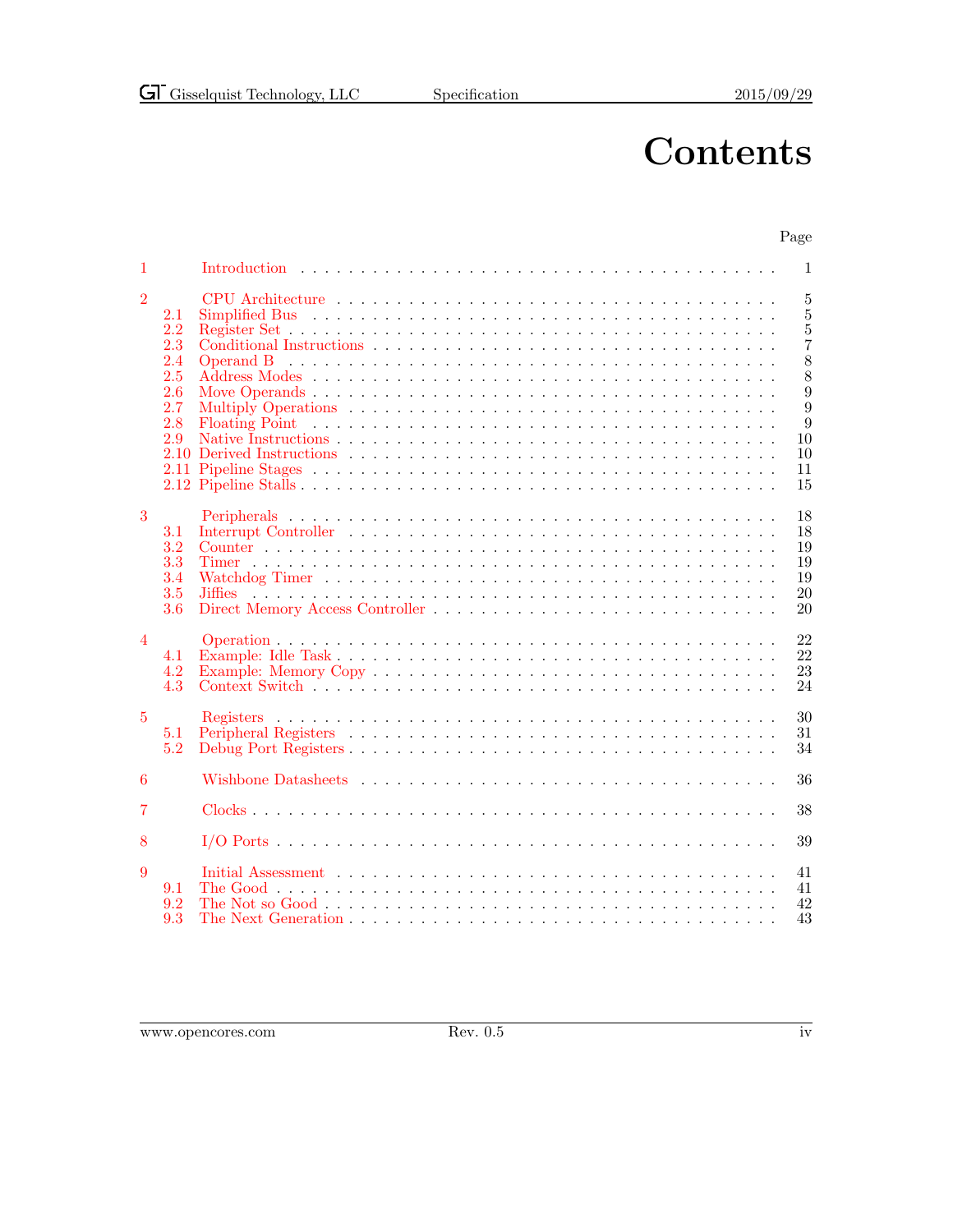# Contents

| | | Page |
|---|---|---|
| 1 | Introduction | 1 |
| 2 | CPU Architecture | 5 |
| 2.1 | Simplified Bus | 5 |
| 2.2 | Register Set | 5 |
| 2.3 | Conditional Instructions | 7 |
| 2.4 | Operand B | 8 |
| 2.5 | Address Modes | 8 |
| 2.6 | Move Operands | 9 |
| 2.7 | Multiply Operations | 9 |
| 2.8 | Floating Point | 9 |
| 2.9 | Native Instructions | 10 |
| 2.10 | Derived Instructions | 10 |
| 2.11 | Pipeline Stages | 11 |
| 2.12 | Pipeline Stalls | 15 |
| 3 | Peripherals | 18 |
| 3.1 | Interrupt Controller | 18 |
| 3.2 | Counter | 19 |
| 3.3 | Timer | 19 |
| 3.4 | Watchdog Timer | 19 |
| 3.5 | Jiffies | 20 |
| 3.6 | Direct Memory Access Controller | 20 |
| 4 | Operation | 22 |
| 4.1 | Example: Idle Task | 22 |
| 4.2 | Example: Memory Copy | 23 |
| 4.3 | Context Switch | 24 |
| 5 | Registers | 30 |
| 5.1 | Peripheral Registers | 31 |
| 5.2 | Debug Port Registers | 34 |
| 6 | Wishbone Datasheets | 36 |
| 7 | Clocks | 38 |
| 8 | I/O Ports | 39 |
| 9 | Initial Assessment | 41 |
| 9.1 | The Good | 41 |
| 9.2 | The Not so Good | 42 |
| 9.3 | The Next Generation | 43 |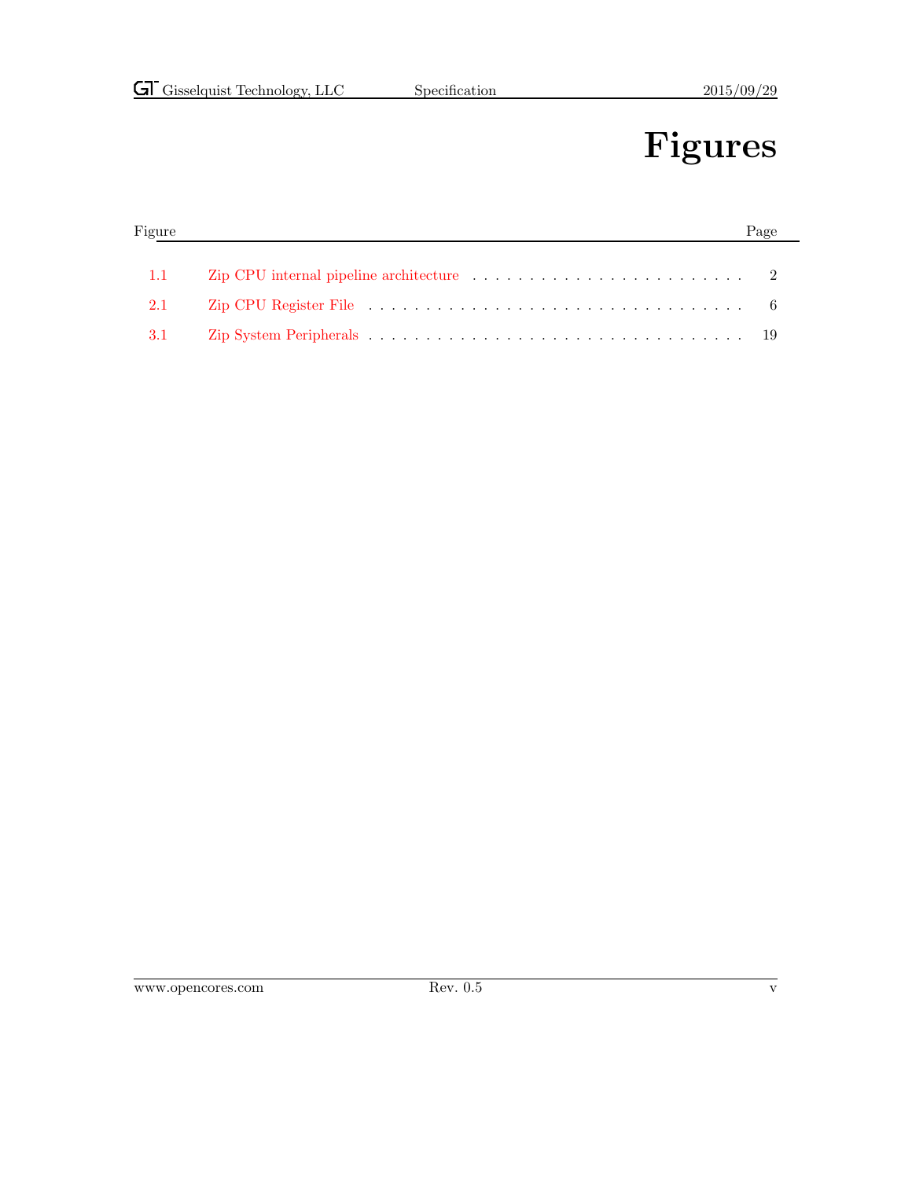# Figures

| Figure | | Page |
|---|---|---|
| 1.1 | Zip CPU internal pipeline architecture | 2 |
| 2.1 | Zip CPU Register File | 6 |
| 3.1 | Zip System Peripherals | 19 |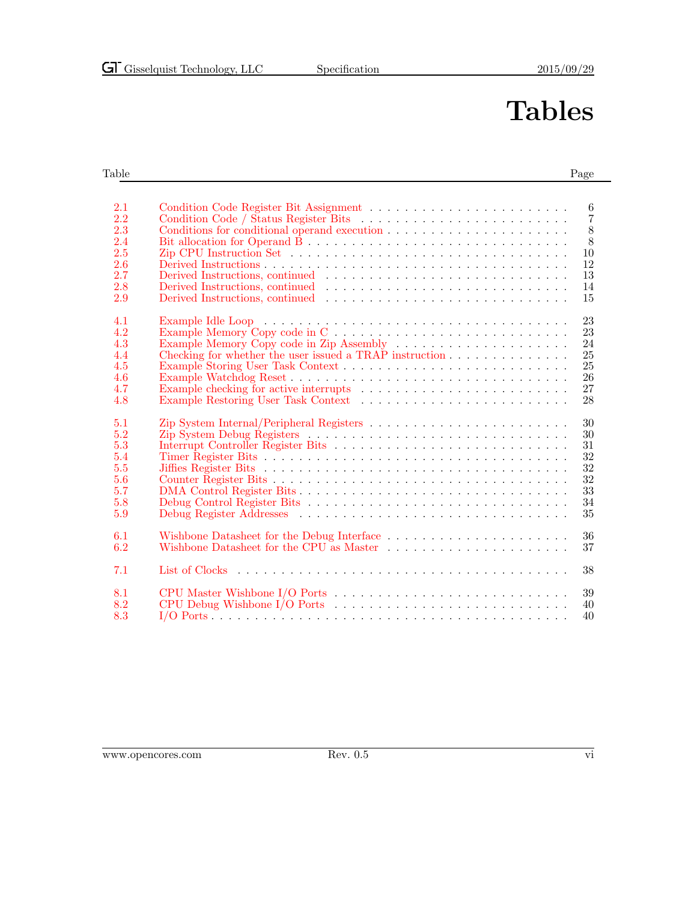# Tables

| Table | | Page |
|---|---|---|
| 2.1 | Condition Code Register Bit Assignment | 6 |
| 2.2 | Condition Code / Status Register Bits | 7 |
| 2.3 | Conditions for conditional operand execution | 8 |
| 2.4 | Bit allocation for Operand B | 8 |
| 2.5 | Zip CPU Instruction Set | 10 |
| 2.6 | Derived Instructions | 12 |
| 2.7 | Derived Instructions, continued | 13 |
| 2.8 | Derived Instructions, continued | 14 |
| 2.9 | Derived Instructions, continued | 15 |
| 4.1 | Example Idle Loop | 23 |
| 4.2 | Example Memory Copy code in C | 23 |
| 4.3 | Example Memory Copy code in Zip Assembly | 24 |
| 4.4 | Checking for whether the user issued a TRAP instruction | 25 |
| 4.5 | Example Storing User Task Context | 25 |
| 4.6 | Example Watchdog Reset | 26 |
| 4.7 | Example checking for active interrupts | 27 |
| 4.8 | Example Restoring User Task Context | 28 |
| 5.1 | Zip System Internal/Peripheral Registers | 30 |
| 5.2 | Zip System Debug Registers | 30 |
| 5.3 | Interrupt Controller Register Bits | 31 |
| 5.4 | Timer Register Bits | 32 |
| 5.5 | Jiffies Register Bits | 32 |
| 5.6 | Counter Register Bits | 32 |
| 5.7 | DMA Control Register Bits | 33 |
| 5.8 | Debug Control Register Bits | 34 |
| 5.9 | Debug Register Addresses | 35 |
| 6.1 | Wishbone Datasheet for the Debug Interface | 36 |
| 6.2 | Wishbone Datasheet for the CPU as Master | 37 |
| 7.1 | List of Clocks | 38 |
| 8.1 | CPU Master Wishbone I/O Ports | 39 |
| 8.2 | CPU Debug Wishbone I/O Ports | 40 |
| 8.3 | I/O Ports | 40 |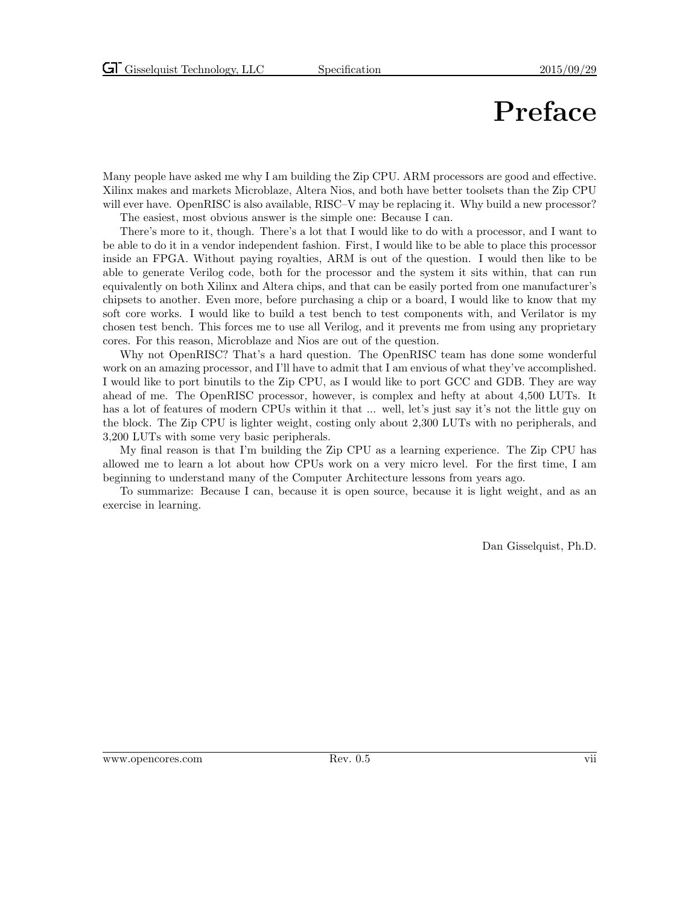# Preface

Many people have asked me why I am building the Zip CPU. ARM processors are good and effective. Xilinx makes and markets Microblaze, Altera Nios, and both have better toolsets than the Zip CPU will ever have. OpenRISC is also available, RISC–V may be replacing it. Why build a new processor?

The easiest, most obvious answer is the simple one: Because I can.

There's more to it, though. There's a lot that I would like to do with a processor, and I want to be able to do it in a vendor independent fashion. First, I would like to be able to place this processor inside an FPGA. Without paying royalties, ARM is out of the question. I would then like to be able to generate Verilog code, both for the processor and the system it sits within, that can run equivalently on both Xilinx and Altera chips, and that can be easily ported from one manufacturer's chipsets to another. Even more, before purchasing a chip or a board, I would like to know that my soft core works. I would like to build a test bench to test components with, and Verilator is my chosen test bench. This forces me to use all Verilog, and it prevents me from using any proprietary cores. For this reason, Microblaze and Nios are out of the question.

Why not OpenRISC? That's a hard question. The OpenRISC team has done some wonderful work on an amazing processor, and I'll have to admit that I am envious of what they've accomplished. I would like to port binutils to the Zip CPU, as I would like to port GCC and GDB. They are way ahead of me. The OpenRISC processor, however, is complex and hefty at about 4,500 LUTs. It has a lot of features of modern CPUs within it that ... well, let's just say it's not the little guy on the block. The Zip CPU is lighter weight, costing only about 2,300 LUTs with no peripherals, and 3,200 LUTs with some very basic peripherals.

My final reason is that I'm building the Zip CPU as a learning experience. The Zip CPU has allowed me to learn a lot about how CPUs work on a very micro level. For the first time, I am beginning to understand many of the Computer Architecture lessons from years ago.

To summarize: Because I can, because it is open source, because it is light weight, and as an exercise in learning.

Dan Gisselquist, Ph.D.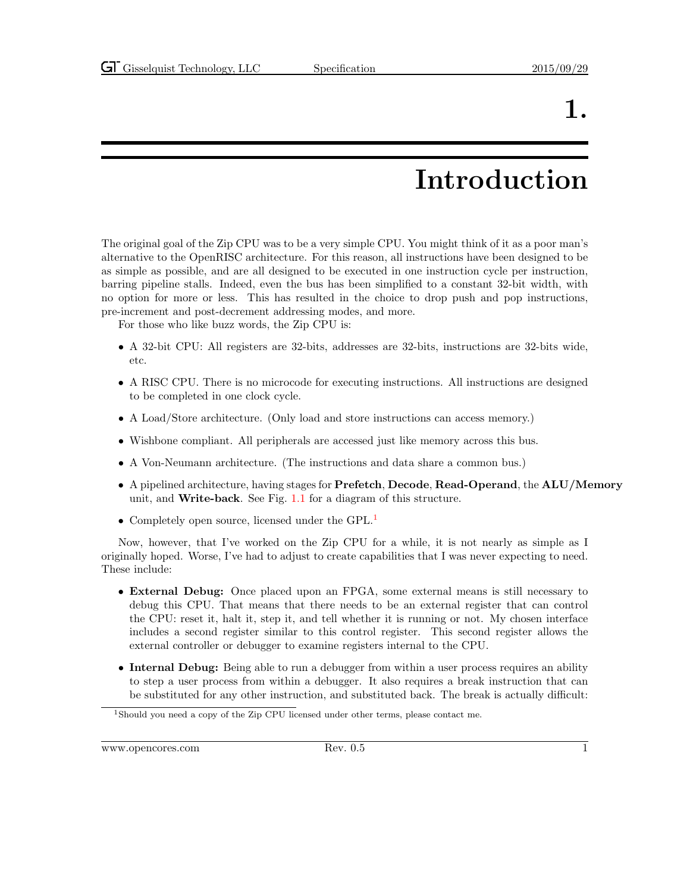# 1. Introduction

The original goal of the Zip CPU was to be a very simple CPU. You might think of it as a poor man's alternative to the OpenRISC architecture. For this reason, all instructions have been designed to be as simple as possible, and are all designed to be executed in one instruction cycle per instruction, barring pipeline stalls. Indeed, even the bus has been simplified to a constant 32-bit width, with no option for more or less. This has resulted in the choice to drop push and pop instructions, pre-increment and post-decrement addressing modes, and more.

For those who like buzz words, the Zip CPU is:

- A 32-bit CPU: All registers are 32-bits, addresses are 32-bits, instructions are 32-bits wide, etc.
- A RISC CPU. There is no microcode for executing instructions. All instructions are designed to be completed in one clock cycle.
- A Load/Store architecture. (Only load and store instructions can access memory.)
- Wishbone compliant. All peripherals are accessed just like memory across this bus.
- A Von-Neumann architecture. (The instructions and data share a common bus.)
- A pipelined architecture, having stages for **Prefetch**, **Decode**, **Read-Operand**, the **ALU/Memory** unit, and **Write-back**. See Fig. 1.1 for a diagram of this structure.
- Completely open source, licensed under the GPL.[1]

Now, however, that I've worked on the Zip CPU for a while, it is not nearly as simple as I originally hoped. Worse, I've had to adjust to create capabilities that I was never expecting to need. These include:

- **External Debug:** Once placed upon an FPGA, some external means is still necessary to debug this CPU. That means that there needs to be an external register that can control the CPU: reset it, halt it, step it, and tell whether it is running or not. My chosen interface includes a second register similar to this control register. This second register allows the external controller or debugger to examine registers internal to the CPU.
- **Internal Debug:** Being able to run a debugger from within a user process requires an ability to step a user process from within a debugger. It also requires a break instruction that can be substituted for any other instruction, and substituted back. The break is actually difficult:

[1] Should you need a copy of the Zip CPU licensed under other terms, please contact me.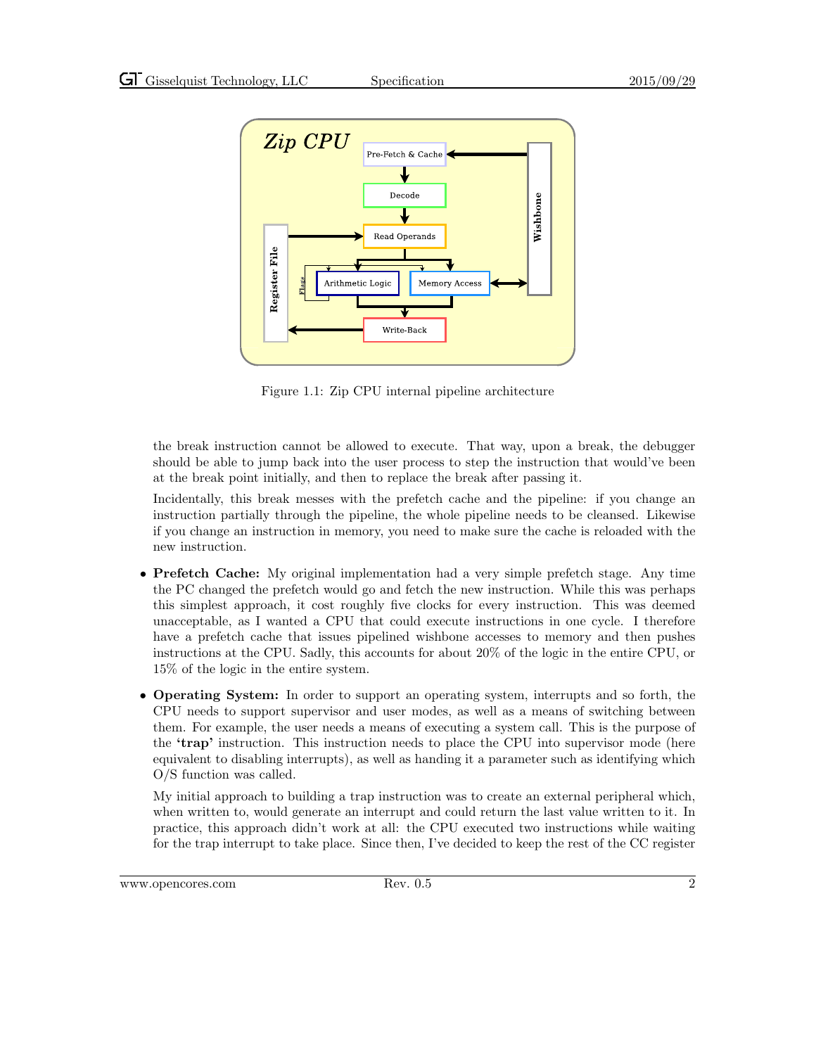Figure 1.1: Zip CPU internal pipeline architecture

the break instruction cannot be allowed to execute. That way, upon a break, the debugger should be able to jump back into the user process to step the instruction that would've been at the break point initially, and then to replace the break after passing it.

Incidentally, this break messes with the prefetch cache and the pipeline: if you change an instruction partially through the pipeline, the whole pipeline needs to be cleansed. Likewise if you change an instruction in memory, you need to make sure the cache is reloaded with the new instruction.

- **Prefetch Cache:** My original implementation had a very simple prefetch stage. Any time the PC changed the prefetch would go and fetch the new instruction. While this was perhaps this simplest approach, it cost roughly five clocks for every instruction. This was deemed unacceptable, as I wanted a CPU that could execute instructions in one cycle. I therefore have a prefetch cache that issues pipelined wishbone accesses to memory and then pushes instructions at the CPU. Sadly, this accounts for about 20% of the logic in the entire CPU, or 15% of the logic in the entire system.

- **Operating System:** In order to support an operating system, interrupts and so forth, the CPU needs to support supervisor and user modes, as well as a means of switching between them. For example, the user needs a means of executing a system call. This is the purpose of the **'trap'** instruction. This instruction needs to place the CPU into supervisor mode (here equivalent to disabling interrupts), as well as handing it a parameter such as identifying which O/S function was called.

  My initial approach to building a trap instruction was to create an external peripheral which, when written to, would generate an interrupt and could return the last value written to it. In practice, this approach didn't work at all: the CPU executed two instructions while waiting for the trap interrupt to take place. Since then, I've decided to keep the rest of the CC register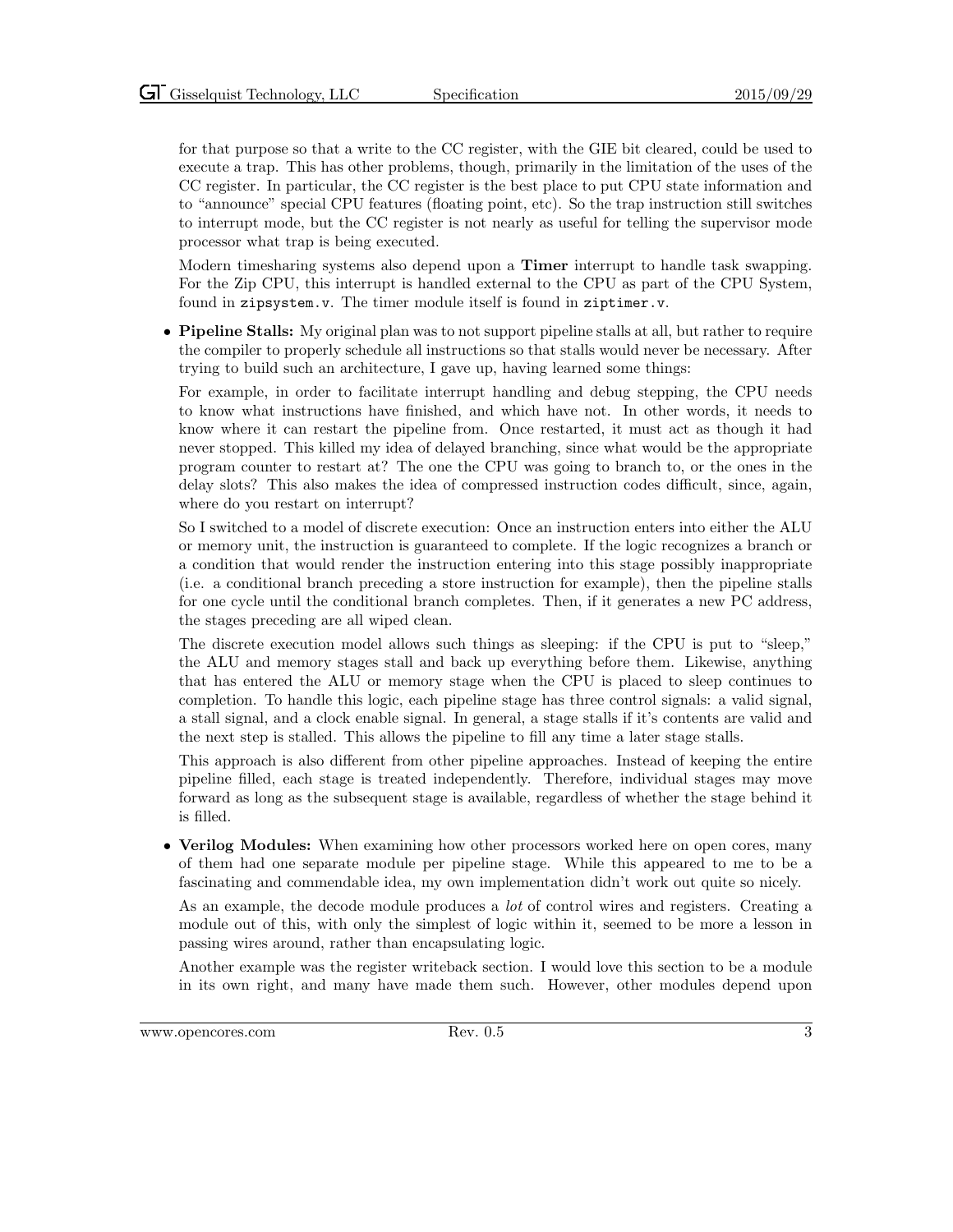for that purpose so that a write to the CC register, with the GIE bit cleared, could be used to execute a trap. This has other problems, though, primarily in the limitation of the uses of the CC register. In particular, the CC register is the best place to put CPU state information and to "announce" special CPU features (floating point, etc). So the trap instruction still switches to interrupt mode, but the CC register is not nearly as useful for telling the supervisor mode processor what trap is being executed.

Modern timesharing systems also depend upon a **Timer** interrupt to handle task swapping. For the Zip CPU, this interrupt is handled external to the CPU as part of the CPU System, found in `zipsystem.v`. The timer module itself is found in `ziptimer.v`.

- **Pipeline Stalls:** My original plan was to not support pipeline stalls at all, but rather to require the compiler to properly schedule all instructions so that stalls would never be necessary. After trying to build such an architecture, I gave up, having learned some things:

  For example, in order to facilitate interrupt handling and debug stepping, the CPU needs to know what instructions have finished, and which have not. In other words, it needs to know where it can restart the pipeline from. Once restarted, it must act as though it had never stopped. This killed my idea of delayed branching, since what would be the appropriate program counter to restart at? The one the CPU was going to branch to, or the ones in the delay slots? This also makes the idea of compressed instruction codes difficult, since, again, where do you restart on interrupt?

  So I switched to a model of discrete execution: Once an instruction enters into either the ALU or memory unit, the instruction is guaranteed to complete. If the logic recognizes a branch or a condition that would render the instruction entering into this stage possibly inappropriate (i.e. a conditional branch preceding a store instruction for example), then the pipeline stalls for one cycle until the conditional branch completes. Then, if it generates a new PC address, the stages preceding are all wiped clean.

  The discrete execution model allows such things as sleeping: if the CPU is put to "sleep," the ALU and memory stages stall and back up everything before them. Likewise, anything that has entered the ALU or memory stage when the CPU is placed to sleep continues to completion. To handle this logic, each pipeline stage has three control signals: a valid signal, a stall signal, and a clock enable signal. In general, a stage stalls if it's contents are valid and the next step is stalled. This allows the pipeline to fill any time a later stage stalls.

  This approach is also different from other pipeline approaches. Instead of keeping the entire pipeline filled, each stage is treated independently. Therefore, individual stages may move forward as long as the subsequent stage is available, regardless of whether the stage behind it is filled.

- **Verilog Modules:** When examining how other processors worked here on open cores, many of them had one separate module per pipeline stage. While this appeared to me to be a fascinating and commendable idea, my own implementation didn't work out quite so nicely.

  As an example, the decode module produces a *lot* of control wires and registers. Creating a module out of this, with only the simplest of logic within it, seemed to be more a lesson in passing wires around, rather than encapsulating logic.

  Another example was the register writeback section. I would love this section to be a module in its own right, and many have made them such. However, other modules depend upon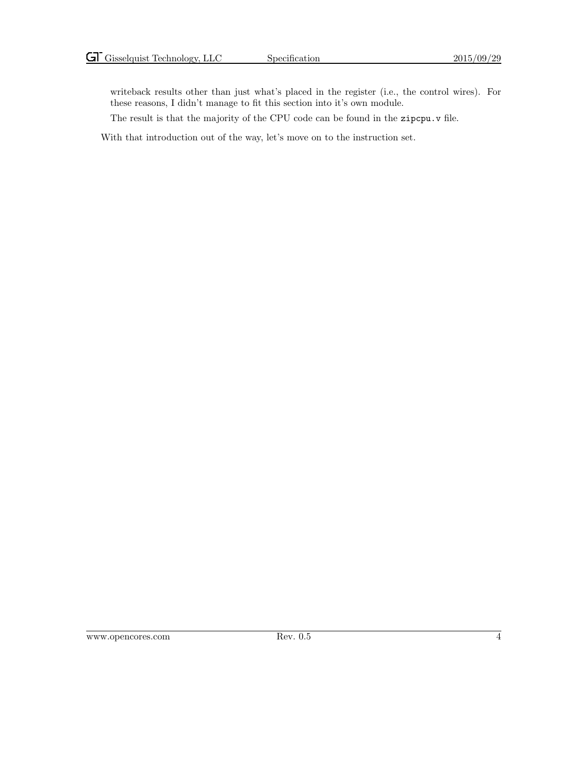writeback results other than just what's placed in the register (i.e., the control wires). For these reasons, I didn't manage to fit this section into it's own module.

The result is that the majority of the CPU code can be found in the `zipcpu.v` file.

With that introduction out of the way, let's move on to the instruction set.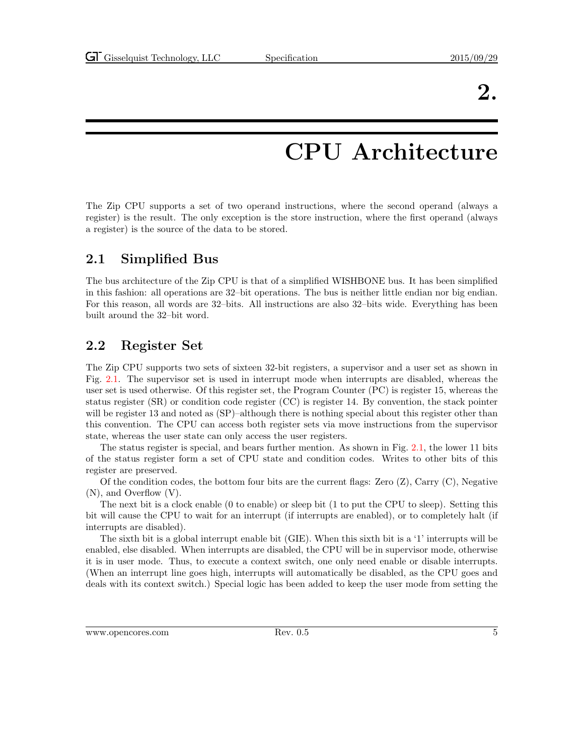# 2. CPU Architecture

The Zip CPU supports a set of two operand instructions, where the second operand (always a register) is the result. The only exception is the store instruction, where the first operand (always a register) is the source of the data to be stored.

## 2.1 Simplified Bus

The bus architecture of the Zip CPU is that of a simplified WISHBONE bus. It has been simplified in this fashion: all operations are 32–bit operations. The bus is neither little endian nor big endian. For this reason, all words are 32–bits. All instructions are also 32–bits wide. Everything has been built around the 32–bit word.

## 2.2 Register Set

The Zip CPU supports two sets of sixteen 32-bit registers, a supervisor and a user set as shown in Fig. 2.1. The supervisor set is used in interrupt mode when interrupts are disabled, whereas the user set is used otherwise. Of this register set, the Program Counter (PC) is register 15, whereas the status register (SR) or condition code register (CC) is register 14. By convention, the stack pointer will be register 13 and noted as (SP)–although there is nothing special about this register other than this convention. The CPU can access both register sets via move instructions from the supervisor state, whereas the user state can only access the user registers.

The status register is special, and bears further mention. As shown in Fig. 2.1, the lower 11 bits of the status register form a set of CPU state and condition codes. Writes to other bits of this register are preserved.

Of the condition codes, the bottom four bits are the current flags: Zero (Z), Carry (C), Negative (N), and Overflow (V).

The next bit is a clock enable (0 to enable) or sleep bit (1 to put the CPU to sleep). Setting this bit will cause the CPU to wait for an interrupt (if interrupts are enabled), or to completely halt (if interrupts are disabled).

The sixth bit is a global interrupt enable bit (GIE). When this sixth bit is a '1' interrupts will be enabled, else disabled. When interrupts are disabled, the CPU will be in supervisor mode, otherwise it is in user mode. Thus, to execute a context switch, one only need enable or disable interrupts. (When an interrupt line goes high, interrupts will automatically be disabled, as the CPU goes and deals with its context switch.) Special logic has been added to keep the user mode from setting the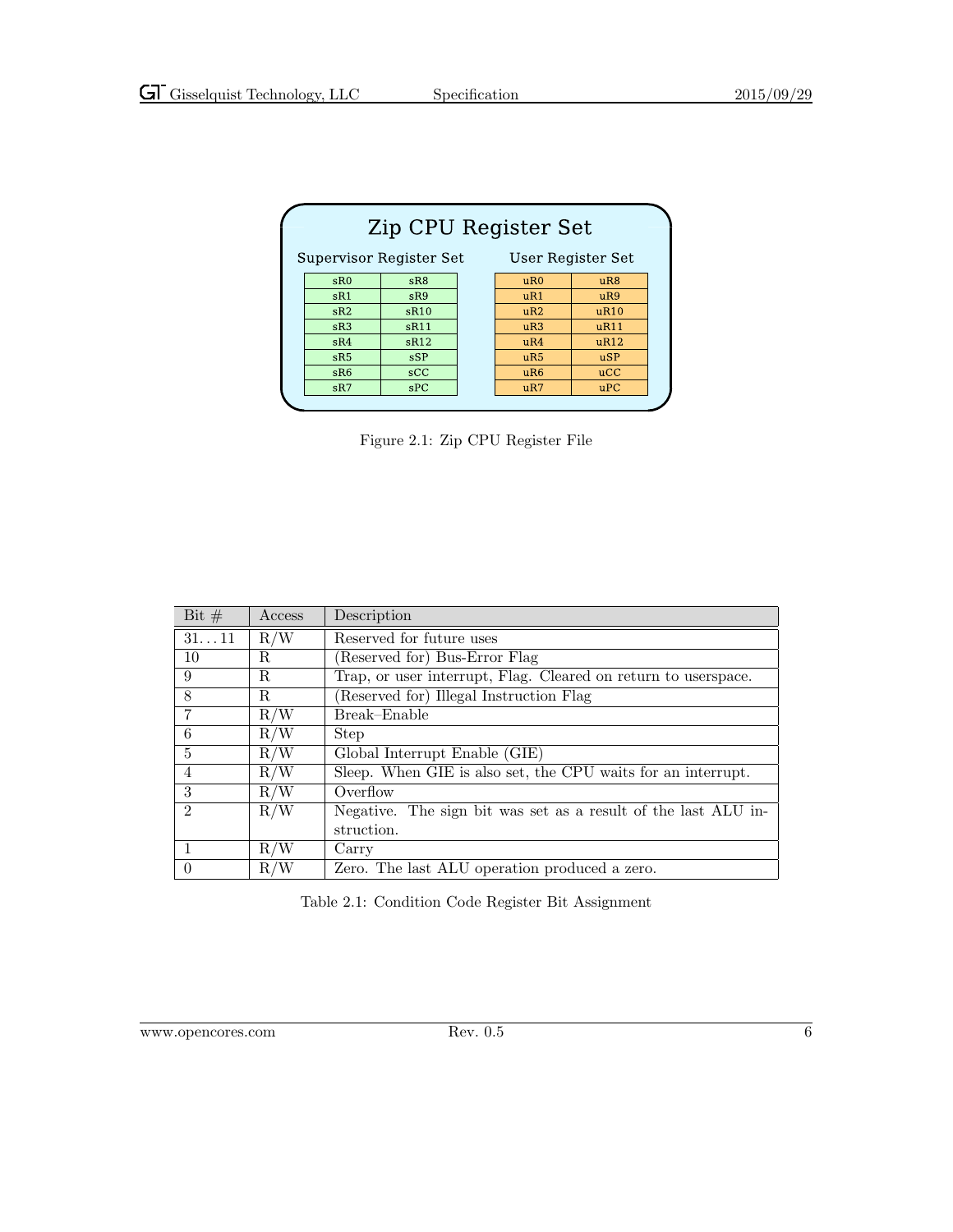| Zip CPU Register Set | | | |
|---|---|---|---|
| Supervisor Register Set | | User Register Set | |
| sR0 | sR8 | uR0 | uR8 |
| sR1 | sR9 | uR1 | uR9 |
| sR2 | sR10 | uR2 | uR10 |
| sR3 | sR11 | uR3 | uR11 |
| sR4 | sR12 | uR4 | uR12 |
| sR5 | sSP | uR5 | uSP |
| sR6 | sCC | uR6 | uCC |
| sR7 | sPC | uR7 | uPC |

Figure 2.1: Zip CPU Register File

| Bit # | Access | Description |
|---|---|---|
| 31...11 | R/W | Reserved for future uses |
| 10 | R | (Reserved for) Bus-Error Flag |
| 9 | R | Trap, or user interrupt, Flag. Cleared on return to userspace. |
| 8 | R | (Reserved for) Illegal Instruction Flag |
| 7 | R/W | Break–Enable |
| 6 | R/W | Step |
| 5 | R/W | Global Interrupt Enable (GIE) |
| 4 | R/W | Sleep. When GIE is also set, the CPU waits for an interrupt. |
| 3 | R/W | Overflow |
| 2 | R/W | Negative. The sign bit was set as a result of the last ALU instruction. |
| 1 | R/W | Carry |
| 0 | R/W | Zero. The last ALU operation produced a zero. |

Table 2.1: Condition Code Register Bit Assignment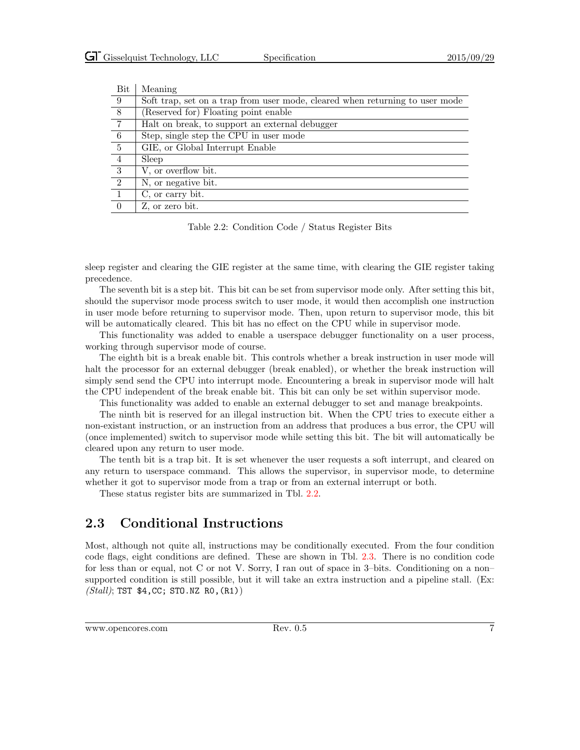| Bit | Meaning |
|---|---|
| 9 | Soft trap, set on a trap from user mode, cleared when returning to user mode |
| 8 | (Reserved for) Floating point enable |
| 7 | Halt on break, to support an external debugger |
| 6 | Step, single step the CPU in user mode |
| 5 | GIE, or Global Interrupt Enable |
| 4 | Sleep |
| 3 | V, or overflow bit. |
| 2 | N, or negative bit. |
| 1 | C, or carry bit. |
| 0 | Z, or zero bit. |

Table 2.2: Condition Code / Status Register Bits

sleep register and clearing the GIE register at the same time, with clearing the GIE register taking precedence.

The seventh bit is a step bit. This bit can be set from supervisor mode only. After setting this bit, should the supervisor mode process switch to user mode, it would then accomplish one instruction in user mode before returning to supervisor mode. Then, upon return to supervisor mode, this bit will be automatically cleared. This bit has no effect on the CPU while in supervisor mode.

This functionality was added to enable a userspace debugger functionality on a user process, working through supervisor mode of course.

The eighth bit is a break enable bit. This controls whether a break instruction in user mode will halt the processor for an external debugger (break enabled), or whether the break instruction will simply send send the CPU into interrupt mode. Encountering a break in supervisor mode will halt the CPU independent of the break enable bit. This bit can only be set within supervisor mode.

This functionality was added to enable an external debugger to set and manage breakpoints.

The ninth bit is reserved for an illegal instruction bit. When the CPU tries to execute either a non-existant instruction, or an instruction from an address that produces a bus error, the CPU will (once implemented) switch to supervisor mode while setting this bit. The bit will automatically be cleared upon any return to user mode.

The tenth bit is a trap bit. It is set whenever the user requests a soft interrupt, and cleared on any return to userspace command. This allows the supervisor, in supervisor mode, to determine whether it got to supervisor mode from a trap or from an external interrupt or both.

These status register bits are summarized in Tbl. 2.2.

## 2.3 Conditional Instructions

Most, although not quite all, instructions may be conditionally executed. From the four condition code flags, eight conditions are defined. These are shown in Tbl. 2.3. There is no condition code for less than or equal, not C or not V. Sorry, I ran out of space in 3–bits. Conditioning on a non–supported condition is still possible, but it will take an extra instruction and a pipeline stall. (Ex: *(Stall)*; `TST $4,CC; STO.NZ R0,(R1)`)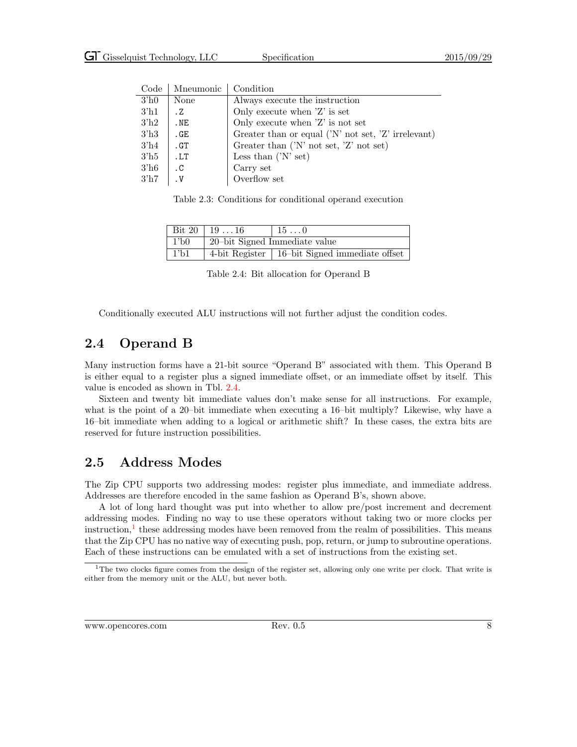| Code | Mneumonic | Condition |
|---|---|---|
| 3'h0 | None | Always execute the instruction |
| 3'h1 | .Z | Only execute when 'Z' is set |
| 3'h2 | .NE | Only execute when 'Z' is not set |
| 3'h3 | .GE | Greater than or equal ('N' not set, 'Z' irrelevant) |
| 3'h4 | .GT | Greater than ('N' not set, 'Z' not set) |
| 3'h5 | .LT | Less than ('N' set) |
| 3'h6 | .C | Carry set |
| 3'h7 | .V | Overflow set |

Table 2.3: Conditions for conditional operand execution

| Bit 20 | 19 ... 16 | 15 ... 0 |
|---|---|---|
| 1'b0 | 20–bit Signed Immediate value | |
| 1'b1 | 4-bit Register | 16–bit Signed immediate offset |

Table 2.4: Bit allocation for Operand B

Conditionally executed ALU instructions will not further adjust the condition codes.

## 2.4 Operand B

Many instruction forms have a 21-bit source "Operand B" associated with them. This Operand B is either equal to a register plus a signed immediate offset, or an immediate offset by itself. This value is encoded as shown in Tbl. 2.4.

Sixteen and twenty bit immediate values don't make sense for all instructions. For example, what is the point of a 20–bit immediate when executing a 16–bit multiply? Likewise, why have a 16–bit immediate when adding to a logical or arithmetic shift? In these cases, the extra bits are reserved for future instruction possibilities.

## 2.5 Address Modes

The Zip CPU supports two addressing modes: register plus immediate, and immediate address. Addresses are therefore encoded in the same fashion as Operand B's, shown above.

A lot of long hard thought was put into whether to allow pre/post increment and decrement addressing modes. Finding no way to use these operators without taking two or more clocks per instruction,[1] these addressing modes have been removed from the realm of possibilities. This means that the Zip CPU has no native way of executing push, pop, return, or jump to subroutine operations. Each of these instructions can be emulated with a set of instructions from the existing set.

[1] The two clocks figure comes from the design of the register set, allowing only one write per clock. That write is either from the memory unit or the ALU, but never both.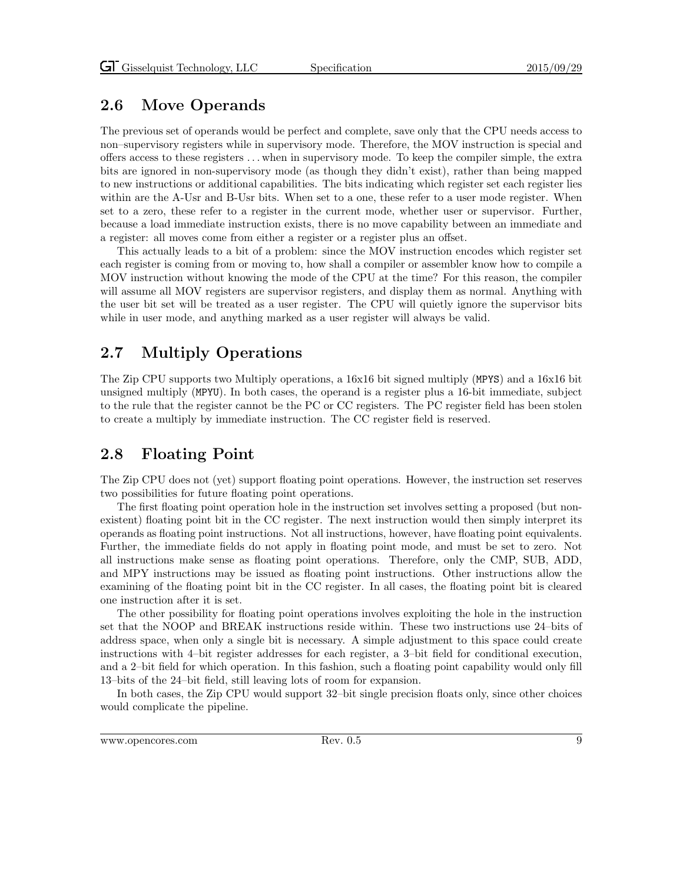## 2.6 Move Operands

The previous set of operands would be perfect and complete, save only that the CPU needs access to non–supervisory registers while in supervisory mode. Therefore, the MOV instruction is special and offers access to these registers . . . when in supervisory mode. To keep the compiler simple, the extra bits are ignored in non-supervisory mode (as though they didn't exist), rather than being mapped to new instructions or additional capabilities. The bits indicating which register set each register lies within are the A-Usr and B-Usr bits. When set to a one, these refer to a user mode register. When set to a zero, these refer to a register in the current mode, whether user or supervisor. Further, because a load immediate instruction exists, there is no move capability between an immediate and a register: all moves come from either a register or a register plus an offset.

This actually leads to a bit of a problem: since the MOV instruction encodes which register set each register is coming from or moving to, how shall a compiler or assembler know how to compile a MOV instruction without knowing the mode of the CPU at the time? For this reason, the compiler will assume all MOV registers are supervisor registers, and display them as normal. Anything with the user bit set will be treated as a user register. The CPU will quietly ignore the supervisor bits while in user mode, and anything marked as a user register will always be valid.

## 2.7 Multiply Operations

The Zip CPU supports two Multiply operations, a 16x16 bit signed multiply (`MPYS`) and a 16x16 bit unsigned multiply (`MPYU`). In both cases, the operand is a register plus a 16-bit immediate, subject to the rule that the register cannot be the PC or CC registers. The PC register field has been stolen to create a multiply by immediate instruction. The CC register field is reserved.

## 2.8 Floating Point

The Zip CPU does not (yet) support floating point operations. However, the instruction set reserves two possibilities for future floating point operations.

The first floating point operation hole in the instruction set involves setting a proposed (but non-existent) floating point bit in the CC register. The next instruction would then simply interpret its operands as floating point instructions. Not all instructions, however, have floating point equivalents. Further, the immediate fields do not apply in floating point mode, and must be set to zero. Not all instructions make sense as floating point operations. Therefore, only the CMP, SUB, ADD, and MPY instructions may be issued as floating point instructions. Other instructions allow the examining of the floating point bit in the CC register. In all cases, the floating point bit is cleared one instruction after it is set.

The other possibility for floating point operations involves exploiting the hole in the instruction set that the NOOP and BREAK instructions reside within. These two instructions use 24–bits of address space, when only a single bit is necessary. A simple adjustment to this space could create instructions with 4–bit register addresses for each register, a 3–bit field for conditional execution, and a 2–bit field for which operation. In this fashion, such a floating point capability would only fill 13–bits of the 24–bit field, still leaving lots of room for expansion.

In both cases, the Zip CPU would support 32–bit single precision floats only, since other choices would complicate the pipeline.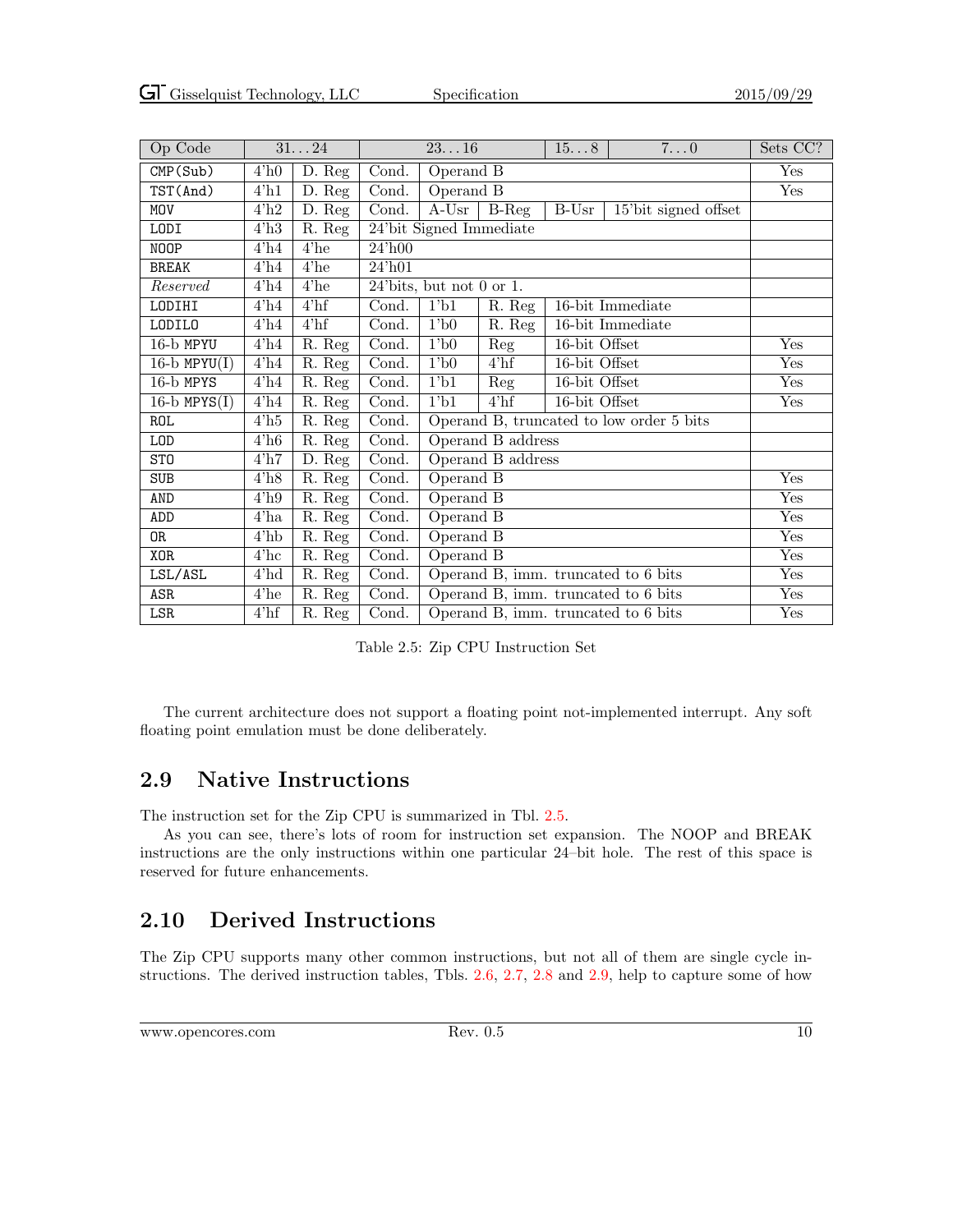| Op Code | 31...24 | | 23...16 | | | 15...8 | 7...0 | Sets CC? |
|---|---|---|---|---|---|---|---|---|
| CMP(Sub) | 4'h0 | D. Reg | Cond. | Operand B | | | | Yes |
| TST(And) | 4'h1 | D. Reg | Cond. | Operand B | | | | Yes |
| MOV | 4'h2 | D. Reg | Cond. | A-Usr | B-Reg | B-Usr | 15'bit signed offset | |
| LODI | 4'h3 | R. Reg | 24'bit Signed Immediate | | | | | |
| NOOP | 4'h4 | 4'he | 24'h00 | | | | | |
| BREAK | 4'h4 | 4'he | 24'h01 | | | | | |
| *Reserved* | 4'h4 | 4'he | 24'bits, but not 0 or 1. | | | | | |
| LODIHI | 4'h4 | 4'hf | Cond. | 1'b1 | R. Reg | 16-bit Immediate | | |
| LODILO | 4'h4 | 4'hf | Cond. | 1'b0 | R. Reg | 16-bit Immediate | | |
| 16-b MPYU | 4'h4 | R. Reg | Cond. | 1'b0 | Reg | 16-bit Offset | | Yes |
| 16-b MPYU(I) | 4'h4 | R. Reg | Cond. | 1'b0 | 4'hf | 16-bit Offset | | Yes |
| 16-b MPYS | 4'h4 | R. Reg | Cond. | 1'b1 | Reg | 16-bit Offset | | Yes |
| 16-b MPYS(I) | 4'h4 | R. Reg | Cond. | 1'b1 | 4'hf | 16-bit Offset | | Yes |
| ROL | 4'h5 | R. Reg | Cond. | Operand B, truncated to low order 5 bits | | | | |
| LOD | 4'h6 | R. Reg | Cond. | Operand B address | | | | |
| STO | 4'h7 | D. Reg | Cond. | Operand B address | | | | |
| SUB | 4'h8 | R. Reg | Cond. | Operand B | | | | Yes |
| AND | 4'h9 | R. Reg | Cond. | Operand B | | | | Yes |
| ADD | 4'ha | R. Reg | Cond. | Operand B | | | | Yes |
| OR | 4'hb | R. Reg | Cond. | Operand B | | | | Yes |
| XOR | 4'hc | R. Reg | Cond. | Operand B | | | | Yes |
| LSL/ASL | 4'hd | R. Reg | Cond. | Operand B, imm. truncated to 6 bits | | | | Yes |
| ASR | 4'he | R. Reg | Cond. | Operand B, imm. truncated to 6 bits | | | | Yes |
| LSR | 4'hf | R. Reg | Cond. | Operand B, imm. truncated to 6 bits | | | | Yes |

Table 2.5: Zip CPU Instruction Set

The current architecture does not support a floating point not-implemented interrupt. Any soft floating point emulation must be done deliberately.

## 2.9 Native Instructions

The instruction set for the Zip CPU is summarized in Tbl. 2.5.

As you can see, there's lots of room for instruction set expansion. The NOOP and BREAK instructions are the only instructions within one particular 24–bit hole. The rest of this space is reserved for future enhancements.

## 2.10 Derived Instructions

The Zip CPU supports many other common instructions, but not all of them are single cycle instructions. The derived instruction tables, Tbls. 2.6, 2.7, 2.8 and 2.9, help to capture some of how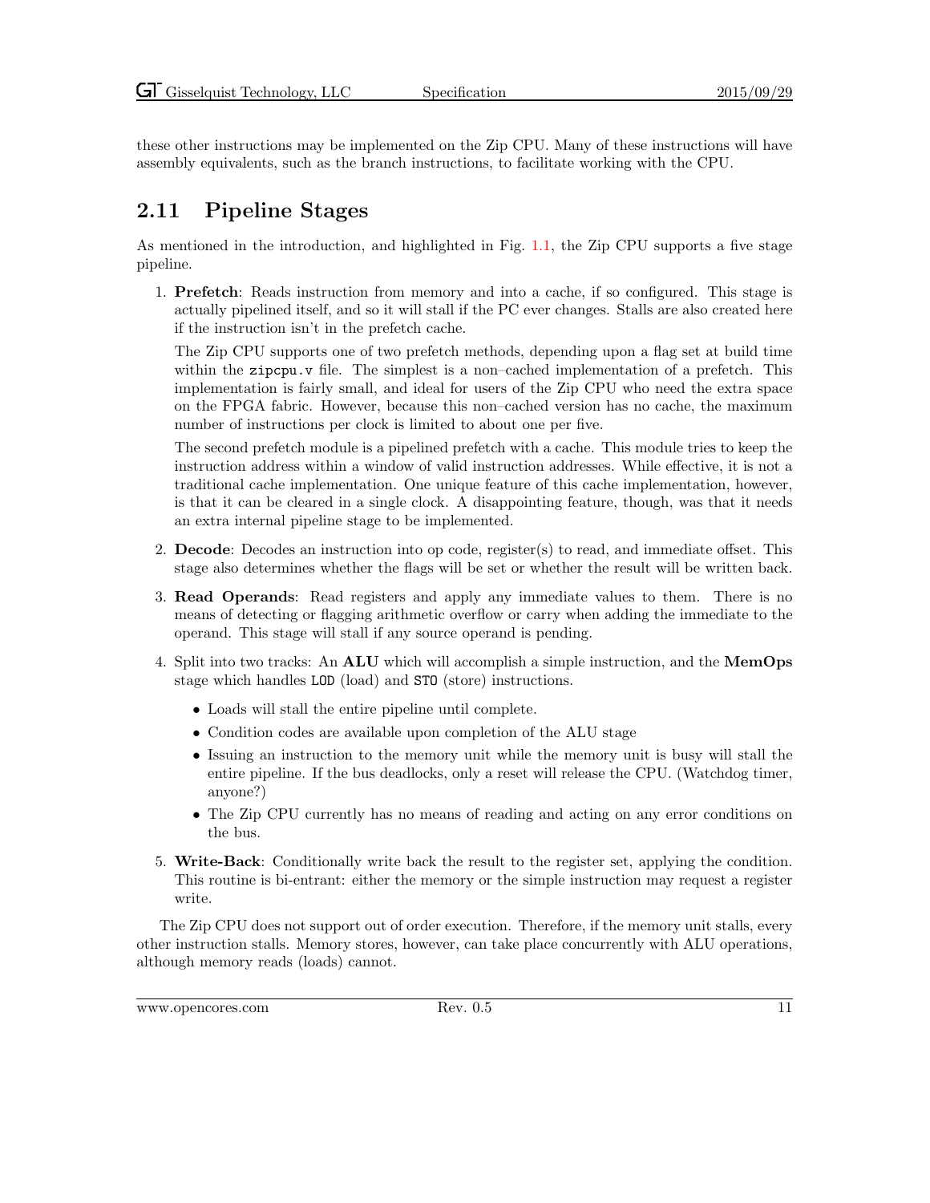these other instructions may be implemented on the Zip CPU. Many of these instructions will have assembly equivalents, such as the branch instructions, to facilitate working with the CPU.

## 2.11 Pipeline Stages

As mentioned in the introduction, and highlighted in Fig. 1.1, the Zip CPU supports a five stage pipeline.

1. **Prefetch**: Reads instruction from memory and into a cache, if so configured. This stage is actually pipelined itself, and so it will stall if the PC ever changes. Stalls are also created here if the instruction isn't in the prefetch cache.

   The Zip CPU supports one of two prefetch methods, depending upon a flag set at build time within the `zipcpu.v` file. The simplest is a non–cached implementation of a prefetch. This implementation is fairly small, and ideal for users of the Zip CPU who need the extra space on the FPGA fabric. However, because this non–cached version has no cache, the maximum number of instructions per clock is limited to about one per five.

   The second prefetch module is a pipelined prefetch with a cache. This module tries to keep the instruction address within a window of valid instruction addresses. While effective, it is not a traditional cache implementation. One unique feature of this cache implementation, however, is that it can be cleared in a single clock. A disappointing feature, though, was that it needs an extra internal pipeline stage to be implemented.

2. **Decode**: Decodes an instruction into op code, register(s) to read, and immediate offset. This stage also determines whether the flags will be set or whether the result will be written back.

3. **Read Operands**: Read registers and apply any immediate values to them. There is no means of detecting or flagging arithmetic overflow or carry when adding the immediate to the operand. This stage will stall if any source operand is pending.

4. Split into two tracks: An **ALU** which will accomplish a simple instruction, and the **MemOps** stage which handles `LOD` (load) and `STO` (store) instructions.

   - Loads will stall the entire pipeline until complete.
   - Condition codes are available upon completion of the ALU stage
   - Issuing an instruction to the memory unit while the memory unit is busy will stall the entire pipeline. If the bus deadlocks, only a reset will release the CPU. (Watchdog timer, anyone?)
   - The Zip CPU currently has no means of reading and acting on any error conditions on the bus.

5. **Write-Back**: Conditionally write back the result to the register set, applying the condition. This routine is bi-entrant: either the memory or the simple instruction may request a register write.

The Zip CPU does not support out of order execution. Therefore, if the memory unit stalls, every other instruction stalls. Memory stores, however, can take place concurrently with ALU operations, although memory reads (loads) cannot.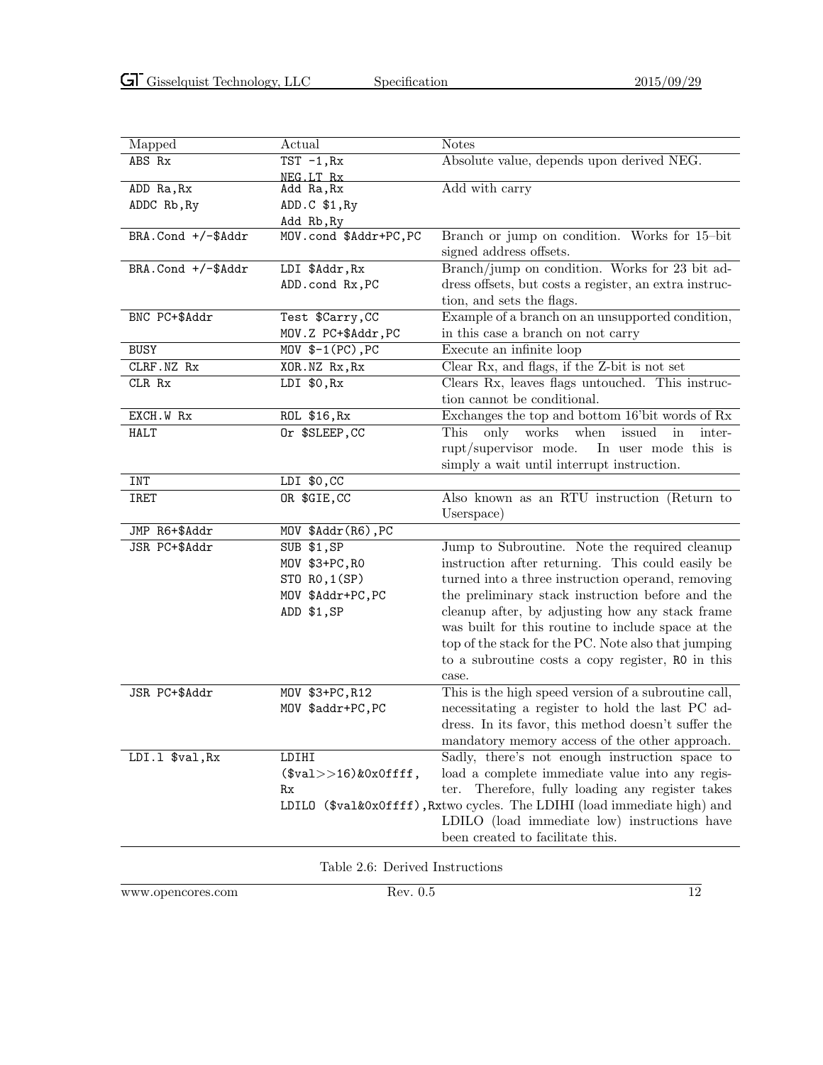| Mapped | Actual | Notes |
|---|---|---|
| `ABS Rx` | `TST -1,Rx`<br>`NEG.LT Rx` | Absolute value, depends upon derived NEG. |
| `ADD Ra,Rx`<br>`ADDC Rb,Ry` | `Add Ra,Rx`<br>`ADD.C $1,Ry`<br>`Add Rb,Ry` | Add with carry |
| `BRA.Cond +/-$Addr` | `MOV.cond $Addr+PC,PC` | Branch or jump on condition. Works for 15–bit signed address offsets. |
| `BRA.Cond +/-$Addr` | `LDI $Addr,Rx`<br>`ADD.cond Rx,PC` | Branch/jump on condition. Works for 23 bit address offsets, but costs a register, an extra instruction, and sets the flags. |
| `BNC PC+$Addr` | `Test $Carry,CC`<br>`MOV.Z PC+$Addr,PC` | Example of a branch on an unsupported condition, in this case a branch on not carry |
| `BUSY` | `MOV $-1(PC),PC` | Execute an infinite loop |
| `CLRF.NZ Rx` | `XOR.NZ Rx,Rx` | Clear Rx, and flags, if the Z-bit is not set |
| `CLR Rx` | `LDI $0,Rx` | Clears Rx, leaves flags untouched. This instruction cannot be conditional. |
| `EXCH.W Rx` | `ROL $16,Rx` | Exchanges the top and bottom 16'bit words of Rx |
| `HALT` | `Or $SLEEP,CC` | This only works when issued in interrupt/supervisor mode. In user mode this is simply a wait until interrupt instruction. |
| `INT` | `LDI $0,CC` | |
| `IRET` | `OR $GIE,CC` | Also known as an RTU instruction (Return to Userspace) |
| `JMP R6+$Addr` | `MOV $Addr(R6),PC` | |
| `JSR PC+$Addr` | `SUB $1,SP`<br>`MOV $3+PC,R0`<br>`STO R0,1(SP)`<br>`MOV $Addr+PC,PC`<br>`ADD $1,SP` | Jump to Subroutine. Note the required cleanup instruction after returning. This could easily be turned into a three instruction operand, removing the preliminary stack instruction before and the cleanup after, by adjusting how any stack frame was built for this routine to include space at the top of the stack for the PC. Note also that jumping to a subroutine costs a copy register, R0 in this case. |
| `JSR PC+$Addr` | `MOV $3+PC,R12`<br>`MOV $addr+PC,PC` | This is the high speed version of a subroutine call, necessitating a register to hold the last PC address. In its favor, this method doesn't suffer the mandatory memory access of the other approach. |
| `LDI.l $val,Rx` | `LDIHI ($val>>16)&0x0ffff, Rx`<br>`LDILO ($val&0x0ffff),Rx` | Sadly, there's not enough instruction space to load a complete immediate value into any register. Therefore, fully loading any register takes two cycles. The LDIHI (load immediate high) and LDILO (load immediate low) instructions have been created to facilitate this. |

Table 2.6: Derived Instructions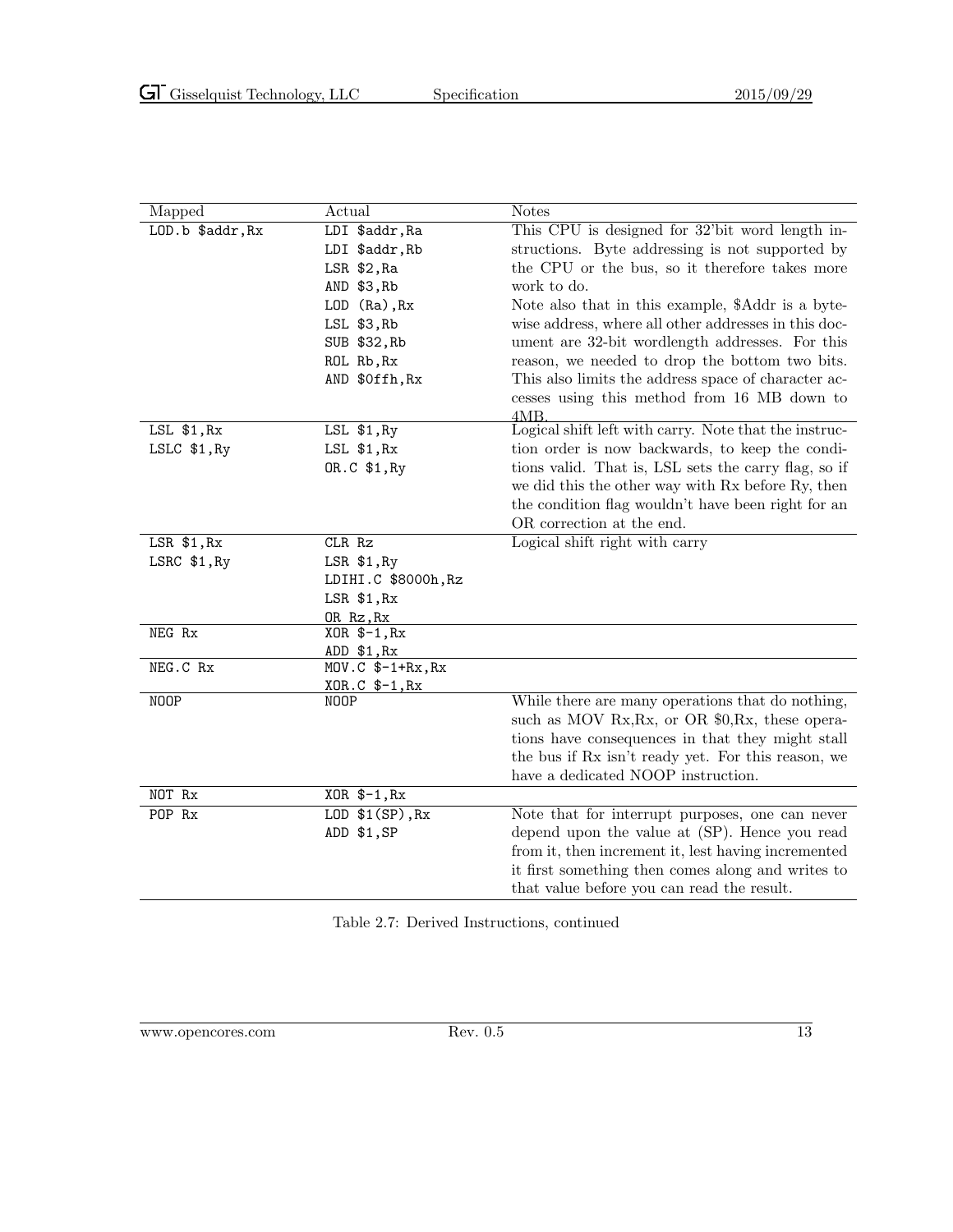| Mapped | Actual | Notes |
|---|---|---|
| `LOD.b $addr,Rx` | `LDI $addr,Ra`<br>`LDI $addr,Rb`<br>`LSR $2,Ra`<br>`AND $3,Rb`<br>`LOD (Ra),Rx`<br>`LSL $3,Rb`<br>`SUB $32,Rb`<br>`ROL Rb,Rx`<br>`AND $0ffh,Rx` | This CPU is designed for 32'bit word length instructions. Byte addressing is not supported by the CPU or the bus, so it therefore takes more work to do.<br>Note also that in this example, $Addr is a byte-wise address, where all other addresses in this document are 32-bit wordlength addresses. For this reason, we needed to drop the bottom two bits. This also limits the address space of character accesses using this method from 16 MB down to 4MB. |
| `LSL $1,Rx`<br>`LSLC $1,Ry` | `LSL $1,Ry`<br>`LSL $1,Rx`<br>`OR.C $1,Ry` | Logical shift left with carry. Note that the instruction order is now backwards, to keep the conditions valid. That is, LSL sets the carry flag, so if we did this the other way with Rx before Ry, then the condition flag wouldn't have been right for an OR correction at the end. |
| `LSR $1,Rx`<br>`LSRC $1,Ry` | `CLR Rz`<br>`LSR $1,Ry`<br>`LDIHI.C $8000h,Rz`<br>`LSR $1,Rx`<br>`OR Rz,Rx` | Logical shift right with carry |
| `NEG Rx` | `XOR $-1,Rx`<br>`ADD $1,Rx` | |
| `NEG.C Rx` | `MOV.C $-1+Rx,Rx`<br>`XOR.C $-1,Rx` | |
| `NOOP` | `NOOP` | While there are many operations that do nothing, such as MOV Rx,Rx, or OR $0,Rx, these operations have consequences in that they might stall the bus if Rx isn't ready yet. For this reason, we have a dedicated NOOP instruction. |
| `NOT Rx` | `XOR $-1,Rx` | |
| `POP Rx` | `LOD $1(SP),Rx`<br>`ADD $1,SP` | Note that for interrupt purposes, one can never depend upon the value at (SP). Hence you read from it, then increment it, lest having incremented it first something then comes along and writes to that value before you can read the result. |

Table 2.7: Derived Instructions, continued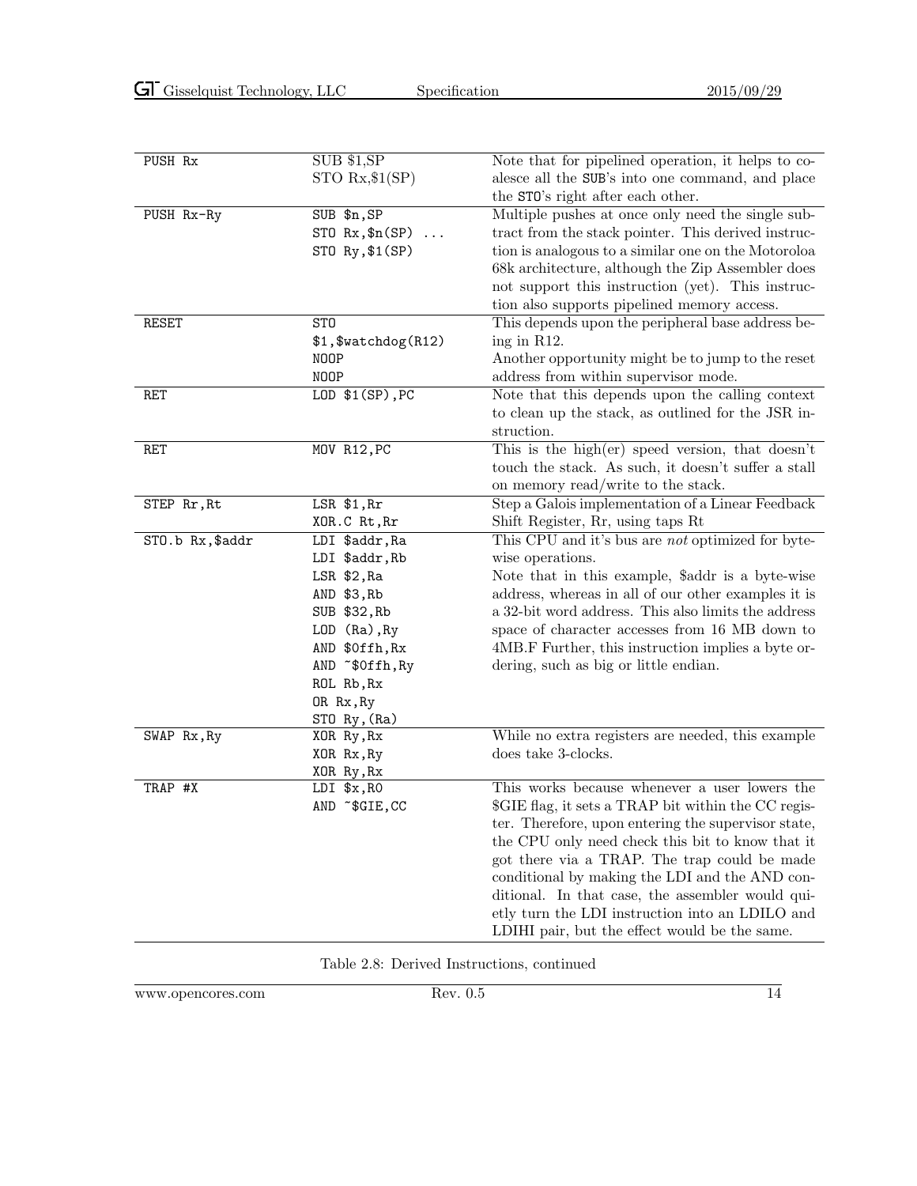| | | |
|---|---|---|
| PUSH Rx | SUB $1,SP<br>STO Rx,$1(SP) | Note that for pipelined operation, it helps to coalesce all the SUB's into one command, and place the STO's right after each other. |
| PUSH Rx-Ry | SUB $n,SP<br>STO Rx,$n(SP) ...<br>STO Ry,$1(SP) | Multiple pushes at once only need the single subtract from the stack pointer. This derived instruction is analogous to a similar one on the Motoroloa 68k architecture, although the Zip Assembler does not support this instruction (yet). This instruction also supports pipelined memory access. |
| RESET | STO<br>$1,$watchdog(R12)<br>NOOP<br>NOOP | This depends upon the peripheral base address being in R12.<br>Another opportunity might be to jump to the reset address from within supervisor mode. |
| RET | LOD $1(SP),PC | Note that this depends upon the calling context to clean up the stack, as outlined for the JSR instruction. |
| RET | MOV R12,PC | This is the high(er) speed version, that doesn't touch the stack. As such, it doesn't suffer a stall on memory read/write to the stack. |
| STEP Rr,Rt | LSR $1,Rr<br>XOR.C Rt,Rr | Step a Galois implementation of a Linear Feedback Shift Register, Rr, using taps Rt |
| STO.b Rx,$addr | LDI $addr,Ra<br>LDI $addr,Rb<br>LSR $2,Ra<br>AND $3,Rb<br>SUB $32,Rb<br>LOD (Ra),Ry<br>AND $0ffh,Rx<br>AND ~$0ffh,Ry<br>ROL Rb,Rx<br>OR Rx,Ry<br>STO Ry,(Ra) | This CPU and it's bus are *not* optimized for byte-wise operations.<br>Note that in this example, $addr is a byte-wise address, whereas in all of our other examples it is a 32-bit word address. This also limits the address space of character accesses from 16 MB down to 4MB.F Further, this instruction implies a byte ordering, such as big or little endian. |
| SWAP Rx,Ry | XOR Ry,Rx<br>XOR Rx,Ry<br>XOR Ry,Rx | While no extra registers are needed, this example does take 3-clocks. |
| TRAP #X | LDI $x,R0<br>AND ~$GIE,CC | This works because whenever a user lowers the $GIE flag, it sets a TRAP bit within the CC register. Therefore, upon entering the supervisor state, the CPU only need check this bit to know that it got there via a TRAP. The trap could be made conditional by making the LDI and the AND conditional. In that case, the assembler would quietly turn the LDI instruction into an LDILO and LDIHI pair, but the effect would be the same. |

Table 2.8: Derived Instructions, continued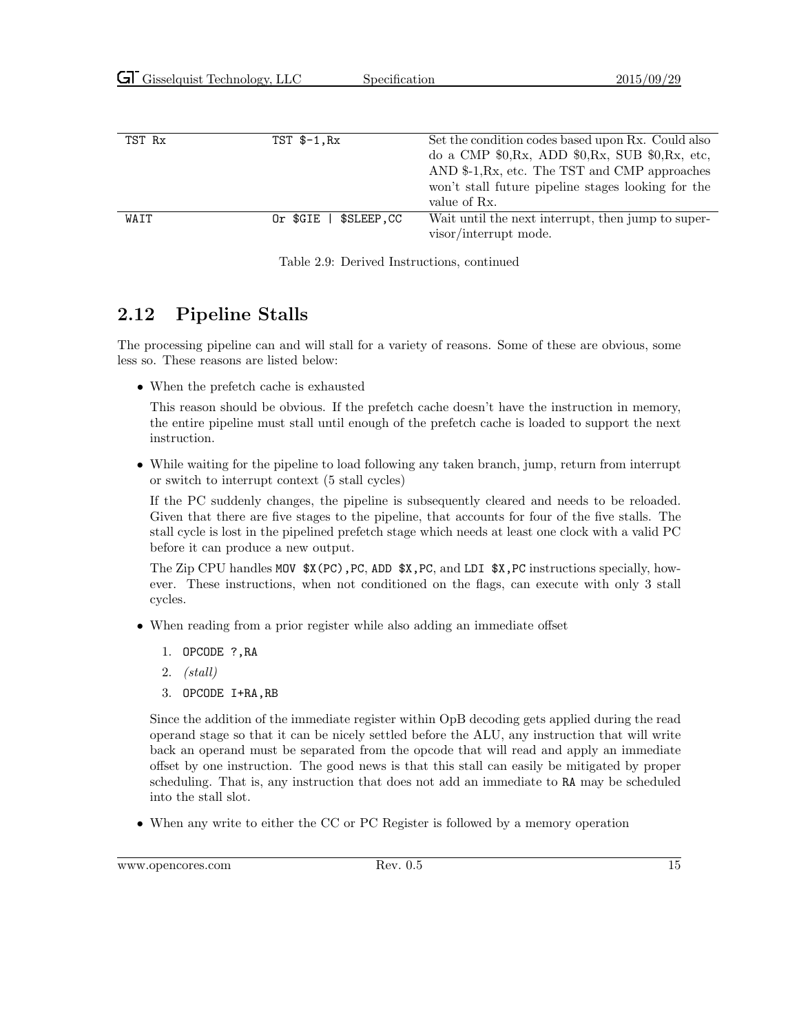| | | |
|---|---|---|
| TST Rx | TST $-1,Rx | Set the condition codes based upon Rx. Could also do a CMP $0,Rx, ADD $0,Rx, SUB $0,Rx, etc, AND $-1,Rx, etc. The TST and CMP approaches won't stall future pipeline stages looking for the value of Rx. |
| WAIT | Or $GIE \| $SLEEP,CC | Wait until the next interrupt, then jump to supervisor/interrupt mode. |

Table 2.9: Derived Instructions, continued

## 2.12 Pipeline Stalls

The processing pipeline can and will stall for a variety of reasons. Some of these are obvious, some less so. These reasons are listed below:

- When the prefetch cache is exhausted

  This reason should be obvious. If the prefetch cache doesn't have the instruction in memory, the entire pipeline must stall until enough of the prefetch cache is loaded to support the next instruction.

- While waiting for the pipeline to load following any taken branch, jump, return from interrupt or switch to interrupt context (5 stall cycles)

  If the PC suddenly changes, the pipeline is subsequently cleared and needs to be reloaded. Given that there are five stages to the pipeline, that accounts for four of the five stalls. The stall cycle is lost in the pipelined prefetch stage which needs at least one clock with a valid PC before it can produce a new output.

  The Zip CPU handles `MOV $X(PC),PC`, `ADD $X,PC`, and `LDI $X,PC` instructions specially, however. These instructions, when not conditioned on the flags, can execute with only 3 stall cycles.

- When reading from a prior register while also adding an immediate offset

  1. `OPCODE ?,RA`
  2. *(stall)*
  3. `OPCODE I+RA,RB`

  Since the addition of the immediate register within OpB decoding gets applied during the read operand stage so that it can be nicely settled before the ALU, any instruction that will write back an operand must be separated from the opcode that will read and apply an immediate offset by one instruction. The good news is that this stall can easily be mitigated by proper scheduling. That is, any instruction that does not add an immediate to `RA` may be scheduled into the stall slot.

- When any write to either the CC or PC Register is followed by a memory operation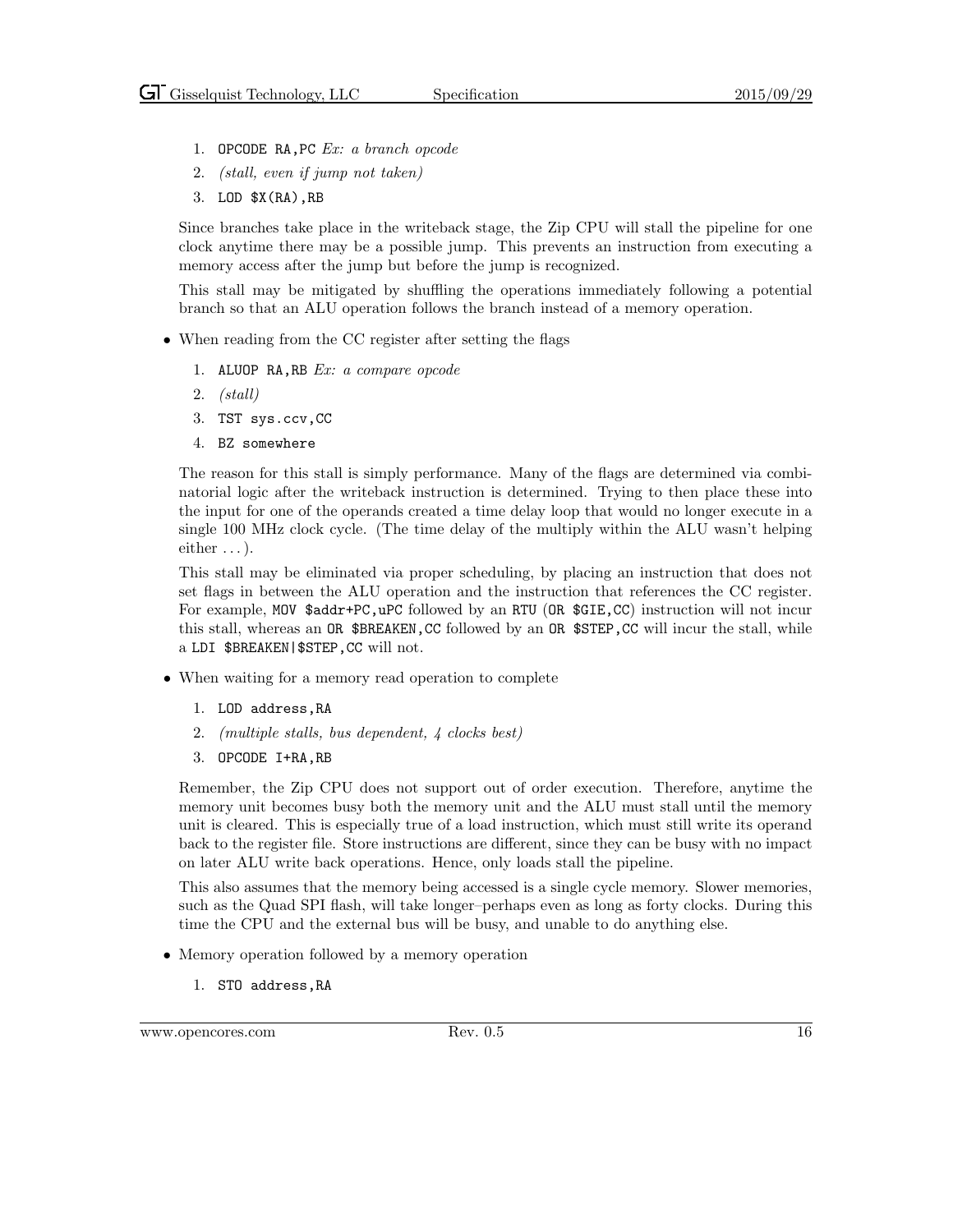1. `OPCODE RA,PC` *Ex: a branch opcode*
2. *(stall, even if jump not taken)*
3. `LOD $X(RA),RB`

Since branches take place in the writeback stage, the Zip CPU will stall the pipeline for one clock anytime there may be a possible jump. This prevents an instruction from executing a memory access after the jump but before the jump is recognized.

This stall may be mitigated by shuffling the operations immediately following a potential branch so that an ALU operation follows the branch instead of a memory operation.

- When reading from the CC register after setting the flags

  1. `ALUOP RA,RB` *Ex: a compare opcode*
  2. *(stall)*
  3. `TST sys.ccv,CC`
  4. `BZ somewhere`

  The reason for this stall is simply performance. Many of the flags are determined via combinatorial logic after the writeback instruction is determined. Trying to then place these into the input for one of the operands created a time delay loop that would no longer execute in a single 100 MHz clock cycle. (The time delay of the multiply within the ALU wasn't helping either . . . ).

  This stall may be eliminated via proper scheduling, by placing an instruction that does not set flags in between the ALU operation and the instruction that references the CC register. For example, `MOV $addr+PC,uPC` followed by an `RTU` (`OR $GIE,CC`) instruction will not incur this stall, whereas an `OR $BREAKEN,CC` followed by an `OR $STEP,CC` will incur the stall, while a `LDI $BREAKEN|$STEP,CC` will not.

- When waiting for a memory read operation to complete

  1. `LOD address,RA`
  2. *(multiple stalls, bus dependent, 4 clocks best)*
  3. `OPCODE I+RA,RB`

  Remember, the Zip CPU does not support out of order execution. Therefore, anytime the memory unit becomes busy both the memory unit and the ALU must stall until the memory unit is cleared. This is especially true of a load instruction, which must still write its operand back to the register file. Store instructions are different, since they can be busy with no impact on later ALU write back operations. Hence, only loads stall the pipeline.

  This also assumes that the memory being accessed is a single cycle memory. Slower memories, such as the Quad SPI flash, will take longer–perhaps even as long as forty clocks. During this time the CPU and the external bus will be busy, and unable to do anything else.

- Memory operation followed by a memory operation

  1. `STO address,RA`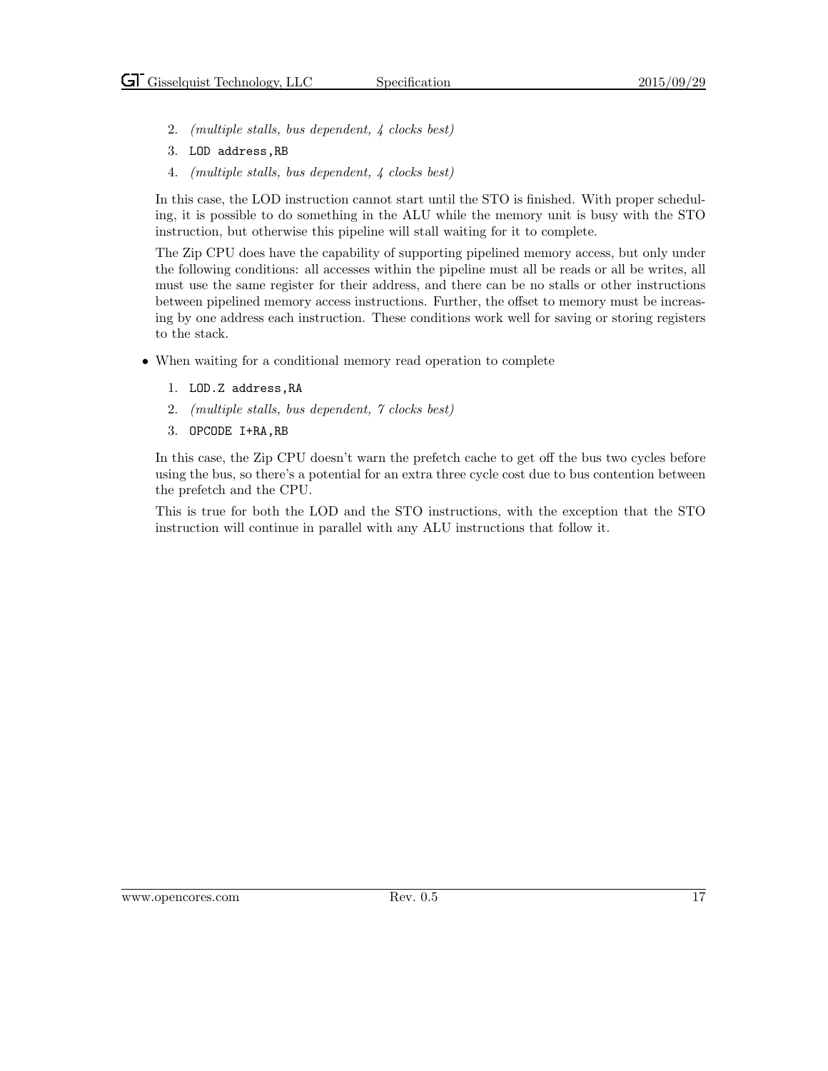2. *(multiple stalls, bus dependent, 4 clocks best)*
3. `LOD address,RB`
4. *(multiple stalls, bus dependent, 4 clocks best)*

In this case, the LOD instruction cannot start until the STO is finished. With proper scheduling, it is possible to do something in the ALU while the memory unit is busy with the STO instruction, but otherwise this pipeline will stall waiting for it to complete.

The Zip CPU does have the capability of supporting pipelined memory access, but only under the following conditions: all accesses within the pipeline must all be reads or all be writes, all must use the same register for their address, and there can be no stalls or other instructions between pipelined memory access instructions. Further, the offset to memory must be increasing by one address each instruction. These conditions work well for saving or storing registers to the stack.

- When waiting for a conditional memory read operation to complete

  1. `LOD.Z address,RA`
  2. *(multiple stalls, bus dependent, 7 clocks best)*
  3. `OPCODE I+RA,RB`

  In this case, the Zip CPU doesn't warn the prefetch cache to get off the bus two cycles before using the bus, so there's a potential for an extra three cycle cost due to bus contention between the prefetch and the CPU.

  This is true for both the LOD and the STO instructions, with the exception that the STO instruction will continue in parallel with any ALU instructions that follow it.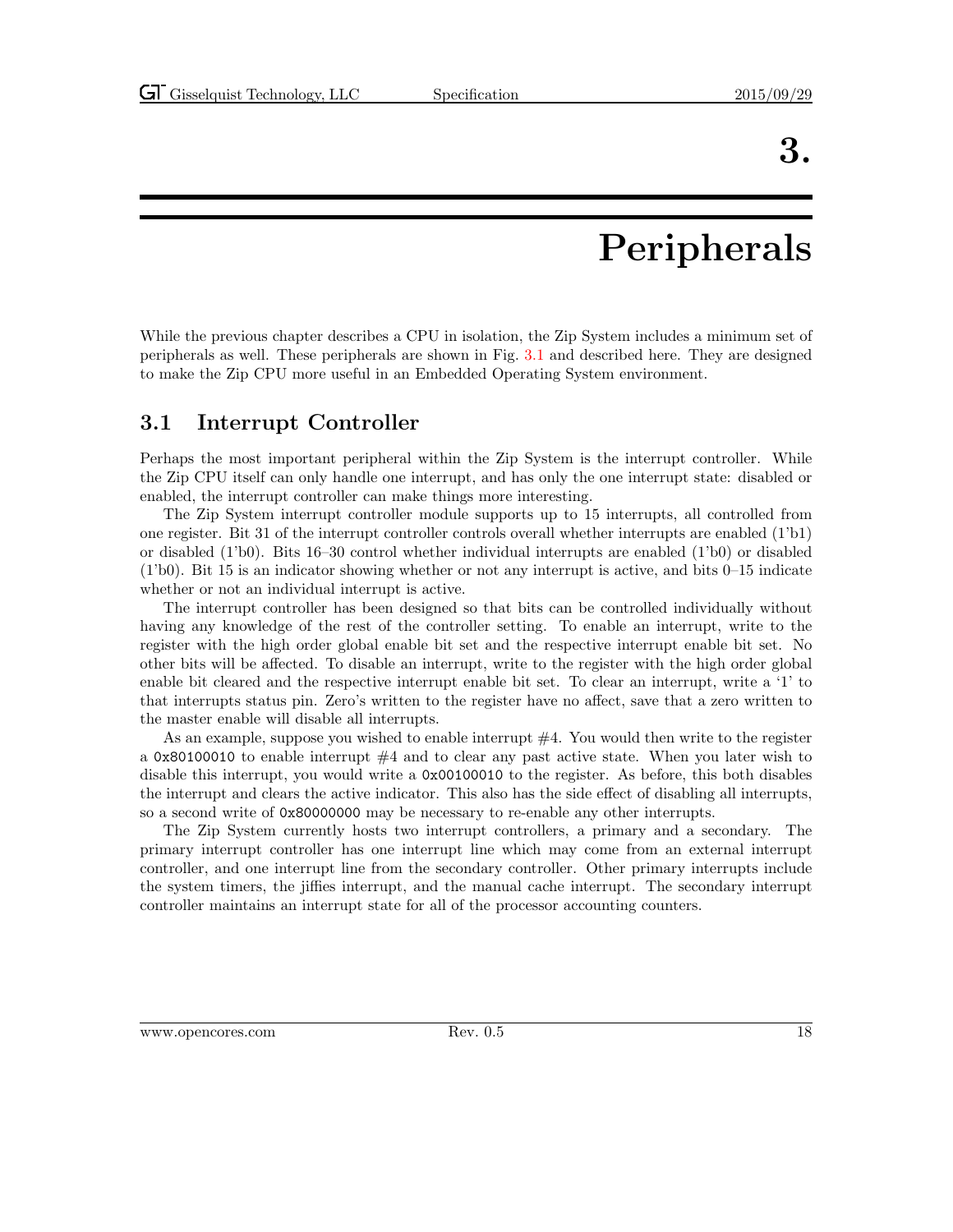# 3. Peripherals

While the previous chapter describes a CPU in isolation, the Zip System includes a minimum set of peripherals as well. These peripherals are shown in Fig. 3.1 and described here. They are designed to make the Zip CPU more useful in an Embedded Operating System environment.

## 3.1 Interrupt Controller

Perhaps the most important peripheral within the Zip System is the interrupt controller. While the Zip CPU itself can only handle one interrupt, and has only the one interrupt state: disabled or enabled, the interrupt controller can make things more interesting.

The Zip System interrupt controller module supports up to 15 interrupts, all controlled from one register. Bit 31 of the interrupt controller controls overall whether interrupts are enabled (1'b1) or disabled (1'b0). Bits 16–30 control whether individual interrupts are enabled (1'b0) or disabled (1'b0). Bit 15 is an indicator showing whether or not any interrupt is active, and bits 0–15 indicate whether or not an individual interrupt is active.

The interrupt controller has been designed so that bits can be controlled individually without having any knowledge of the rest of the controller setting. To enable an interrupt, write to the register with the high order global enable bit set and the respective interrupt enable bit set. No other bits will be affected. To disable an interrupt, write to the register with the high order global enable bit cleared and the respective interrupt enable bit set. To clear an interrupt, write a '1' to that interrupts status pin. Zero's written to the register have no affect, save that a zero written to the master enable will disable all interrupts.

As an example, suppose you wished to enable interrupt #4. You would then write to the register a `0x80100010` to enable interrupt #4 and to clear any past active state. When you later wish to disable this interrupt, you would write a `0x00100010` to the register. As before, this both disables the interrupt and clears the active indicator. This also has the side effect of disabling all interrupts, so a second write of `0x80000000` may be necessary to re-enable any other interrupts.

The Zip System currently hosts two interrupt controllers, a primary and a secondary. The primary interrupt controller has one interrupt line which may come from an external interrupt controller, and one interrupt line from the secondary controller. Other primary interrupts include the system timers, the jiffies interrupt, and the manual cache interrupt. The secondary interrupt controller maintains an interrupt state for all of the processor accounting counters.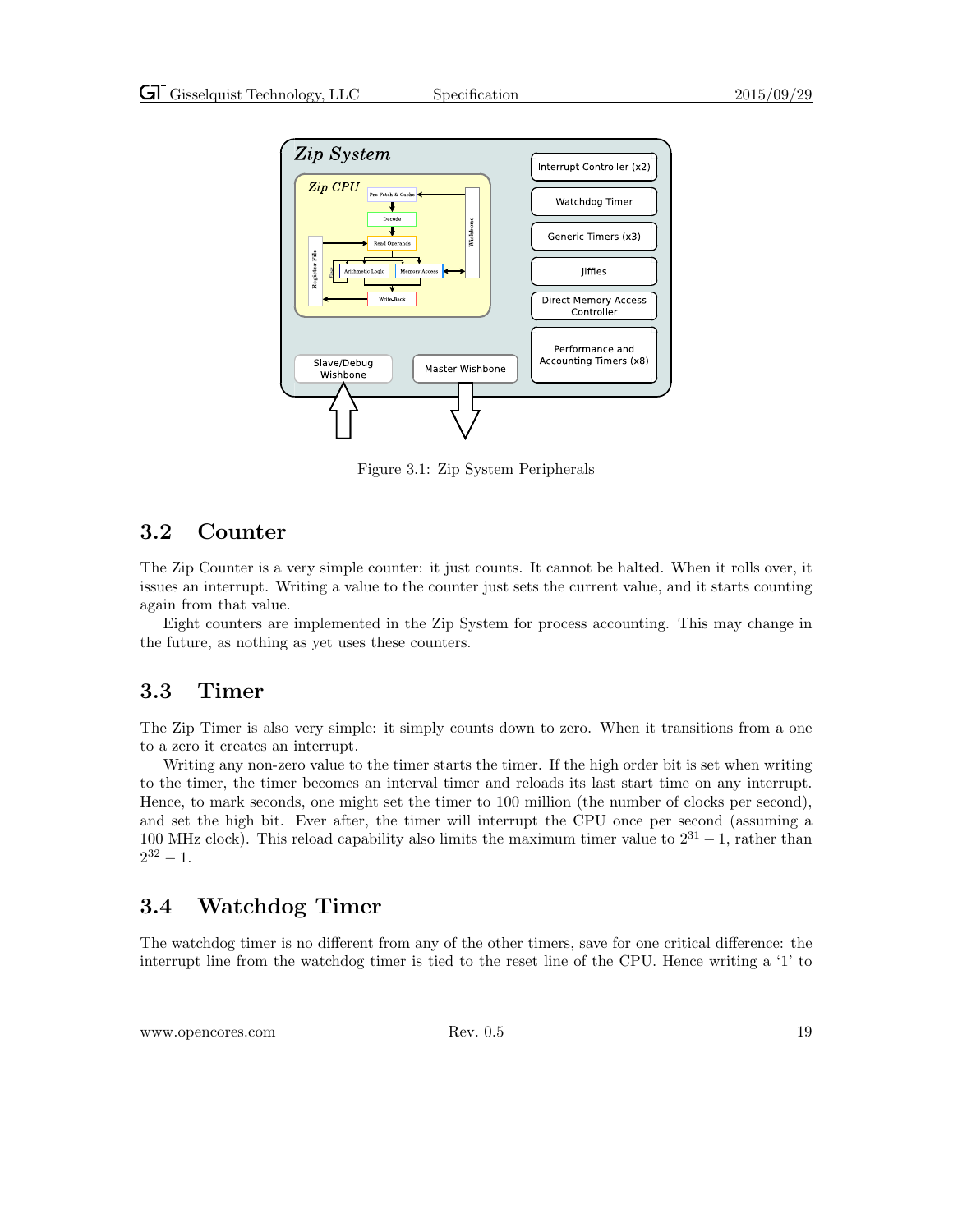Figure 3.1: Zip System Peripherals

## 3.2 Counter

The Zip Counter is a very simple counter: it just counts. It cannot be halted. When it rolls over, it issues an interrupt. Writing a value to the counter just sets the current value, and it starts counting again from that value.

Eight counters are implemented in the Zip System for process accounting. This may change in the future, as nothing as yet uses these counters.

## 3.3 Timer

The Zip Timer is also very simple: it simply counts down to zero. When it transitions from a one to a zero it creates an interrupt.

Writing any non-zero value to the timer starts the timer. If the high order bit is set when writing to the timer, the timer becomes an interval timer and reloads its last start time on any interrupt. Hence, to mark seconds, one might set the timer to 100 million (the number of clocks per second), and set the high bit. Ever after, the timer will interrupt the CPU once per second (assuming a 100 MHz clock). This reload capability also limits the maximum timer value to $2^{31} - 1$, rather than $2^{32} - 1$.

## 3.4 Watchdog Timer

The watchdog timer is no different from any of the other timers, save for one critical difference: the interrupt line from the watchdog timer is tied to the reset line of the CPU. Hence writing a '1' to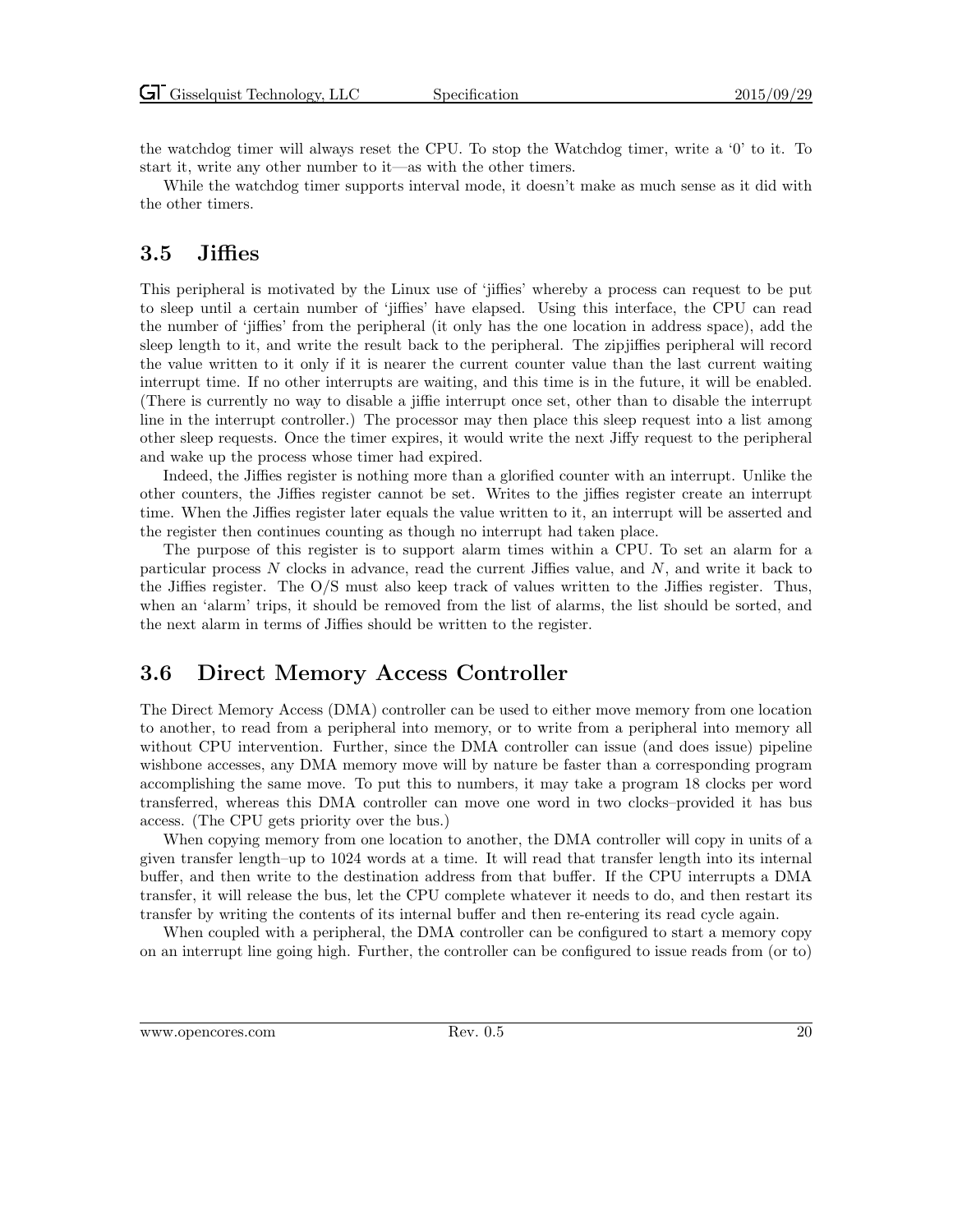the watchdog timer will always reset the CPU. To stop the Watchdog timer, write a '0' to it. To start it, write any other number to it—as with the other timers.

While the watchdog timer supports interval mode, it doesn't make as much sense as it did with the other timers.

## 3.5 Jiffies

This peripheral is motivated by the Linux use of 'jiffies' whereby a process can request to be put to sleep until a certain number of 'jiffies' have elapsed. Using this interface, the CPU can read the number of 'jiffies' from the peripheral (it only has the one location in address space), add the sleep length to it, and write the result back to the peripheral. The zipjiffies peripheral will record the value written to it only if it is nearer the current counter value than the last current waiting interrupt time. If no other interrupts are waiting, and this time is in the future, it will be enabled. (There is currently no way to disable a jiffie interrupt once set, other than to disable the interrupt line in the interrupt controller.) The processor may then place this sleep request into a list among other sleep requests. Once the timer expires, it would write the next Jiffy request to the peripheral and wake up the process whose timer had expired.

Indeed, the Jiffies register is nothing more than a glorified counter with an interrupt. Unlike the other counters, the Jiffies register cannot be set. Writes to the jiffies register create an interrupt time. When the Jiffies register later equals the value written to it, an interrupt will be asserted and the register then continues counting as though no interrupt had taken place.

The purpose of this register is to support alarm times within a CPU. To set an alarm for a particular process $N$ clocks in advance, read the current Jiffies value, and $N$, and write it back to the Jiffies register. The O/S must also keep track of values written to the Jiffies register. Thus, when an 'alarm' trips, it should be removed from the list of alarms, the list should be sorted, and the next alarm in terms of Jiffies should be written to the register.

## 3.6 Direct Memory Access Controller

The Direct Memory Access (DMA) controller can be used to either move memory from one location to another, to read from a peripheral into memory, or to write from a peripheral into memory all without CPU intervention. Further, since the DMA controller can issue (and does issue) pipeline wishbone accesses, any DMA memory move will by nature be faster than a corresponding program accomplishing the same move. To put this to numbers, it may take a program 18 clocks per word transferred, whereas this DMA controller can move one word in two clocks–provided it has bus access. (The CPU gets priority over the bus.)

When copying memory from one location to another, the DMA controller will copy in units of a given transfer length–up to 1024 words at a time. It will read that transfer length into its internal buffer, and then write to the destination address from that buffer. If the CPU interrupts a DMA transfer, it will release the bus, let the CPU complete whatever it needs to do, and then restart its transfer by writing the contents of its internal buffer and then re-entering its read cycle again.

When coupled with a peripheral, the DMA controller can be configured to start a memory copy on an interrupt line going high. Further, the controller can be configured to issue reads from (or to)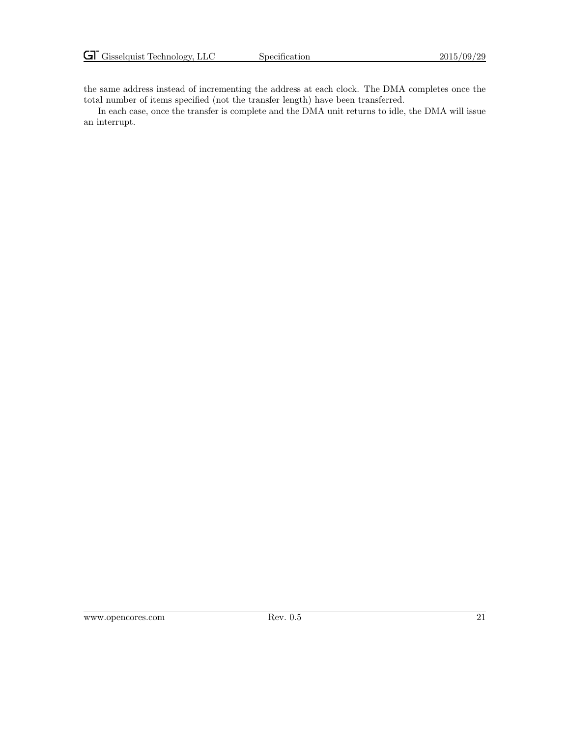the same address instead of incrementing the address at each clock. The DMA completes once the total number of items specified (not the transfer length) have been transferred.

In each case, once the transfer is complete and the DMA unit returns to idle, the DMA will issue an interrupt.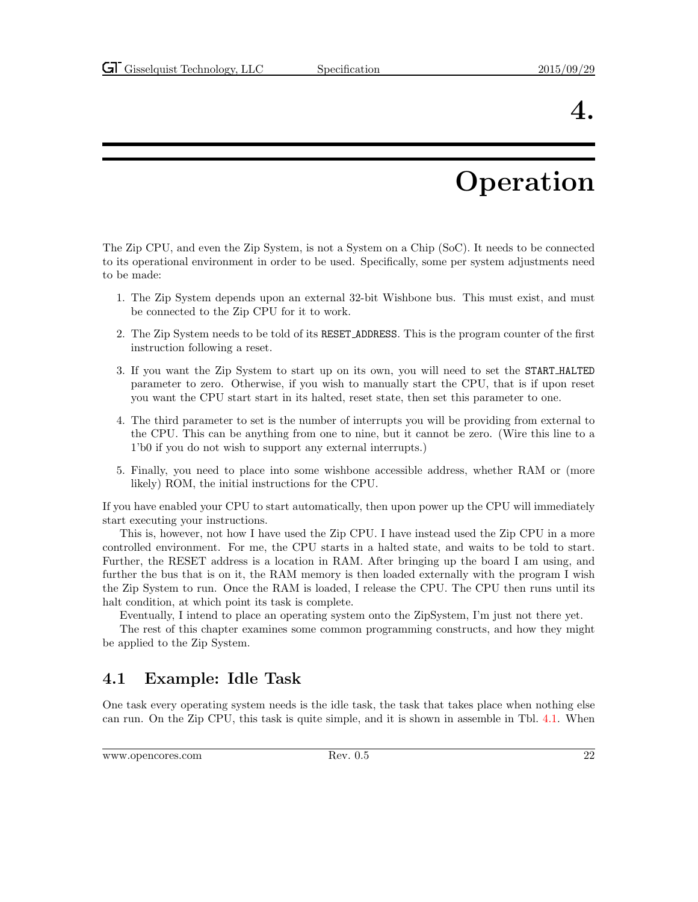# 4. Operation

The Zip CPU, and even the Zip System, is not a System on a Chip (SoC). It needs to be connected to its operational environment in order to be used. Specifically, some per system adjustments need to be made:

1. The Zip System depends upon an external 32-bit Wishbone bus. This must exist, and must be connected to the Zip CPU for it to work.
2. The Zip System needs to be told of its `RESET_ADDRESS`. This is the program counter of the first instruction following a reset.
3. If you want the Zip System to start up on its own, you will need to set the `START_HALTED` parameter to zero. Otherwise, if you wish to manually start the CPU, that is if upon reset you want the CPU start start in its halted, reset state, then set this parameter to one.
4. The third parameter to set is the number of interrupts you will be providing from external to the CPU. This can be anything from one to nine, but it cannot be zero. (Wire this line to a 1'b0 if you do not wish to support any external interrupts.)
5. Finally, you need to place into some wishbone accessible address, whether RAM or (more likely) ROM, the initial instructions for the CPU.

If you have enabled your CPU to start automatically, then upon power up the CPU will immediately start executing your instructions.

This is, however, not how I have used the Zip CPU. I have instead used the Zip CPU in a more controlled environment. For me, the CPU starts in a halted state, and waits to be told to start. Further, the RESET address is a location in RAM. After bringing up the board I am using, and further the bus that is on it, the RAM memory is then loaded externally with the program I wish the Zip System to run. Once the RAM is loaded, I release the CPU. The CPU then runs until its halt condition, at which point its task is complete.

Eventually, I intend to place an operating system onto the ZipSystem, I'm just not there yet.

The rest of this chapter examines some common programming constructs, and how they might be applied to the Zip System.

## 4.1 Example: Idle Task

One task every operating system needs is the idle task, the task that takes place when nothing else can run. On the Zip CPU, this task is quite simple, and it is shown in assemble in Tbl. 4.1. When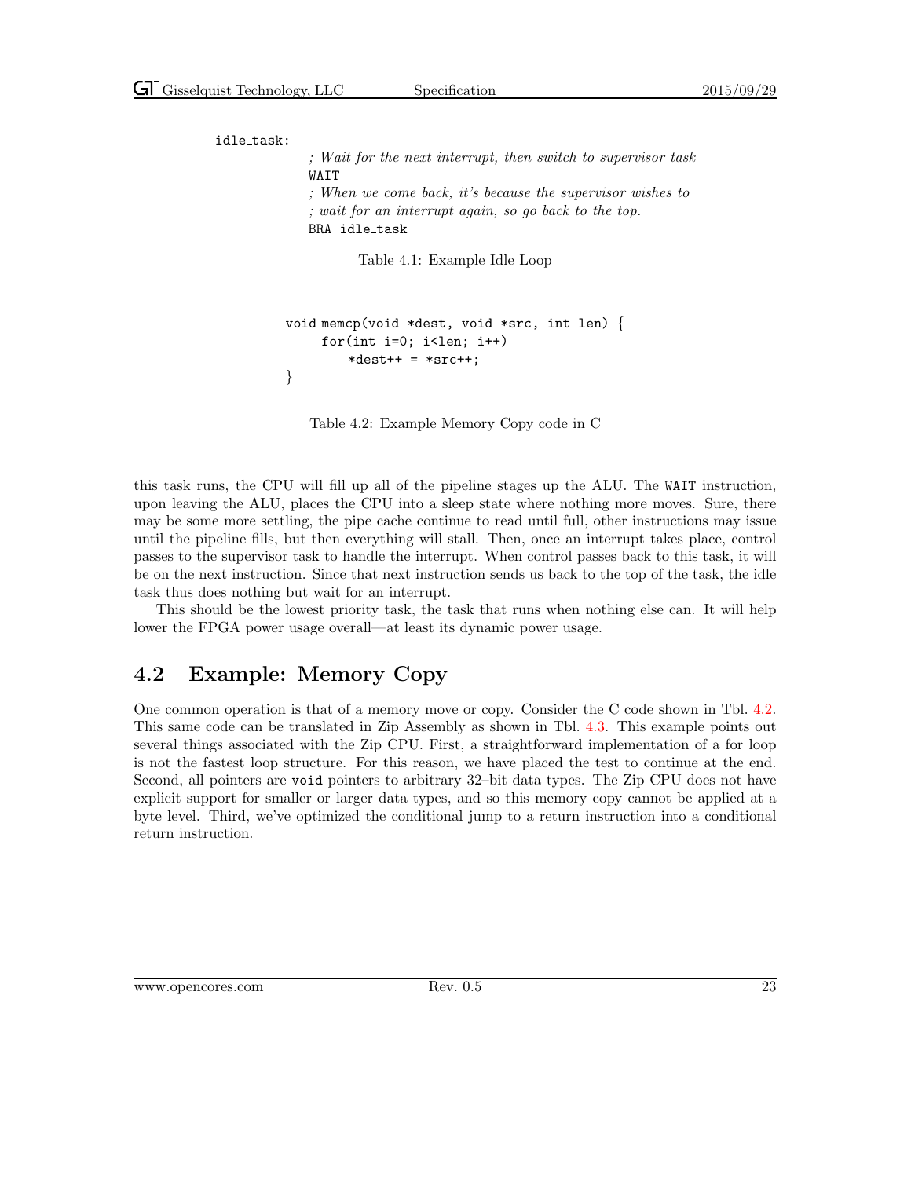```
idle_task:
        ; Wait for the next interrupt, then switch to supervisor task
        WAIT
        ; When we come back, it's because the supervisor wishes to
        ; wait for an interrupt again, so go back to the top.
        BRA idle_task
```

Table 4.1: Example Idle Loop

```
void memcp(void *dest, void *src, int len) {
    for(int i=0; i<len; i++)
        *dest++ = *src++;
}
```

Table 4.2: Example Memory Copy code in C

this task runs, the CPU will fill up all of the pipeline stages up the ALU. The `WAIT` instruction, upon leaving the ALU, places the CPU into a sleep state where nothing more moves. Sure, there may be some more settling, the pipe cache continue to read until full, other instructions may issue until the pipeline fills, but then everything will stall. Then, once an interrupt takes place, control passes to the supervisor task to handle the interrupt. When control passes back to this task, it will be on the next instruction. Since that next instruction sends us back to the top of the task, the idle task thus does nothing but wait for an interrupt.

This should be the lowest priority task, the task that runs when nothing else can. It will help lower the FPGA power usage overall—at least its dynamic power usage.

## 4.2 Example: Memory Copy

One common operation is that of a memory move or copy. Consider the C code shown in Tbl. 4.2. This same code can be translated in Zip Assembly as shown in Tbl. 4.3. This example points out several things associated with the Zip CPU. First, a straightforward implementation of a for loop is not the fastest loop structure. For this reason, we have placed the test to continue at the end. Second, all pointers are `void` pointers to arbitrary 32–bit data types. The Zip CPU does not have explicit support for smaller or larger data types, and so this memory copy cannot be applied at a byte level. Third, we've optimized the conditional jump to a return instruction into a conditional return instruction.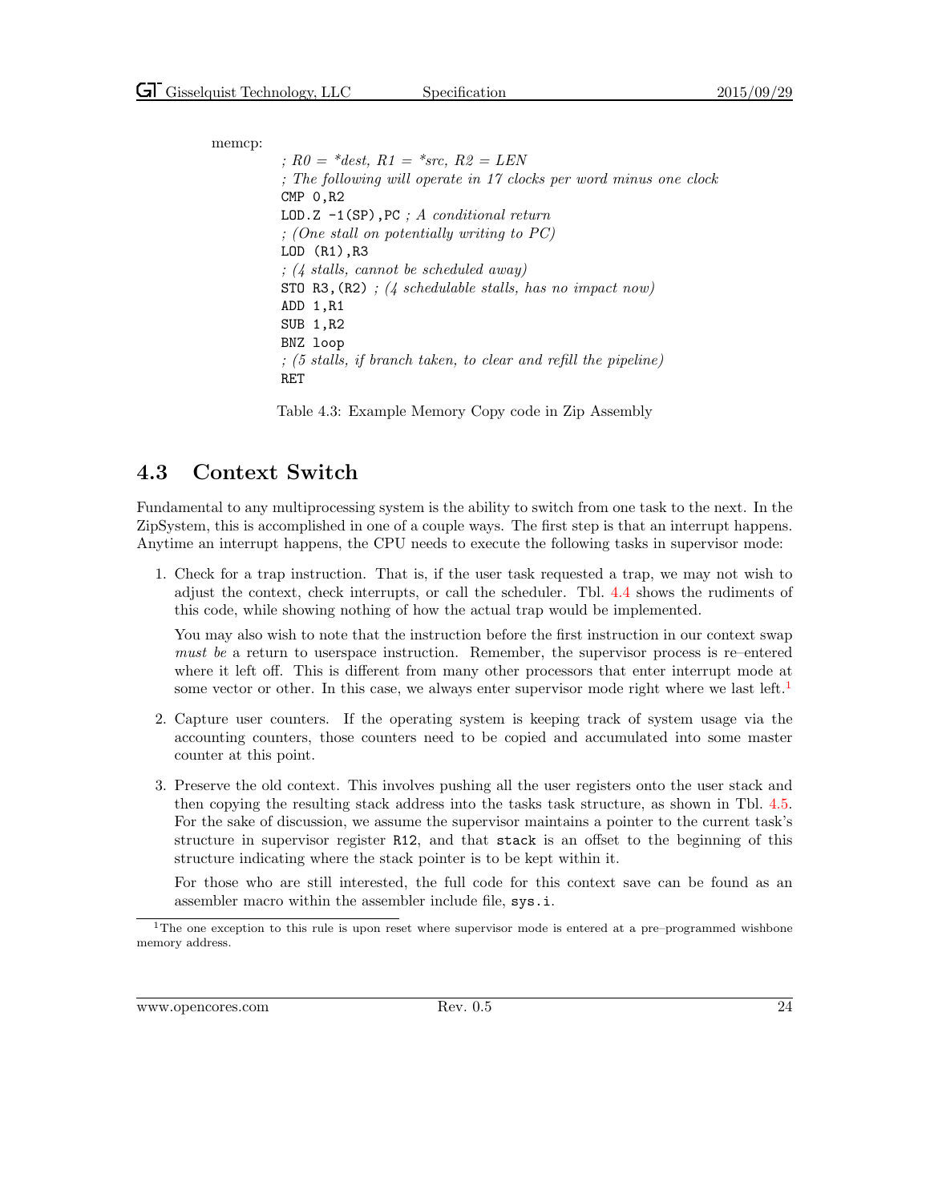```
memcp:
        ; R0 = *dest, R1 = *src, R2 = LEN
        ; The following will operate in 17 clocks per word minus one clock
        CMP 0,R2
        LOD.Z -1(SP),PC ; A conditional return
        ; (One stall on potentially writing to PC)
        LOD (R1),R3
        ; (4 stalls, cannot be scheduled away)
        STO R3,(R2) ; (4 schedulable stalls, has no impact now)
        ADD 1,R1
        SUB 1,R2
        BNZ loop
        ; (5 stalls, if branch taken, to clear and refill the pipeline)
        RET
```

Table 4.3: Example Memory Copy code in Zip Assembly

## 4.3 Context Switch

Fundamental to any multiprocessing system is the ability to switch from one task to the next. In the ZipSystem, this is accomplished in one of a couple ways. The first step is that an interrupt happens. Anytime an interrupt happens, the CPU needs to execute the following tasks in supervisor mode:

1. Check for a trap instruction. That is, if the user task requested a trap, we may not wish to adjust the context, check interrupts, or call the scheduler. Tbl. 4.4 shows the rudiments of this code, while showing nothing of how the actual trap would be implemented.

   You may also wish to note that the instruction before the first instruction in our context swap *must be* a return to userspace instruction. Remember, the supervisor process is re–entered where it left off. This is different from many other processors that enter interrupt mode at some vector or other. In this case, we always enter supervisor mode right where we last left.[1]

2. Capture user counters. If the operating system is keeping track of system usage via the accounting counters, those counters need to be copied and accumulated into some master counter at this point.

3. Preserve the old context. This involves pushing all the user registers onto the user stack and then copying the resulting stack address into the tasks task structure, as shown in Tbl. 4.5. For the sake of discussion, we assume the supervisor maintains a pointer to the current task's structure in supervisor register `R12`, and that `stack` is an offset to the beginning of this structure indicating where the stack pointer is to be kept within it.

   For those who are still interested, the full code for this context save can be found as an assembler macro within the assembler include file, `sys.i`.

[1] The one exception to this rule is upon reset where supervisor mode is entered at a pre–programmed wishbone memory address.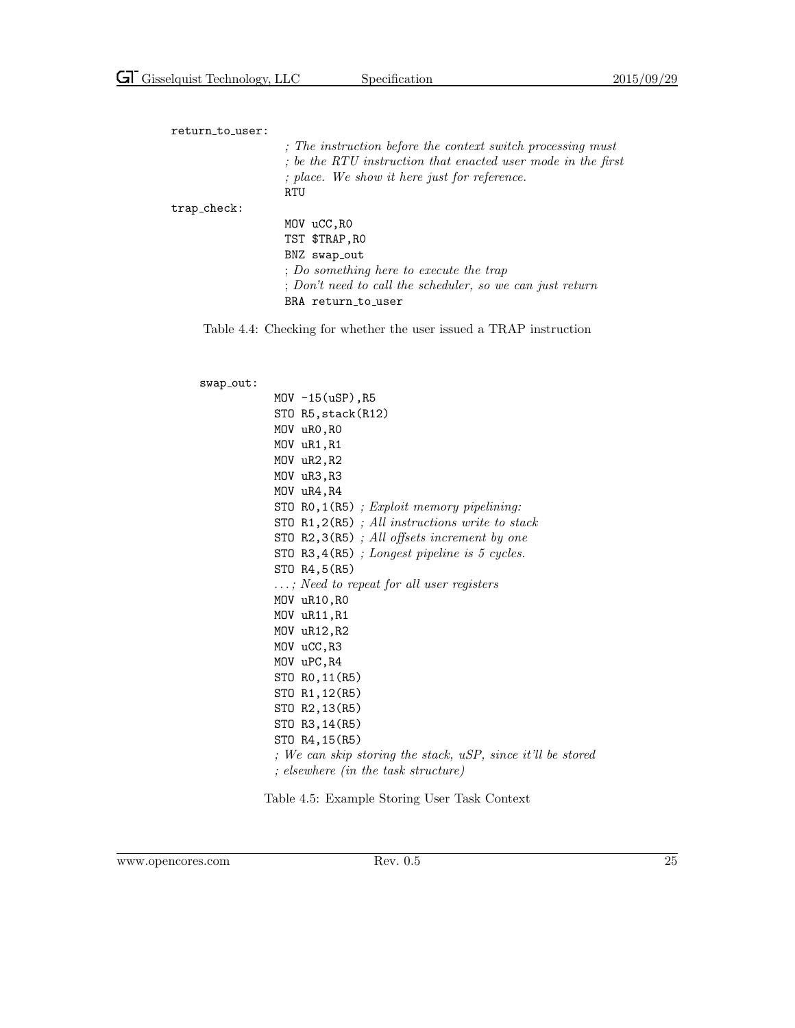```
return_to_user:
                ; The instruction before the context switch processing must
                ; be the RTU instruction that enacted user mode in the first
                ; place. We show it here just for reference.
                RTU
trap_check:
                MOV uCC,R0
                TST $TRAP,R0
                BNZ swap_out
                ; Do something here to execute the trap
                ; Don't need to call the scheduler, so we can just return
                BRA return_to_user
```

Table 4.4: Checking for whether the user issued a TRAP instruction

```
swap_out:
        MOV -15(uSP),R5
        STO R5,stack(R12)
        MOV uR0,R0
        MOV uR1,R1
        MOV uR2,R2
        MOV uR3,R3
        MOV uR4,R4
        STO R0,1(R5) ; Exploit memory pipelining:
        STO R1,2(R5) ; All instructions write to stack
        STO R2,3(R5) ; All offsets increment by one
        STO R3,4(R5) ; Longest pipeline is 5 cycles.
        STO R4,5(R5)
        ...; Need to repeat for all user registers
        MOV uR10,R0
        MOV uR11,R1
        MOV uR12,R2
        MOV uCC,R3
        MOV uPC,R4
        STO R0,11(R5)
        STO R1,12(R5)
        STO R2,13(R5)
        STO R3,14(R5)
        STO R4,15(R5)
        ; We can skip storing the stack, uSP, since it'll be stored
        ; elsewhere (in the task structure)
```

Table 4.5: Example Storing User Task Context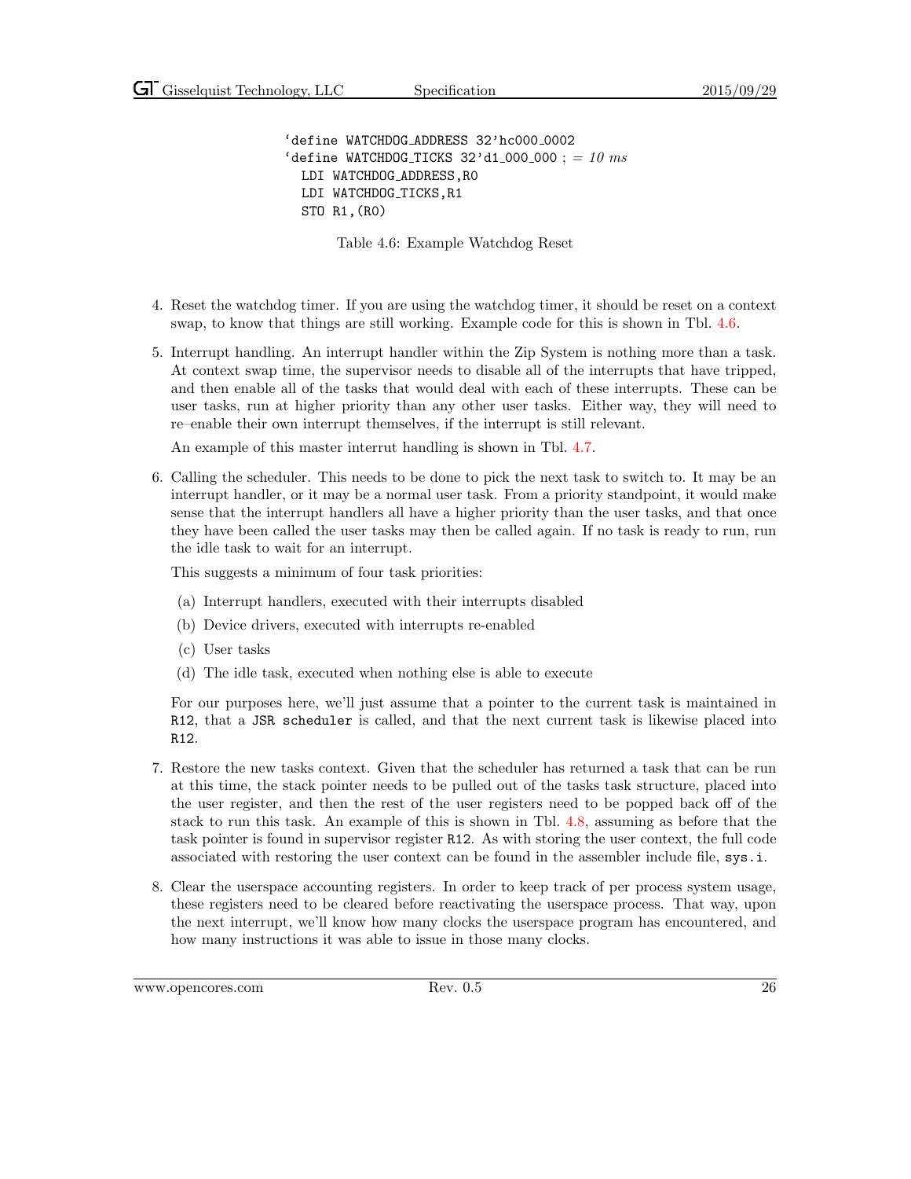```
`define WATCHDOG_ADDRESS 32'hc000_0002
`define WATCHDOG_TICKS 32'd1_000_000 ; = 10 ms
  LDI WATCHDOG_ADDRESS,R0
  LDI WATCHDOG_TICKS,R1
  STO R1,(R0)
```

Table 4.6: Example Watchdog Reset

4. Reset the watchdog timer. If you are using the watchdog timer, it should be reset on a context swap, to know that things are still working. Example code for this is shown in Tbl. 4.6.

5. Interrupt handling. An interrupt handler within the Zip System is nothing more than a task. At context swap time, the supervisor needs to disable all of the interrupts that have tripped, and then enable all of the tasks that would deal with each of these interrupts. These can be user tasks, run at higher priority than any other user tasks. Either way, they will need to re–enable their own interrupt themselves, if the interrupt is still relevant.

   An example of this master interrut handling is shown in Tbl. 4.7.

6. Calling the scheduler. This needs to be done to pick the next task to switch to. It may be an interrupt handler, or it may be a normal user task. From a priority standpoint, it would make sense that the interrupt handlers all have a higher priority than the user tasks, and that once they have been called the user tasks may then be called again. If no task is ready to run, run the idle task to wait for an interrupt.

   This suggests a minimum of four task priorities:

   (a) Interrupt handlers, executed with their interrupts disabled

   (b) Device drivers, executed with interrupts re-enabled

   (c) User tasks

   (d) The idle task, executed when nothing else is able to execute

   For our purposes here, we'll just assume that a pointer to the current task is maintained in `R12`, that a `JSR scheduler` is called, and that the next current task is likewise placed into `R12`.

7. Restore the new tasks context. Given that the scheduler has returned a task that can be run at this time, the stack pointer needs to be pulled out of the tasks task structure, placed into the user register, and then the rest of the user registers need to be popped back off of the stack to run this task. An example of this is shown in Tbl. 4.8, assuming as before that the task pointer is found in supervisor register `R12`. As with storing the user context, the full code associated with restoring the user context can be found in the assembler include file, `sys.i`.

8. Clear the userspace accounting registers. In order to keep track of per process system usage, these registers need to be cleared before reactivating the userspace process. That way, upon the next interrupt, we'll know how many clocks the userspace program has encountered, and how many instructions it was able to issue in those many clocks.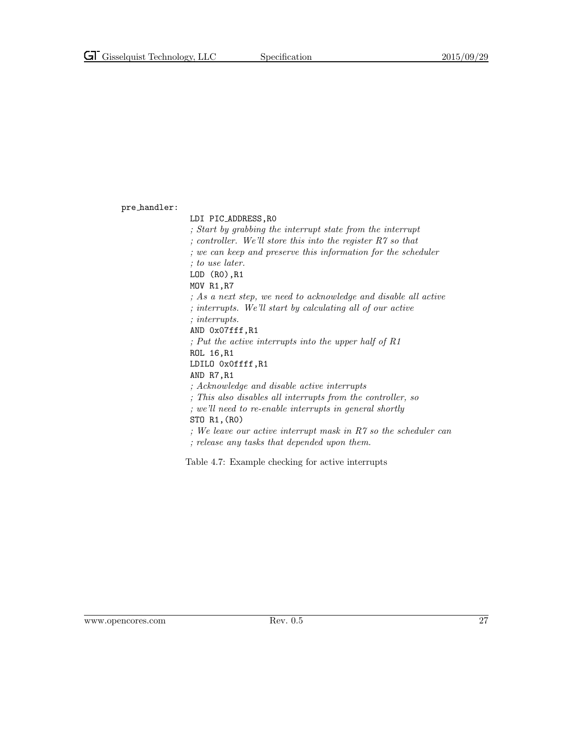```
pre_handler:
        LDI PIC_ADDRESS,R0
        ; Start by grabbing the interrupt state from the interrupt
        ; controller. We'll store this into the register R7 so that
        ; we can keep and preserve this information for the scheduler
        ; to use later.
        LOD (R0),R1
        MOV R1,R7
        ; As a next step, we need to acknowledge and disable all active
        ; interrupts. We'll start by calculating all of our active
        ; interrupts.
        AND 0x07fff,R1
        ; Put the active interrupts into the upper half of R1
        ROL 16,R1
        LDILO 0x0ffff,R1
        AND R7,R1
        ; Acknowledge and disable active interrupts
        ; This also disables all interrupts from the controller, so
        ; we'll need to re-enable interrupts in general shortly
        STO R1,(R0)
        ; We leave our active interrupt mask in R7 so the scheduler can
        ; release any tasks that depended upon them.
```

Table 4.7: Example checking for active interrupts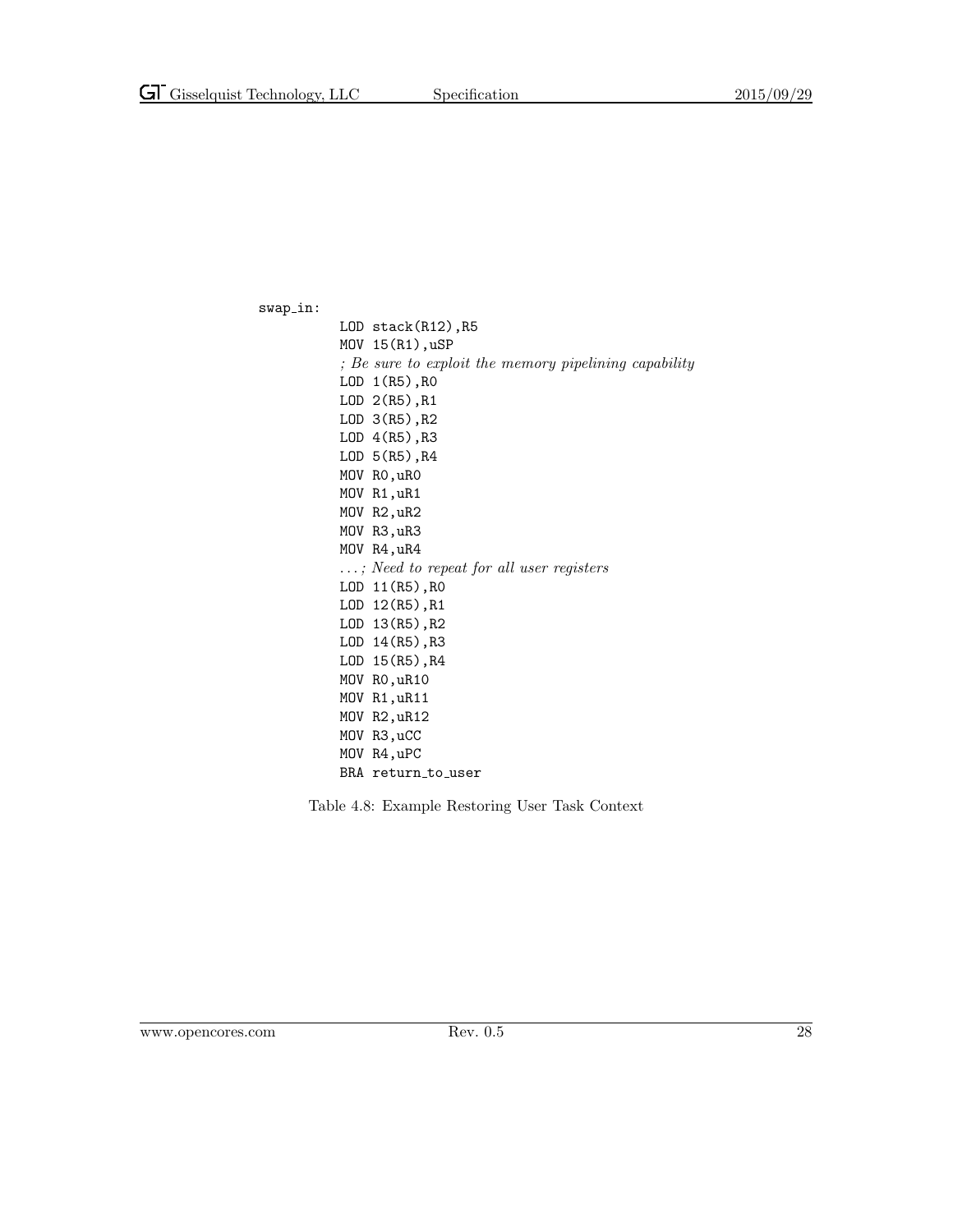```
swap_in:
        LOD stack(R12),R5
        MOV 15(R1),uSP
        ; Be sure to exploit the memory pipelining capability
        LOD 1(R5),R0
        LOD 2(R5),R1
        LOD 3(R5),R2
        LOD 4(R5),R3
        LOD 5(R5),R4
        MOV R0,uR0
        MOV R1,uR1
        MOV R2,uR2
        MOV R3,uR3
        MOV R4,uR4
        ... ; Need to repeat for all user registers
        LOD 11(R5),R0
        LOD 12(R5),R1
        LOD 13(R5),R2
        LOD 14(R5),R3
        LOD 15(R5),R4
        MOV R0,uR10
        MOV R1,uR11
        MOV R2,uR12
        MOV R3,uCC
        MOV R4,uPC
        BRA return_to_user
```

Table 4.8: Example Restoring User Task Context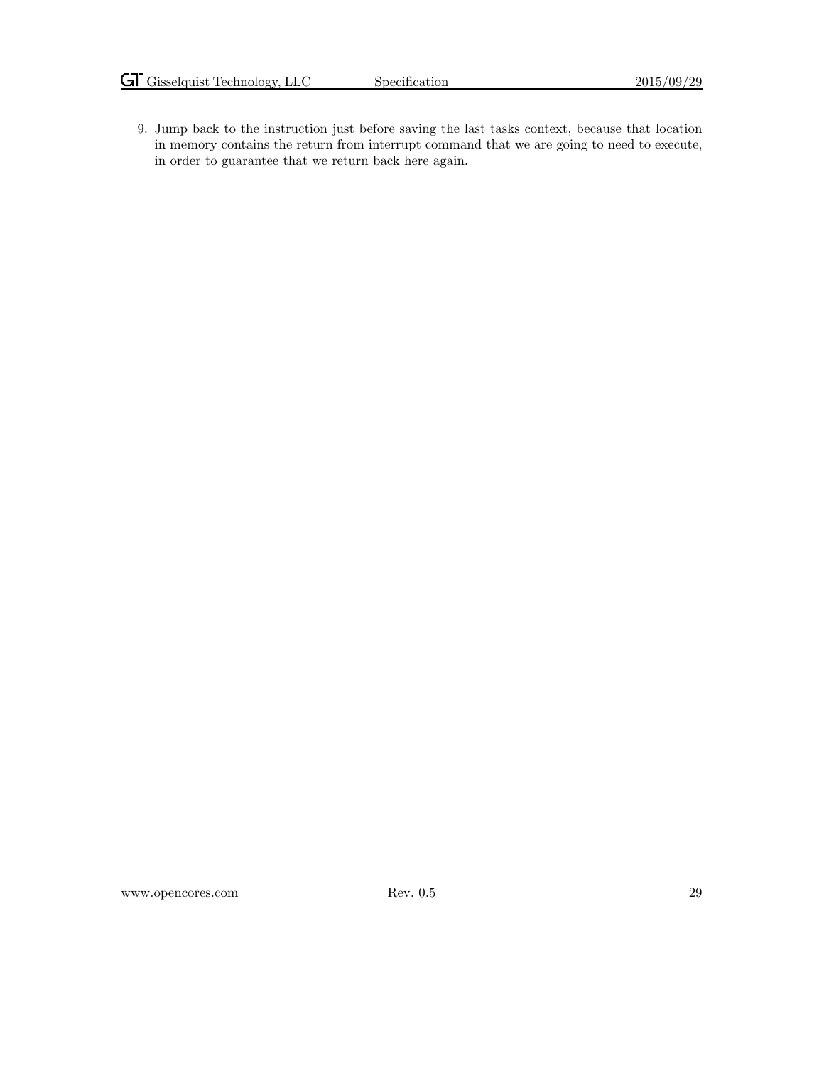9. Jump back to the instruction just before saving the last tasks context, because that location in memory contains the return from interrupt command that we are going to need to execute, in order to guarantee that we return back here again.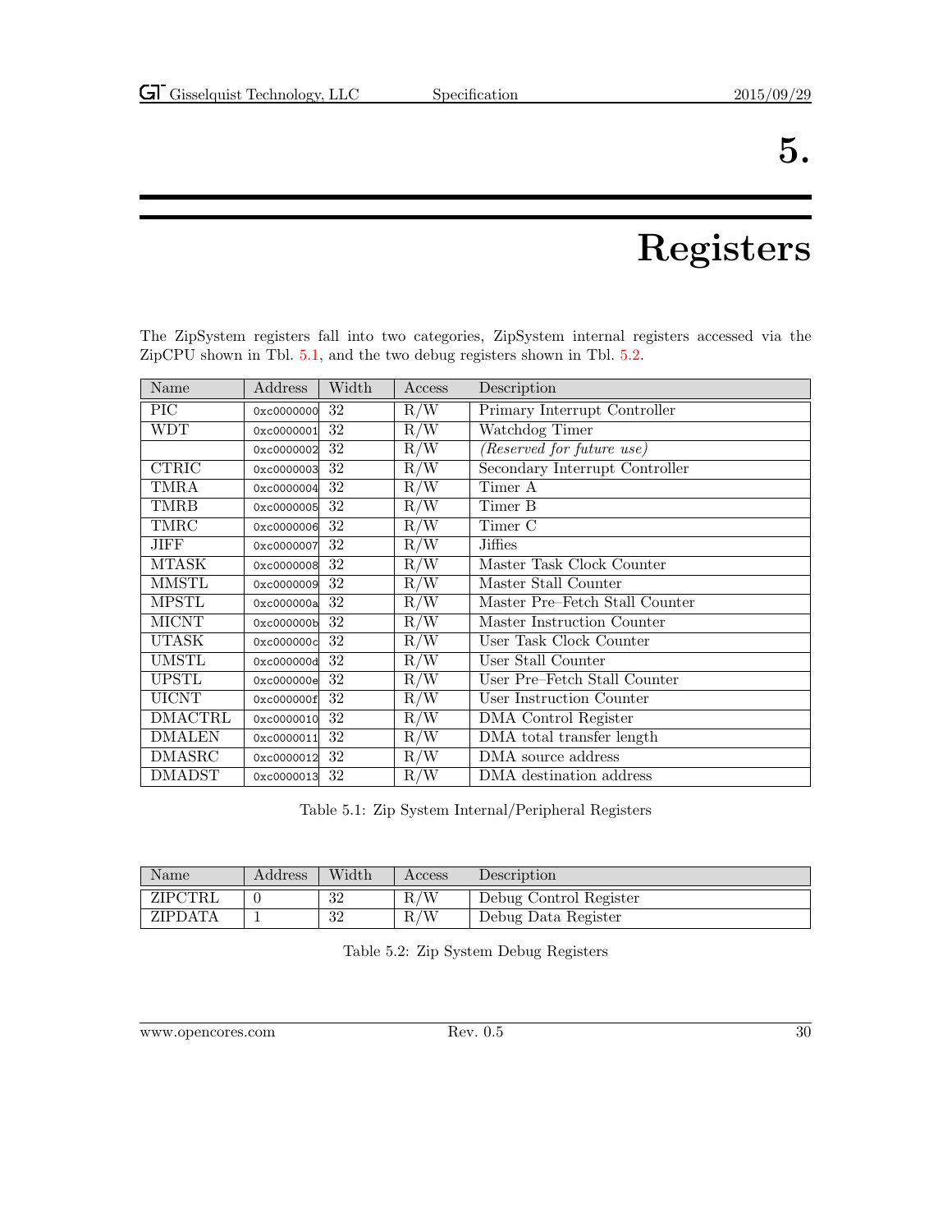# 5. Registers

The ZipSystem registers fall into two categories, ZipSystem internal registers accessed via the ZipCPU shown in Tbl. 5.1, and the two debug registers shown in Tbl. 5.2.

| Name | Address | Width | Access | Description |
|---|---|---|---|---|
| PIC | 0xc0000000 | 32 | R/W | Primary Interrupt Controller |
| WDT | 0xc0000001 | 32 | R/W | Watchdog Timer |
| | 0xc0000002 | 32 | R/W | *(Reserved for future use)* |
| CTRIC | 0xc0000003 | 32 | R/W | Secondary Interrupt Controller |
| TMRA | 0xc0000004 | 32 | R/W | Timer A |
| TMRB | 0xc0000005 | 32 | R/W | Timer B |
| TMRC | 0xc0000006 | 32 | R/W | Timer C |
| JIFF | 0xc0000007 | 32 | R/W | Jiffies |
| MTASK | 0xc0000008 | 32 | R/W | Master Task Clock Counter |
| MMSTL | 0xc0000009 | 32 | R/W | Master Stall Counter |
| MPSTL | 0xc000000a | 32 | R/W | Master Pre–Fetch Stall Counter |
| MICNT | 0xc000000b | 32 | R/W | Master Instruction Counter |
| UTASK | 0xc000000c | 32 | R/W | User Task Clock Counter |
| UMSTL | 0xc000000d | 32 | R/W | User Stall Counter |
| UPSTL | 0xc000000e | 32 | R/W | User Pre–Fetch Stall Counter |
| UICNT | 0xc000000f | 32 | R/W | User Instruction Counter |
| DMACTRL | 0xc0000010 | 32 | R/W | DMA Control Register |
| DMALEN | 0xc0000011 | 32 | R/W | DMA total transfer length |
| DMASRC | 0xc0000012 | 32 | R/W | DMA source address |
| DMADST | 0xc0000013 | 32 | R/W | DMA destination address |

Table 5.1: Zip System Internal/Peripheral Registers

| Name | Address | Width | Access | Description |
|---|---|---|---|---|
| ZIPCTRL | 0 | 32 | R/W | Debug Control Register |
| ZIPDATA | 1 | 32 | R/W | Debug Data Register |

Table 5.2: Zip System Debug Registers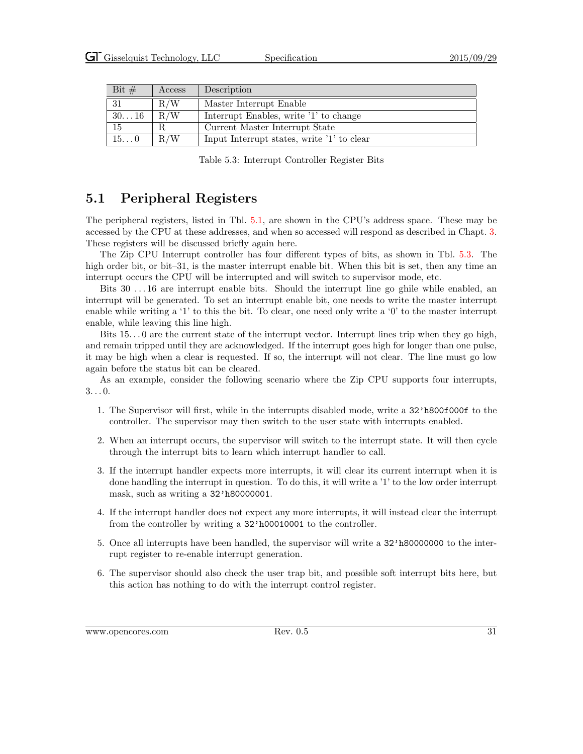| Bit # | Access | Description |
|---|---|---|
| 31 | R/W | Master Interrupt Enable |
| 30...16 | R/W | Interrupt Enables, write '1' to change |
| 15 | R | Current Master Interrupt State |
| 15...0 | R/W | Input Interrupt states, write '1' to clear |

Table 5.3: Interrupt Controller Register Bits

## 5.1 Peripheral Registers

The peripheral registers, listed in Tbl. 5.1, are shown in the CPU's address space. These may be accessed by the CPU at these addresses, and when so accessed will respond as described in Chapt. 3. These registers will be discussed briefly again here.

The Zip CPU Interrupt controller has four different types of bits, as shown in Tbl. 5.3. The high order bit, or bit–31, is the master interrupt enable bit. When this bit is set, then any time an interrupt occurs the CPU will be interrupted and will switch to supervisor mode, etc.

Bits 30 ...16 are interrupt enable bits. Should the interrupt line go ghile while enabled, an interrupt will be generated. To set an interrupt enable bit, one needs to write the master interrupt enable while writing a '1' to this the bit. To clear, one need only write a '0' to the master interrupt enable, while leaving this line high.

Bits 15...0 are the current state of the interrupt vector. Interrupt lines trip when they go high, and remain tripped until they are acknowledged. If the interrupt goes high for longer than one pulse, it may be high when a clear is requested. If so, the interrupt will not clear. The line must go low again before the status bit can be cleared.

As an example, consider the following scenario where the Zip CPU supports four interrupts, 3...0.

1. The Supervisor will first, while in the interrupts disabled mode, write a `32'h800f000f` to the controller. The supervisor may then switch to the user state with interrupts enabled.
2. When an interrupt occurs, the supervisor will switch to the interrupt state. It will then cycle through the interrupt bits to learn which interrupt handler to call.
3. If the interrupt handler expects more interrupts, it will clear its current interrupt when it is done handling the interrupt in question. To do this, it will write a '1' to the low order interrupt mask, such as writing a `32'h80000001`.
4. If the interrupt handler does not expect any more interrupts, it will instead clear the interrupt from the controller by writing a `32'h00010001` to the controller.
5. Once all interrupts have been handled, the supervisor will write a `32'h80000000` to the interrupt register to re-enable interrupt generation.
6. The supervisor should also check the user trap bit, and possible soft interrupt bits here, but this action has nothing to do with the interrupt control register.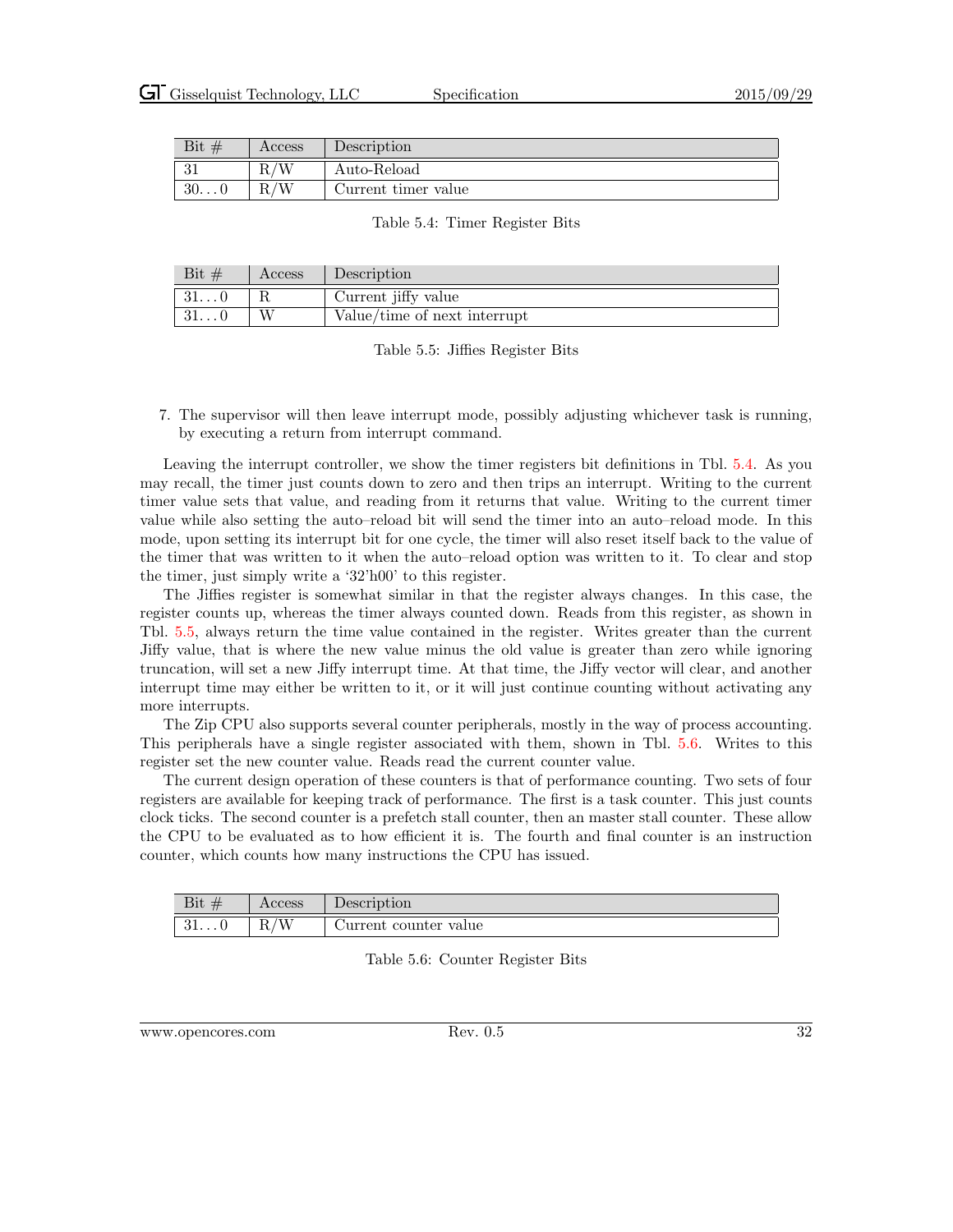| Bit # | Access | Description |
|---|---|---|
| 31 | R/W | Auto-Reload |
| 30. . . 0 | R/W | Current timer value |

Table 5.4: Timer Register Bits

| Bit # | Access | Description |
|---|---|---|
| 31. . . 0 | R | Current jiffy value |
| 31. . . 0 | W | Value/time of next interrupt |

Table 5.5: Jiffies Register Bits

7. The supervisor will then leave interrupt mode, possibly adjusting whichever task is running, by executing a return from interrupt command.

Leaving the interrupt controller, we show the timer registers bit definitions in Tbl. 5.4. As you may recall, the timer just counts down to zero and then trips an interrupt. Writing to the current timer value sets that value, and reading from it returns that value. Writing to the current timer value while also setting the auto–reload bit will send the timer into an auto–reload mode. In this mode, upon setting its interrupt bit for one cycle, the timer will also reset itself back to the value of the timer that was written to it when the auto–reload option was written to it. To clear and stop the timer, just simply write a '32'h00' to this register.

The Jiffies register is somewhat similar in that the register always changes. In this case, the register counts up, whereas the timer always counted down. Reads from this register, as shown in Tbl. 5.5, always return the time value contained in the register. Writes greater than the current Jiffy value, that is where the new value minus the old value is greater than zero while ignoring truncation, will set a new Jiffy interrupt time. At that time, the Jiffy vector will clear, and another interrupt time may either be written to it, or it will just continue counting without activating any more interrupts.

The Zip CPU also supports several counter peripherals, mostly in the way of process accounting. This peripherals have a single register associated with them, shown in Tbl. 5.6. Writes to this register set the new counter value. Reads read the current counter value.

The current design operation of these counters is that of performance counting. Two sets of four registers are available for keeping track of performance. The first is a task counter. This just counts clock ticks. The second counter is a prefetch stall counter, then an master stall counter. These allow the CPU to be evaluated as to how efficient it is. The fourth and final counter is an instruction counter, which counts how many instructions the CPU has issued.

| Bit # | Access | Description |
|---|---|---|
| 31. . . 0 | R/W | Current counter value |

Table 5.6: Counter Register Bits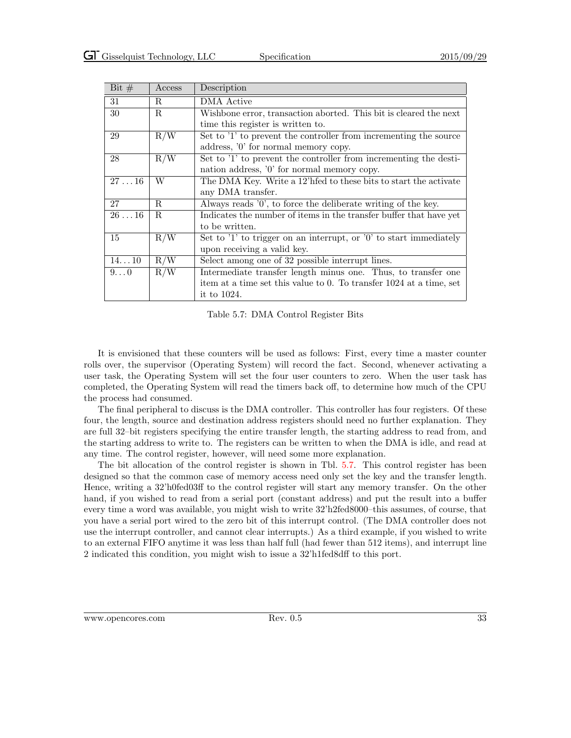| Bit # | Access | Description |
| --- | --- | --- |
| 31 | R | DMA Active |
| 30 | R | Wishbone error, transaction aborted. This bit is cleared the next time this register is written to. |
| 29 | R/W | Set to '1' to prevent the controller from incrementing the source address, '0' for normal memory copy. |
| 28 | R/W | Set to '1' to prevent the controller from incrementing the destination address, '0' for normal memory copy. |
| 27 . . . 16 | W | The DMA Key. Write a 12'hfed to these bits to start the activate any DMA transfer. |
| 27 | R | Always reads '0', to force the deliberate writing of the key. |
| 26 . . . 16 | R | Indicates the number of items in the transfer buffer that have yet to be written. |
| 15 | R/W | Set to '1' to trigger on an interrupt, or '0' to start immediately upon receiving a valid key. |
| 14. . . 10 | R/W | Select among one of 32 possible interrupt lines. |
| 9. . . 0 | R/W | Intermediate transfer length minus one. Thus, to transfer one item at a time set this value to 0. To transfer 1024 at a time, set it to 1024. |

Table 5.7: DMA Control Register Bits

It is envisioned that these counters will be used as follows: First, every time a master counter rolls over, the supervisor (Operating System) will record the fact. Second, whenever activating a user task, the Operating System will set the four user counters to zero. When the user task has completed, the Operating System will read the timers back off, to determine how much of the CPU the process had consumed.

The final peripheral to discuss is the DMA controller. This controller has four registers. Of these four, the length, source and destination address registers should need no further explanation. They are full 32–bit registers specifying the entire transfer length, the starting address to read from, and the starting address to write to. The registers can be written to when the DMA is idle, and read at any time. The control register, however, will need some more explanation.

The bit allocation of the control register is shown in Tbl. 5.7. This control register has been designed so that the common case of memory access need only set the key and the transfer length. Hence, writing a 32'h0fed03ff to the control register will start any memory transfer. On the other hand, if you wished to read from a serial port (constant address) and put the result into a buffer every time a word was available, you might wish to write 32'h2fed8000–this assumes, of course, that you have a serial port wired to the zero bit of this interrupt control. (The DMA controller does not use the interrupt controller, and cannot clear interrupts.) As a third example, if you wished to write to an external FIFO anytime it was less than half full (had fewer than 512 items), and interrupt line 2 indicated this condition, you might wish to issue a 32'h1fed8dff to this port.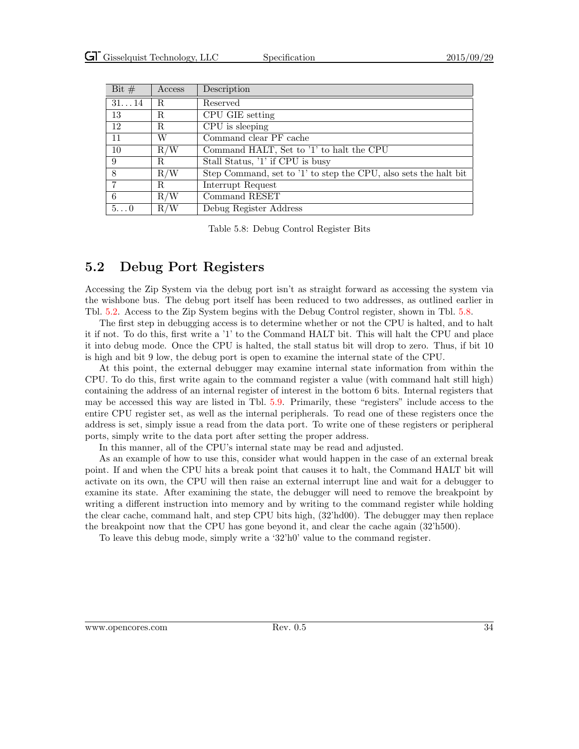| Bit # | Access | Description |
|---|---|---|
| 31...14 | R | Reserved |
| 13 | R | CPU GIE setting |
| 12 | R | CPU is sleeping |
| 11 | W | Command clear PF cache |
| 10 | R/W | Command HALT, Set to '1' to halt the CPU |
| 9 | R | Stall Status, '1' if CPU is busy |
| 8 | R/W | Step Command, set to '1' to step the CPU, also sets the halt bit |
| 7 | R | Interrupt Request |
| 6 | R/W | Command RESET |
| 5...0 | R/W | Debug Register Address |

Table 5.8: Debug Control Register Bits

## 5.2 Debug Port Registers

Accessing the Zip System via the debug port isn't as straight forward as accessing the system via the wishbone bus. The debug port itself has been reduced to two addresses, as outlined earlier in Tbl. 5.2. Access to the Zip System begins with the Debug Control register, shown in Tbl. 5.8.

The first step in debugging access is to determine whether or not the CPU is halted, and to halt it if not. To do this, first write a '1' to the Command HALT bit. This will halt the CPU and place it into debug mode. Once the CPU is halted, the stall status bit will drop to zero. Thus, if bit 10 is high and bit 9 low, the debug port is open to examine the internal state of the CPU.

At this point, the external debugger may examine internal state information from within the CPU. To do this, first write again to the command register a value (with command halt still high) containing the address of an internal register of interest in the bottom 6 bits. Internal registers that may be accessed this way are listed in Tbl. 5.9. Primarily, these "registers" include access to the entire CPU register set, as well as the internal peripherals. To read one of these registers once the address is set, simply issue a read from the data port. To write one of these registers or peripheral ports, simply write to the data port after setting the proper address.

In this manner, all of the CPU's internal state may be read and adjusted.

As an example of how to use this, consider what would happen in the case of an external break point. If and when the CPU hits a break point that causes it to halt, the Command HALT bit will activate on its own, the CPU will then raise an external interrupt line and wait for a debugger to examine its state. After examining the state, the debugger will need to remove the breakpoint by writing a different instruction into memory and by writing to the command register while holding the clear cache, command halt, and step CPU bits high, (32'hd00). The debugger may then replace the breakpoint now that the CPU has gone beyond it, and clear the cache again (32'h500).

To leave this debug mode, simply write a '32'h0' value to the command register.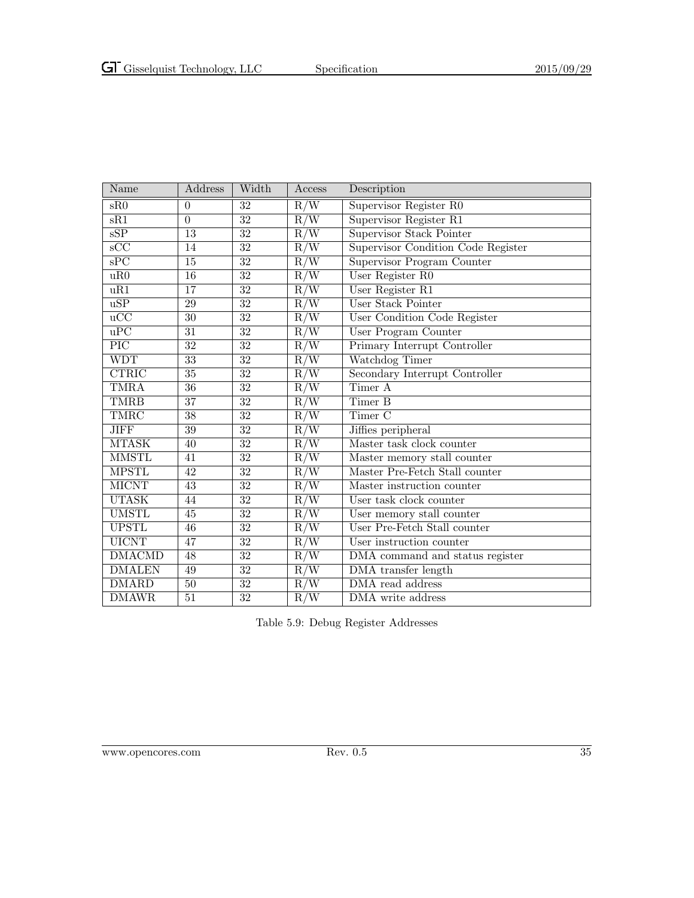| Name | Address | Width | Access | Description |
|---|---|---|---|---|
| sR0 | 0 | 32 | R/W | Supervisor Register R0 |
| sR1 | 0 | 32 | R/W | Supervisor Register R1 |
| sSP | 13 | 32 | R/W | Supervisor Stack Pointer |
| sCC | 14 | 32 | R/W | Supervisor Condition Code Register |
| sPC | 15 | 32 | R/W | Supervisor Program Counter |
| uR0 | 16 | 32 | R/W | User Register R0 |
| uR1 | 17 | 32 | R/W | User Register R1 |
| uSP | 29 | 32 | R/W | User Stack Pointer |
| uCC | 30 | 32 | R/W | User Condition Code Register |
| uPC | 31 | 32 | R/W | User Program Counter |
| PIC | 32 | 32 | R/W | Primary Interrupt Controller |
| WDT | 33 | 32 | R/W | Watchdog Timer |
| CTRIC | 35 | 32 | R/W | Secondary Interrupt Controller |
| TMRA | 36 | 32 | R/W | Timer A |
| TMRB | 37 | 32 | R/W | Timer B |
| TMRC | 38 | 32 | R/W | Timer C |
| JIFF | 39 | 32 | R/W | Jiffies peripheral |
| MTASK | 40 | 32 | R/W | Master task clock counter |
| MMSTL | 41 | 32 | R/W | Master memory stall counter |
| MPSTL | 42 | 32 | R/W | Master Pre-Fetch Stall counter |
| MICNT | 43 | 32 | R/W | Master instruction counter |
| UTASK | 44 | 32 | R/W | User task clock counter |
| UMSTL | 45 | 32 | R/W | User memory stall counter |
| UPSTL | 46 | 32 | R/W | User Pre-Fetch Stall counter |
| UICNT | 47 | 32 | R/W | User instruction counter |
| DMACMD | 48 | 32 | R/W | DMA command and status register |
| DMALEN | 49 | 32 | R/W | DMA transfer length |
| DMARD | 50 | 32 | R/W | DMA read address |
| DMAWR | 51 | 32 | R/W | DMA write address |

Table 5.9: Debug Register Addresses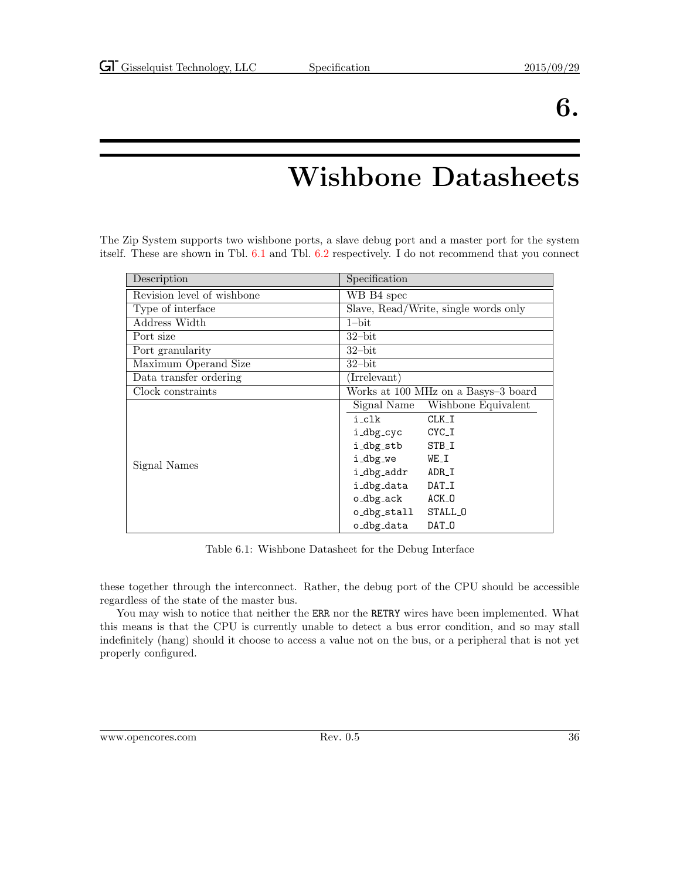# 6. Wishbone Datasheets

The Zip System supports two wishbone ports, a slave debug port and a master port for the system itself. These are shown in Tbl. 6.1 and Tbl. 6.2 respectively. I do not recommend that you connect these together through the interconnect. Rather, the debug port of the CPU should be accessible regardless of the state of the master bus.

| Description | Specification | |
|---|---|---|
| Revision level of wishbone | WB B4 spec | |
| Type of interface | Slave, Read/Write, single words only | |
| Address Width | 1–bit | |
| Port size | 32–bit | |
| Port granularity | 32–bit | |
| Maximum Operand Size | 32–bit | |
| Data transfer ordering | (Irrelevant) | |
| Clock constraints | Works at 100 MHz on a Basys–3 board | |
| Signal Names | **Signal Name** | **Wishbone Equivalent** |
| | `i_clk` | `CLK_I` |
| | `i_dbg_cyc` | `CYC_I` |
| | `i_dbg_stb` | `STB_I` |
| | `i_dbg_we` | `WE_I` |
| | `i_dbg_addr` | `ADR_I` |
| | `i_dbg_data` | `DAT_I` |
| | `o_dbg_ack` | `ACK_O` |
| | `o_dbg_stall` | `STALL_O` |
| | `o_dbg_data` | `DAT_O` |

Table 6.1: Wishbone Datasheet for the Debug Interface

You may wish to notice that neither the ERR nor the RETRY wires have been implemented. What this means is that the CPU is currently unable to detect a bus error condition, and so may stall indefinitely (hang) should it choose to access a value not on the bus, or a peripheral that is not yet properly configured.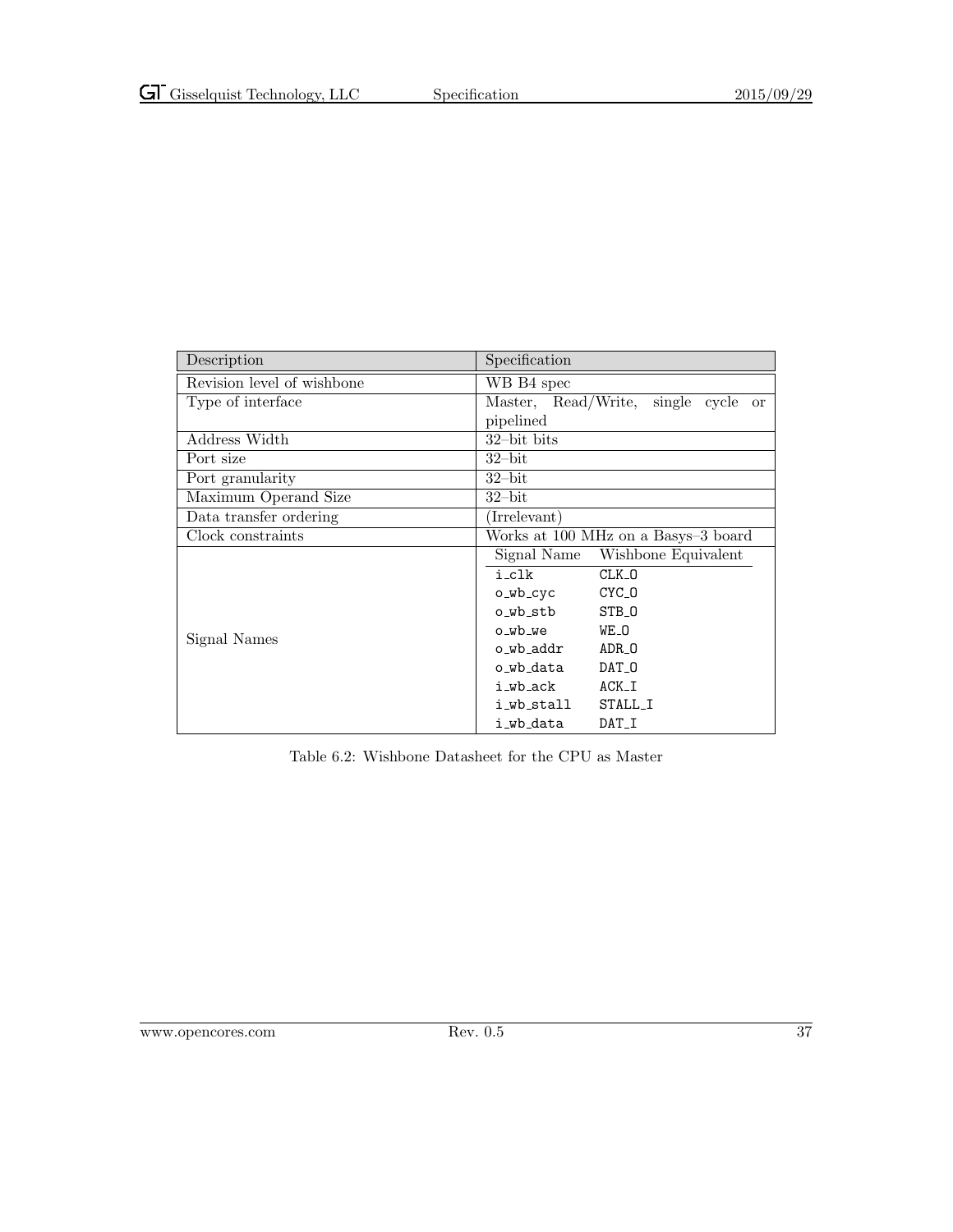| Description | Specification |
|---|---|
| Revision level of wishbone | WB B4 spec |
| Type of interface | Master, Read/Write, single cycle or pipelined |
| Address Width | 32–bit bits |
| Port size | 32–bit |
| Port granularity | 32–bit |
| Maximum Operand Size | 32–bit |
| Data transfer ordering | (Irrelevant) |
| Clock constraints | Works at 100 MHz on a Basys–3 board |
| Signal Names | Signal Name / Wishbone Equivalent |
| | i_clk / CLK_O |
| | o_wb_cyc / CYC_O |
| | o_wb_stb / STB_O |
| | o_wb_we / WE_O |
| | o_wb_addr / ADR_O |
| | o_wb_data / DAT_O |
| | i_wb_ack / ACK_I |
| | i_wb_stall / STALL_I |
| | i_wb_data / DAT_I |

Table 6.2: Wishbone Datasheet for the CPU as Master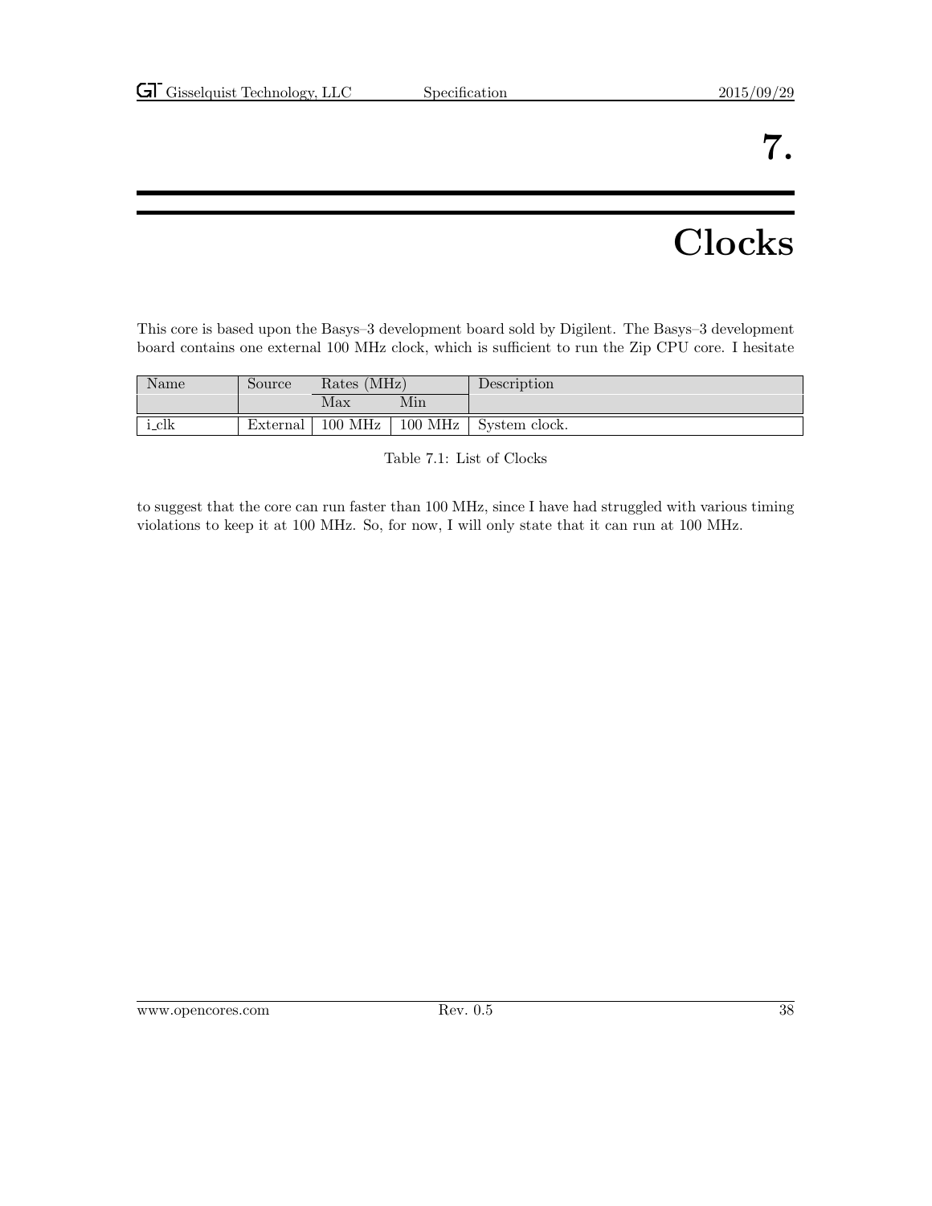# 7. Clocks

This core is based upon the Basys–3 development board sold by Digilent. The Basys–3 development board contains one external 100 MHz clock, which is sufficient to run the Zip CPU core. I hesitate to suggest that the core can run faster than 100 MHz, since I have had struggled with various timing violations to keep it at 100 MHz. So, for now, I will only state that it can run at 100 MHz.

| Name | Source | Rates (MHz) | | Description |
|---|---|---|---|---|
| | | Max | Min | |
| i_clk | External | 100 MHz | 100 MHz | System clock. |

Table 7.1: List of Clocks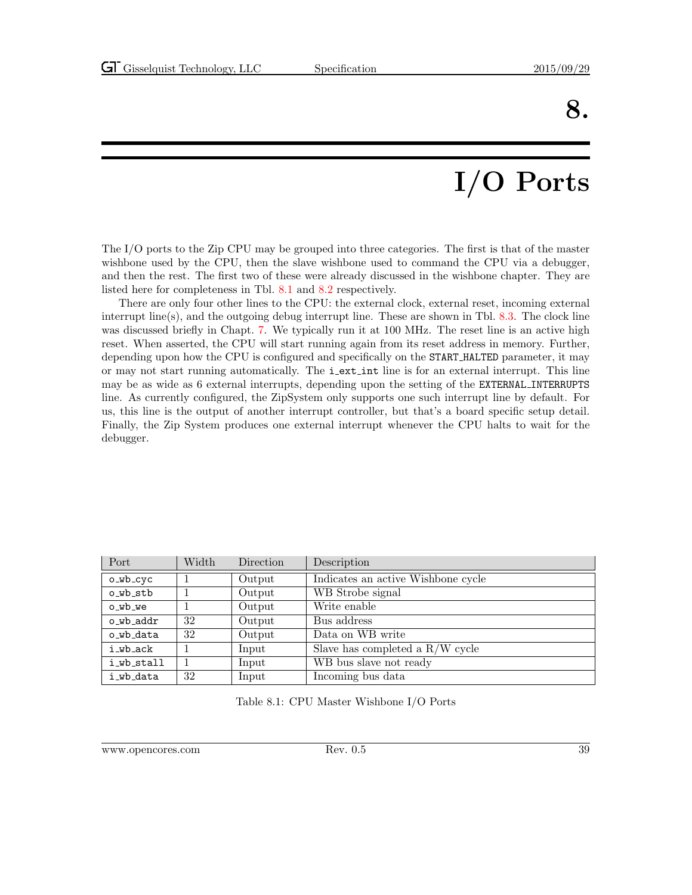# 8. I/O Ports

The I/O ports to the Zip CPU may be grouped into three categories. The first is that of the master wishbone used by the CPU, then the slave wishbone used to command the CPU via a debugger, and then the rest. The first two of these were already discussed in the wishbone chapter. They are listed here for completeness in Tbl. 8.1 and 8.2 respectively.

There are only four other lines to the CPU: the external clock, external reset, incoming external interrupt line(s), and the outgoing debug interrupt line. These are shown in Tbl. 8.3. The clock line was discussed briefly in Chapt. 7. We typically run it at 100 MHz. The reset line is an active high reset. When asserted, the CPU will start running again from its reset address in memory. Further, depending upon how the CPU is configured and specifically on the `START_HALTED` parameter, it may or may not start running automatically. The `i_ext_int` line is for an external interrupt. This line may be as wide as 6 external interrupts, depending upon the setting of the `EXTERNAL_INTERRUPTS` line. As currently configured, the ZipSystem only supports one such interrupt line by default. For us, this line is the output of another interrupt controller, but that's a board specific setup detail. Finally, the Zip System produces one external interrupt whenever the CPU halts to wait for the debugger.

| Port | Width | Direction | Description |
|---|---|---|---|
| `o_wb_cyc` | 1 | Output | Indicates an active Wishbone cycle |
| `o_wb_stb` | 1 | Output | WB Strobe signal |
| `o_wb_we` | 1 | Output | Write enable |
| `o_wb_addr` | 32 | Output | Bus address |
| `o_wb_data` | 32 | Output | Data on WB write |
| `i_wb_ack` | 1 | Input | Slave has completed a R/W cycle |
| `i_wb_stall` | 1 | Input | WB bus slave not ready |
| `i_wb_data` | 32 | Input | Incoming bus data |

Table 8.1: CPU Master Wishbone I/O Ports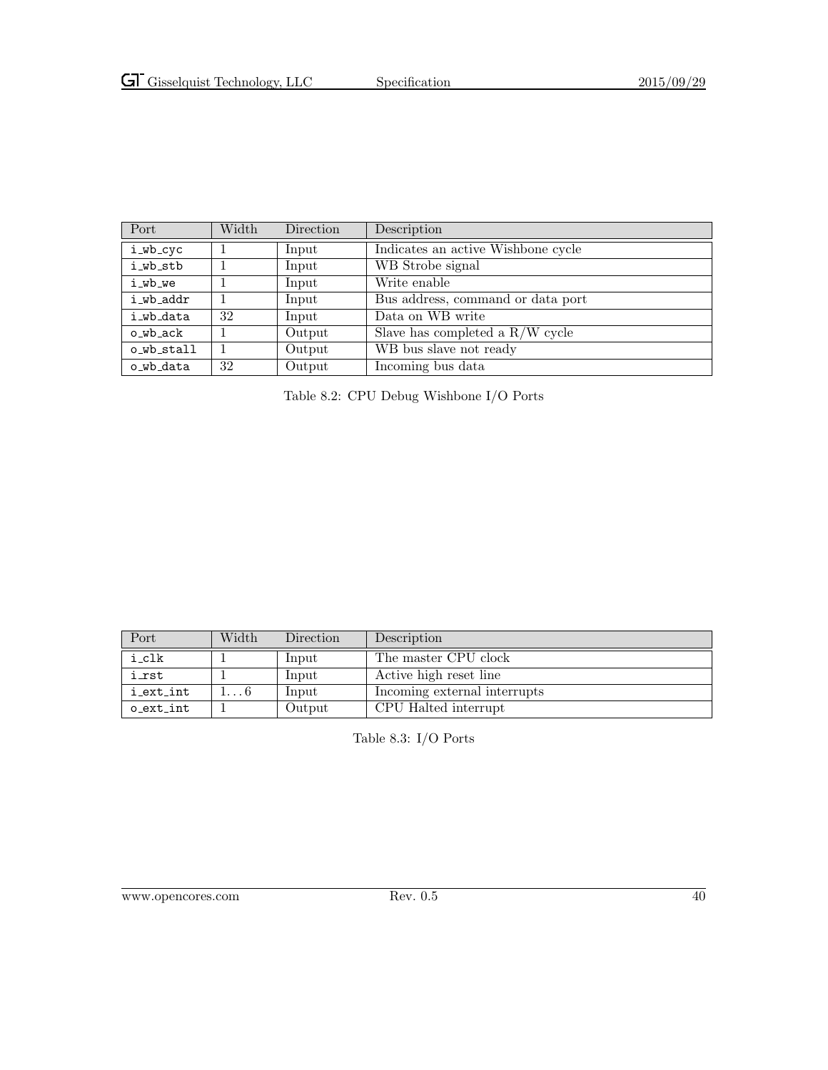| Port | Width | Direction | Description |
|---|---|---|---|
| i_wb_cyc | 1 | Input | Indicates an active Wishbone cycle |
| i_wb_stb | 1 | Input | WB Strobe signal |
| i_wb_we | 1 | Input | Write enable |
| i_wb_addr | 1 | Input | Bus address, command or data port |
| i_wb_data | 32 | Input | Data on WB write |
| o_wb_ack | 1 | Output | Slave has completed a R/W cycle |
| o_wb_stall | 1 | Output | WB bus slave not ready |
| o_wb_data | 32 | Output | Incoming bus data |

Table 8.2: CPU Debug Wishbone I/O Ports

| Port | Width | Direction | Description |
|---|---|---|---|
| i_clk | 1 | Input | The master CPU clock |
| i_rst | 1 | Input | Active high reset line |
| i_ext_int | 1...6 | Input | Incoming external interrupts |
| o_ext_int | 1 | Output | CPU Halted interrupt |

Table 8.3: I/O Ports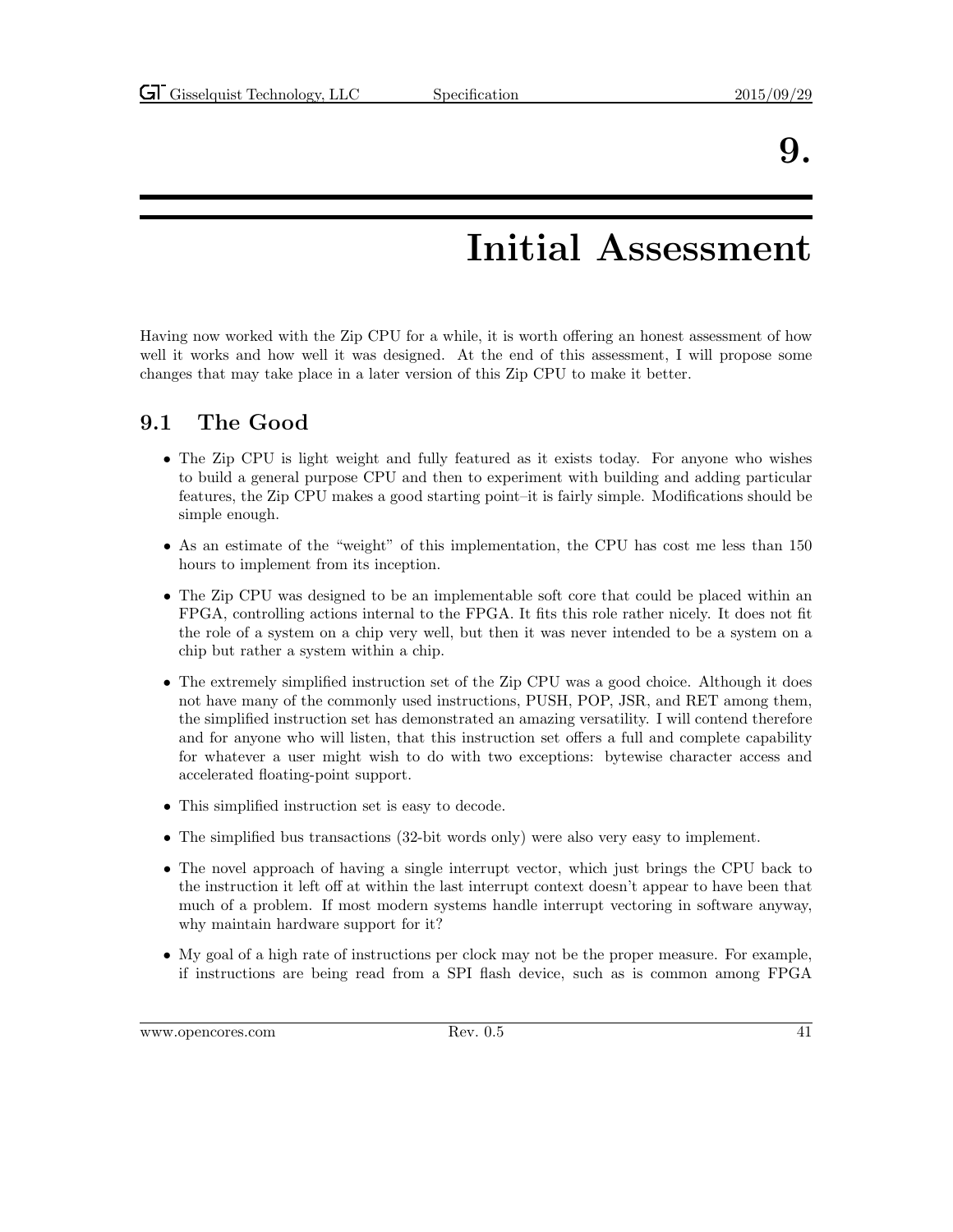# 9. Initial Assessment

Having now worked with the Zip CPU for a while, it is worth offering an honest assessment of how well it works and how well it was designed. At the end of this assessment, I will propose some changes that may take place in a later version of this Zip CPU to make it better.

## 9.1 The Good

- The Zip CPU is light weight and fully featured as it exists today. For anyone who wishes to build a general purpose CPU and then to experiment with building and adding particular features, the Zip CPU makes a good starting point–it is fairly simple. Modifications should be simple enough.
- As an estimate of the "weight" of this implementation, the CPU has cost me less than 150 hours to implement from its inception.
- The Zip CPU was designed to be an implementable soft core that could be placed within an FPGA, controlling actions internal to the FPGA. It fits this role rather nicely. It does not fit the role of a system on a chip very well, but then it was never intended to be a system on a chip but rather a system within a chip.
- The extremely simplified instruction set of the Zip CPU was a good choice. Although it does not have many of the commonly used instructions, PUSH, POP, JSR, and RET among them, the simplified instruction set has demonstrated an amazing versatility. I will contend therefore and for anyone who will listen, that this instruction set offers a full and complete capability for whatever a user might wish to do with two exceptions: bytewise character access and accelerated floating-point support.
- This simplified instruction set is easy to decode.
- The simplified bus transactions (32-bit words only) were also very easy to implement.
- The novel approach of having a single interrupt vector, which just brings the CPU back to the instruction it left off at within the last interrupt context doesn't appear to have been that much of a problem. If most modern systems handle interrupt vectoring in software anyway, why maintain hardware support for it?
- My goal of a high rate of instructions per clock may not be the proper measure. For example, if instructions are being read from a SPI flash device, such as is common among FPGA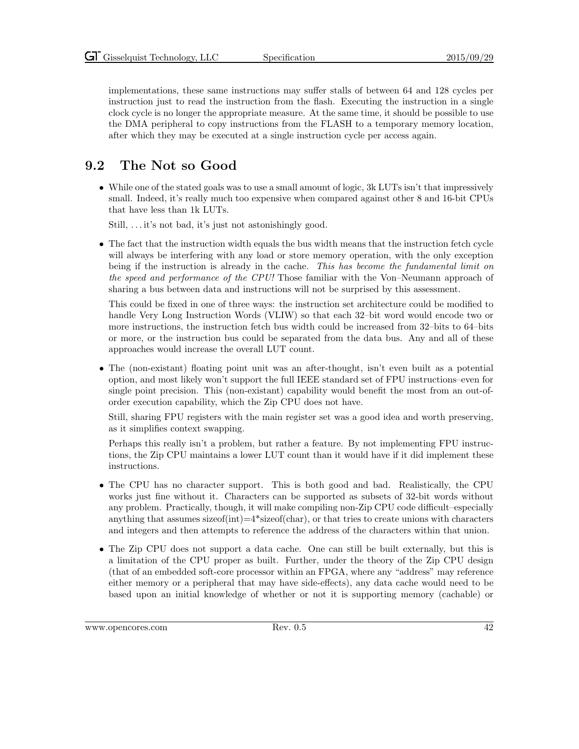implementations, these same instructions may suffer stalls of between 64 and 128 cycles per instruction just to read the instruction from the flash. Executing the instruction in a single clock cycle is no longer the appropriate measure. At the same time, it should be possible to use the DMA peripheral to copy instructions from the FLASH to a temporary memory location, after which they may be executed at a single instruction cycle per access again.

## 9.2 The Not so Good

- While one of the stated goals was to use a small amount of logic, 3k LUTs isn't that impressively small. Indeed, it's really much too expensive when compared against other 8 and 16-bit CPUs that have less than 1k LUTs.

  Still, ...it's not bad, it's just not astonishingly good.

- The fact that the instruction width equals the bus width means that the instruction fetch cycle will always be interfering with any load or store memory operation, with the only exception being if the instruction is already in the cache. *This has become the fundamental limit on the speed and performance of the CPU!* Those familiar with the Von–Neumann approach of sharing a bus between data and instructions will not be surprised by this assessment.

  This could be fixed in one of three ways: the instruction set architecture could be modified to handle Very Long Instruction Words (VLIW) so that each 32–bit word would encode two or more instructions, the instruction fetch bus width could be increased from 32–bits to 64–bits or more, or the instruction bus could be separated from the data bus. Any and all of these approaches would increase the overall LUT count.

- The (non-existant) floating point unit was an after-thought, isn't even built as a potential option, and most likely won't support the full IEEE standard set of FPU instructions–even for single point precision. This (non-existant) capability would benefit the most from an out-of-order execution capability, which the Zip CPU does not have.

  Still, sharing FPU registers with the main register set was a good idea and worth preserving, as it simplifies context swapping.

  Perhaps this really isn't a problem, but rather a feature. By not implementing FPU instructions, the Zip CPU maintains a lower LUT count than it would have if it did implement these instructions.

- The CPU has no character support. This is both good and bad. Realistically, the CPU works just fine without it. Characters can be supported as subsets of 32-bit words without any problem. Practically, though, it will make compiling non-Zip CPU code difficult–especially anything that assumes sizeof(int)=4*sizeof(char), or that tries to create unions with characters and integers and then attempts to reference the address of the characters within that union.

- The Zip CPU does not support a data cache. One can still be built externally, but this is a limitation of the CPU proper as built. Further, under the theory of the Zip CPU design (that of an embedded soft-core processor within an FPGA, where any "address" may reference either memory or a peripheral that may have side-effects), any data cache would need to be based upon an initial knowledge of whether or not it is supporting memory (cachable) or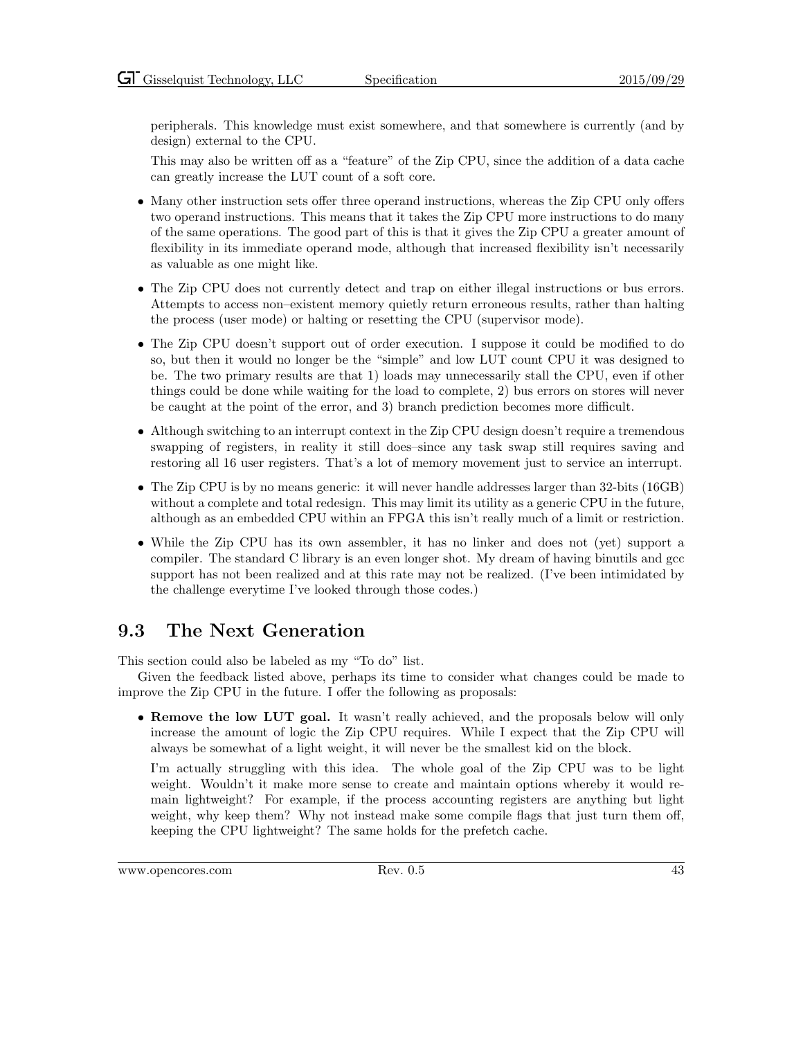peripherals. This knowledge must exist somewhere, and that somewhere is currently (and by design) external to the CPU.

This may also be written off as a "feature" of the Zip CPU, since the addition of a data cache can greatly increase the LUT count of a soft core.

- Many other instruction sets offer three operand instructions, whereas the Zip CPU only offers two operand instructions. This means that it takes the Zip CPU more instructions to do many of the same operations. The good part of this is that it gives the Zip CPU a greater amount of flexibility in its immediate operand mode, although that increased flexibility isn't necessarily as valuable as one might like.
- The Zip CPU does not currently detect and trap on either illegal instructions or bus errors. Attempts to access non–existent memory quietly return erroneous results, rather than halting the process (user mode) or halting or resetting the CPU (supervisor mode).
- The Zip CPU doesn't support out of order execution. I suppose it could be modified to do so, but then it would no longer be the "simple" and low LUT count CPU it was designed to be. The two primary results are that 1) loads may unnecessarily stall the CPU, even if other things could be done while waiting for the load to complete, 2) bus errors on stores will never be caught at the point of the error, and 3) branch prediction becomes more difficult.
- Although switching to an interrupt context in the Zip CPU design doesn't require a tremendous swapping of registers, in reality it still does–since any task swap still requires saving and restoring all 16 user registers. That's a lot of memory movement just to service an interrupt.
- The Zip CPU is by no means generic: it will never handle addresses larger than 32-bits (16GB) without a complete and total redesign. This may limit its utility as a generic CPU in the future, although as an embedded CPU within an FPGA this isn't really much of a limit or restriction.
- While the Zip CPU has its own assembler, it has no linker and does not (yet) support a compiler. The standard C library is an even longer shot. My dream of having binutils and gcc support has not been realized and at this rate may not be realized. (I've been intimidated by the challenge everytime I've looked through those codes.)

## 9.3 The Next Generation

This section could also be labeled as my "To do" list.

Given the feedback listed above, perhaps its time to consider what changes could be made to improve the Zip CPU in the future. I offer the following as proposals:

- **Remove the low LUT goal.** It wasn't really achieved, and the proposals below will only increase the amount of logic the Zip CPU requires. While I expect that the Zip CPU will always be somewhat of a light weight, it will never be the smallest kid on the block.

  I'm actually struggling with this idea. The whole goal of the Zip CPU was to be light weight. Wouldn't it make more sense to create and maintain options whereby it would remain lightweight? For example, if the process accounting registers are anything but light weight, why keep them? Why not instead make some compile flags that just turn them off, keeping the CPU lightweight? The same holds for the prefetch cache.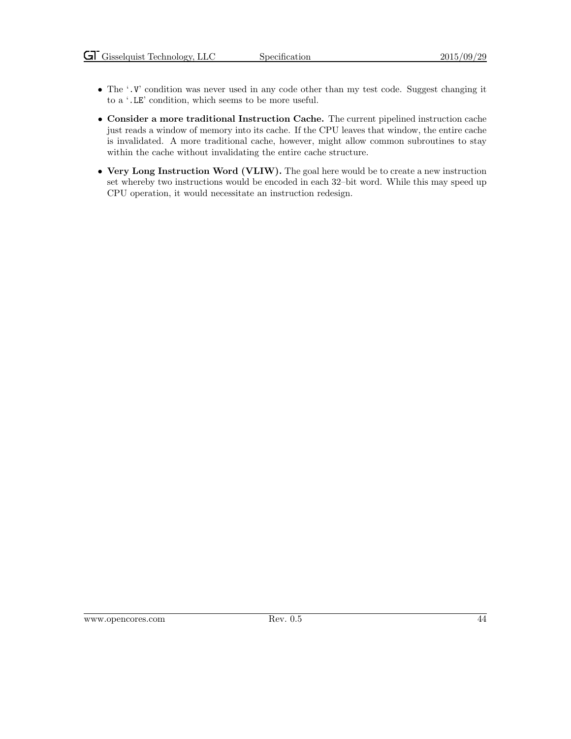- The '`.V`' condition was never used in any code other than my test code. Suggest changing it to a '`.LE`' condition, which seems to be more useful.
- **Consider a more traditional Instruction Cache.** The current pipelined instruction cache just reads a window of memory into its cache. If the CPU leaves that window, the entire cache is invalidated. A more traditional cache, however, might allow common subroutines to stay within the cache without invalidating the entire cache structure.
- **Very Long Instruction Word (VLIW).** The goal here would be to create a new instruction set whereby two instructions would be encoded in each 32–bit word. While this may speed up CPU operation, it would necessitate an instruction redesign.